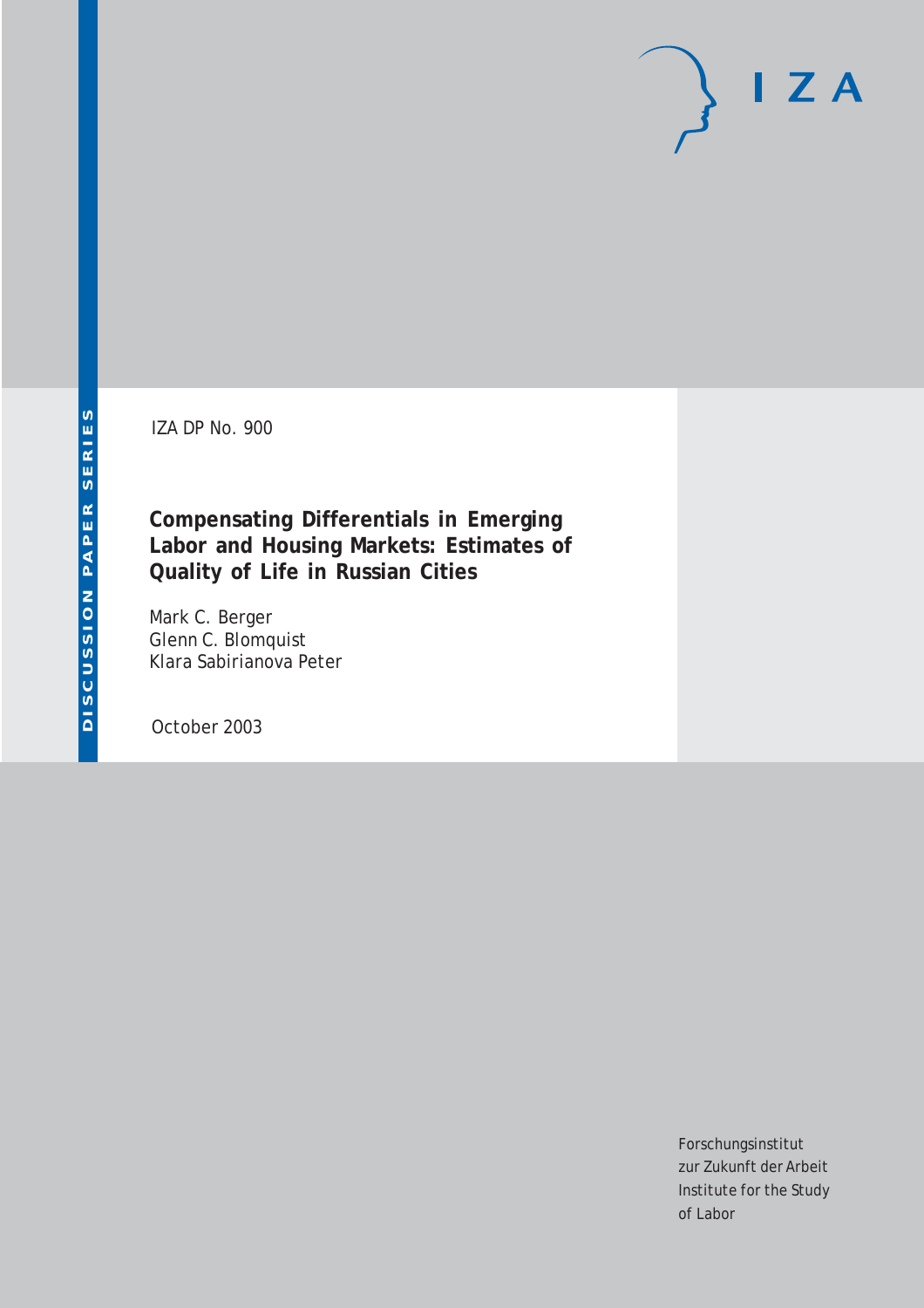IZA

DISCUSSION PAPER SERIES

IZA DP No. 900

# Compensating Differentials in Emerging Labor and Housing Markets: Estimates of Quality of Life in Russian Cities

Mark C. Berger
Glenn C. Blomquist
Klara Sabirianova Peter

October 2003

Forschungsinstitut
zur Zukunft der Arbeit
Institute for the Study
of Labor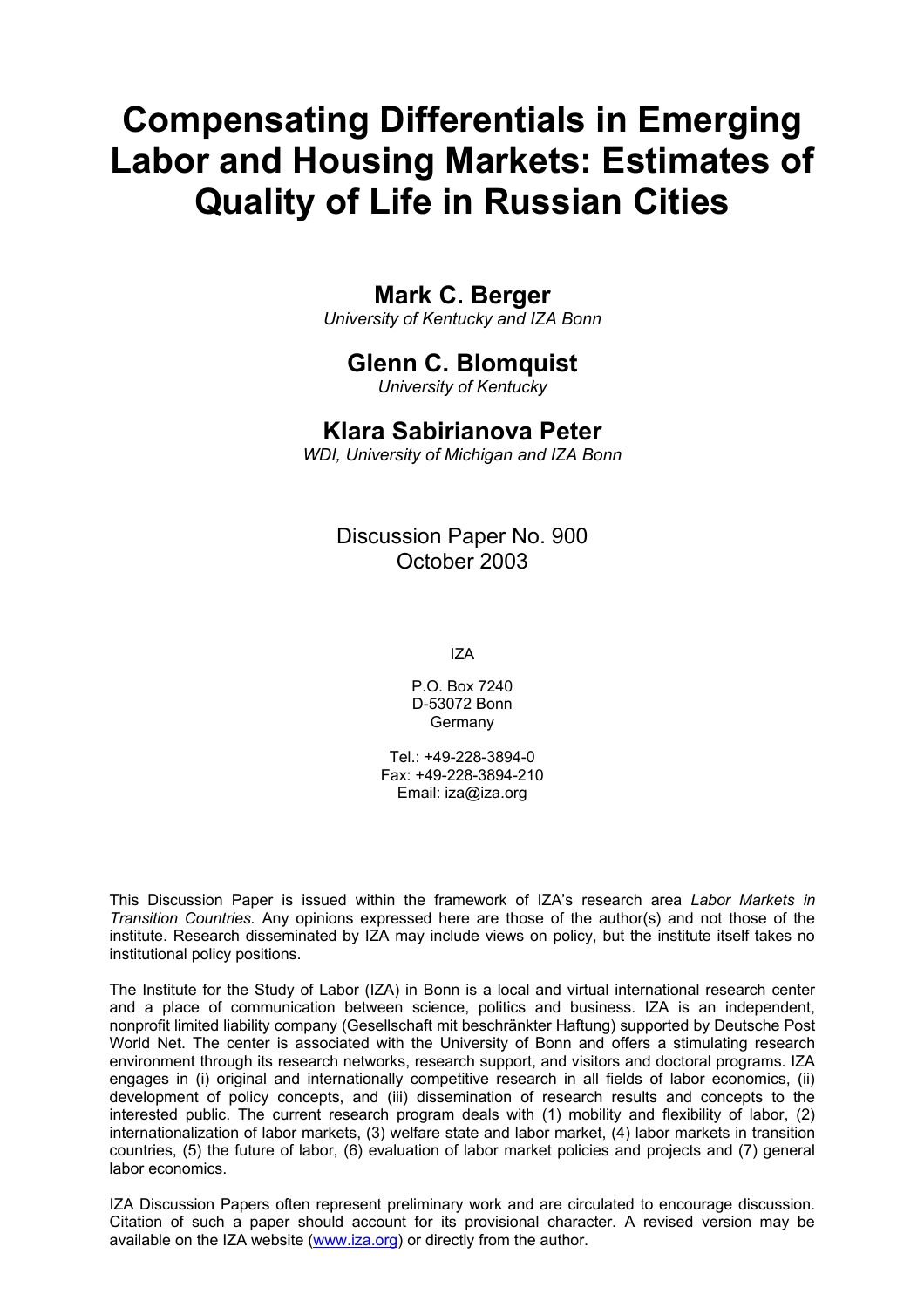# Compensating Differentials in Emerging Labor and Housing Markets: Estimates of Quality of Life in Russian Cities

## Mark C. Berger

*University of Kentucky and IZA Bonn*

## Glenn C. Blomquist

*University of Kentucky*

## Klara Sabirianova Peter

*WDI, University of Michigan and IZA Bonn*

Discussion Paper No. 900
October 2003

IZA

P.O. Box 7240
D-53072 Bonn
Germany

Tel.: +49-228-3894-0
Fax: +49-228-3894-210
Email: iza@iza.org

This Discussion Paper is issued within the framework of IZA's research area *Labor Markets in Transition Countries.* Any opinions expressed here are those of the author(s) and not those of the institute. Research disseminated by IZA may include views on policy, but the institute itself takes no institutional policy positions.

The Institute for the Study of Labor (IZA) in Bonn is a local and virtual international research center and a place of communication between science, politics and business. IZA is an independent, nonprofit limited liability company (Gesellschaft mit beschränkter Haftung) supported by Deutsche Post World Net. The center is associated with the University of Bonn and offers a stimulating research environment through its research networks, research support, and visitors and doctoral programs. IZA engages in (i) original and internationally competitive research in all fields of labor economics, (ii) development of policy concepts, and (iii) dissemination of research results and concepts to the interested public. The current research program deals with (1) mobility and flexibility of labor, (2) internationalization of labor markets, (3) welfare state and labor market, (4) labor markets in transition countries, (5) the future of labor, (6) evaluation of labor market policies and projects and (7) general labor economics.

IZA Discussion Papers often represent preliminary work and are circulated to encourage discussion. Citation of such a paper should account for its provisional character. A revised version may be available on the IZA website (www.iza.org) or directly from the author.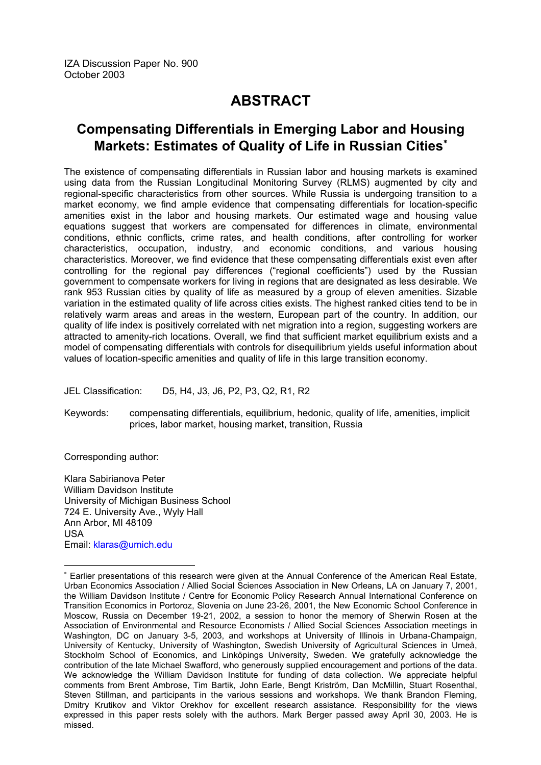IZA Discussion Paper No. 900
October 2003

# ABSTRACT

## Compensating Differentials in Emerging Labor and Housing Markets: Estimates of Quality of Life in Russian Cities[*]

The existence of compensating differentials in Russian labor and housing markets is examined using data from the Russian Longitudinal Monitoring Survey (RLMS) augmented by city and regional-specific characteristics from other sources. While Russia is undergoing transition to a market economy, we find ample evidence that compensating differentials for location-specific amenities exist in the labor and housing markets. Our estimated wage and housing value equations suggest that workers are compensated for differences in climate, environmental conditions, ethnic conflicts, crime rates, and health conditions, after controlling for worker characteristics, occupation, industry, and economic conditions, and various housing characteristics. Moreover, we find evidence that these compensating differentials exist even after controlling for the regional pay differences ("regional coefficients") used by the Russian government to compensate workers for living in regions that are designated as less desirable. We rank 953 Russian cities by quality of life as measured by a group of eleven amenities. Sizable variation in the estimated quality of life across cities exists. The highest ranked cities tend to be in relatively warm areas and areas in the western, European part of the country. In addition, our quality of life index is positively correlated with net migration into a region, suggesting workers are attracted to amenity-rich locations. Overall, we find that sufficient market equilibrium exists and a model of compensating differentials with controls for disequilibrium yields useful information about values of location-specific amenities and quality of life in this large transition economy.

JEL Classification: D5, H4, J3, J6, P2, P3, Q2, R1, R2

Keywords: compensating differentials, equilibrium, hedonic, quality of life, amenities, implicit prices, labor market, housing market, transition, Russia

Corresponding author:

Klara Sabirianova Peter
William Davidson Institute
University of Michigan Business School
724 E. University Ave., Wyly Hall
Ann Arbor, MI 48109
USA
Email: klaras@umich.edu

---

[*] Earlier presentations of this research were given at the Annual Conference of the American Real Estate, Urban Economics Association / Allied Social Sciences Association in New Orleans, LA on January 7, 2001, the William Davidson Institute / Centre for Economic Policy Research Annual International Conference on Transition Economics in Portoroz, Slovenia on June 23-26, 2001, the New Economic School Conference in Moscow, Russia on December 19-21, 2002, a session to honor the memory of Sherwin Rosen at the Association of Environmental and Resource Economists / Allied Social Sciences Association meetings in Washington, DC on January 3-5, 2003, and workshops at University of Illinois in Urbana-Champaign, University of Kentucky, University of Washington, Swedish University of Agricultural Sciences in Umeå, Stockholm School of Economics, and Linköpings University, Sweden. We gratefully acknowledge the contribution of the late Michael Swafford, who generously supplied encouragement and portions of the data. We acknowledge the William Davidson Institute for funding of data collection. We appreciate helpful comments from Brent Ambrose, Tim Bartik, John Earle, Bengt Kriström, Dan McMillin, Stuart Rosenthal, Steven Stillman, and participants in the various sessions and workshops. We thank Brandon Fleming, Dmitry Krutikov and Viktor Orekhov for excellent research assistance. Responsibility for the views expressed in this paper rests solely with the authors. Mark Berger passed away April 30, 2003. He is missed.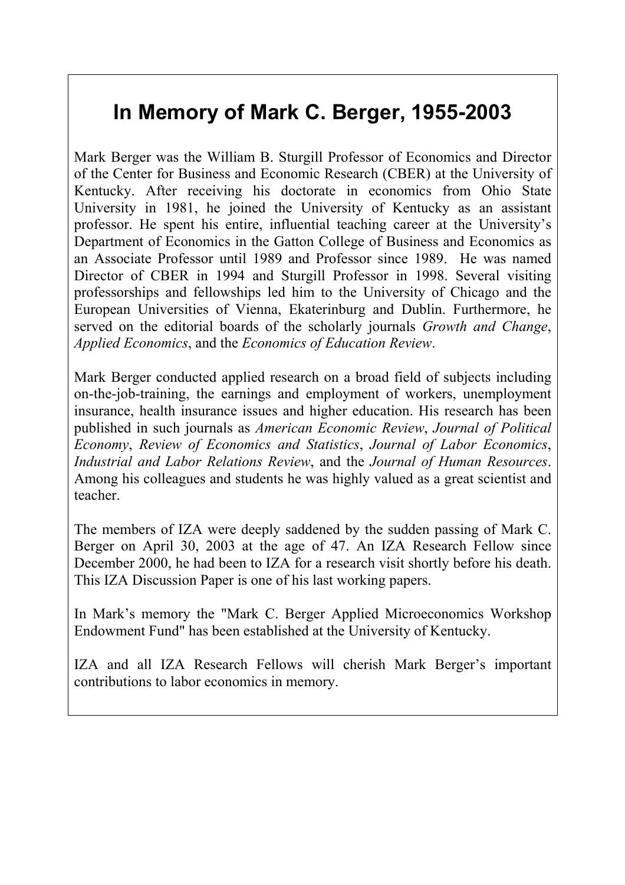# In Memory of Mark C. Berger, 1955-2003

Mark Berger was the William B. Sturgill Professor of Economics and Director of the Center for Business and Economic Research (CBER) at the University of Kentucky. After receiving his doctorate in economics from Ohio State University in 1981, he joined the University of Kentucky as an assistant professor. He spent his entire, influential teaching career at the University's Department of Economics in the Gatton College of Business and Economics as an Associate Professor until 1989 and Professor since 1989. He was named Director of CBER in 1994 and Sturgill Professor in 1998. Several visiting professorships and fellowships led him to the University of Chicago and the European Universities of Vienna, Ekaterinburg and Dublin. Furthermore, he served on the editorial boards of the scholarly journals *Growth and Change*, *Applied Economics*, and the *Economics of Education Review*.

Mark Berger conducted applied research on a broad field of subjects including on-the-job-training, the earnings and employment of workers, unemployment insurance, health insurance issues and higher education. His research has been published in such journals as *American Economic Review*, *Journal of Political Economy*, *Review of Economics and Statistics*, *Journal of Labor Economics*, *Industrial and Labor Relations Review*, and the *Journal of Human Resources*. Among his colleagues and students he was highly valued as a great scientist and teacher.

The members of IZA were deeply saddened by the sudden passing of Mark C. Berger on April 30, 2003 at the age of 47. An IZA Research Fellow since December 2000, he had been to IZA for a research visit shortly before his death. This IZA Discussion Paper is one of his last working papers.

In Mark's memory the "Mark C. Berger Applied Microeconomics Workshop Endowment Fund" has been established at the University of Kentucky.

IZA and all IZA Research Fellows will cherish Mark Berger's important contributions to labor economics in memory.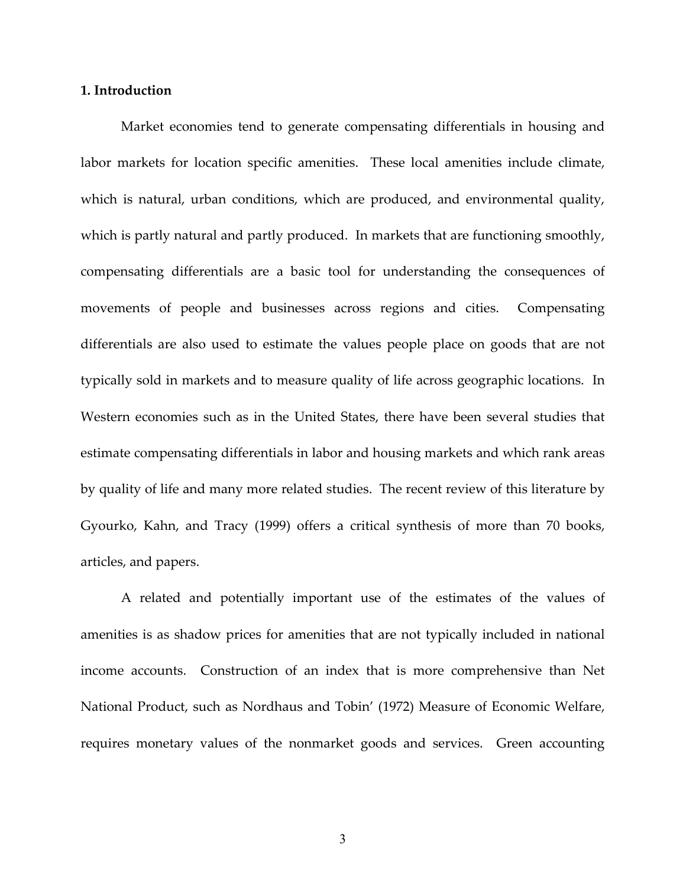## 1. Introduction

Market economies tend to generate compensating differentials in housing and labor markets for location specific amenities. These local amenities include climate, which is natural, urban conditions, which are produced, and environmental quality, which is partly natural and partly produced. In markets that are functioning smoothly, compensating differentials are a basic tool for understanding the consequences of movements of people and businesses across regions and cities. Compensating differentials are also used to estimate the values people place on goods that are not typically sold in markets and to measure quality of life across geographic locations. In Western economies such as in the United States, there have been several studies that estimate compensating differentials in labor and housing markets and which rank areas by quality of life and many more related studies. The recent review of this literature by Gyourko, Kahn, and Tracy (1999) offers a critical synthesis of more than 70 books, articles, and papers.

A related and potentially important use of the estimates of the values of amenities is as shadow prices for amenities that are not typically included in national income accounts. Construction of an index that is more comprehensive than Net National Product, such as Nordhaus and Tobin' (1972) Measure of Economic Welfare, requires monetary values of the nonmarket goods and services. Green accounting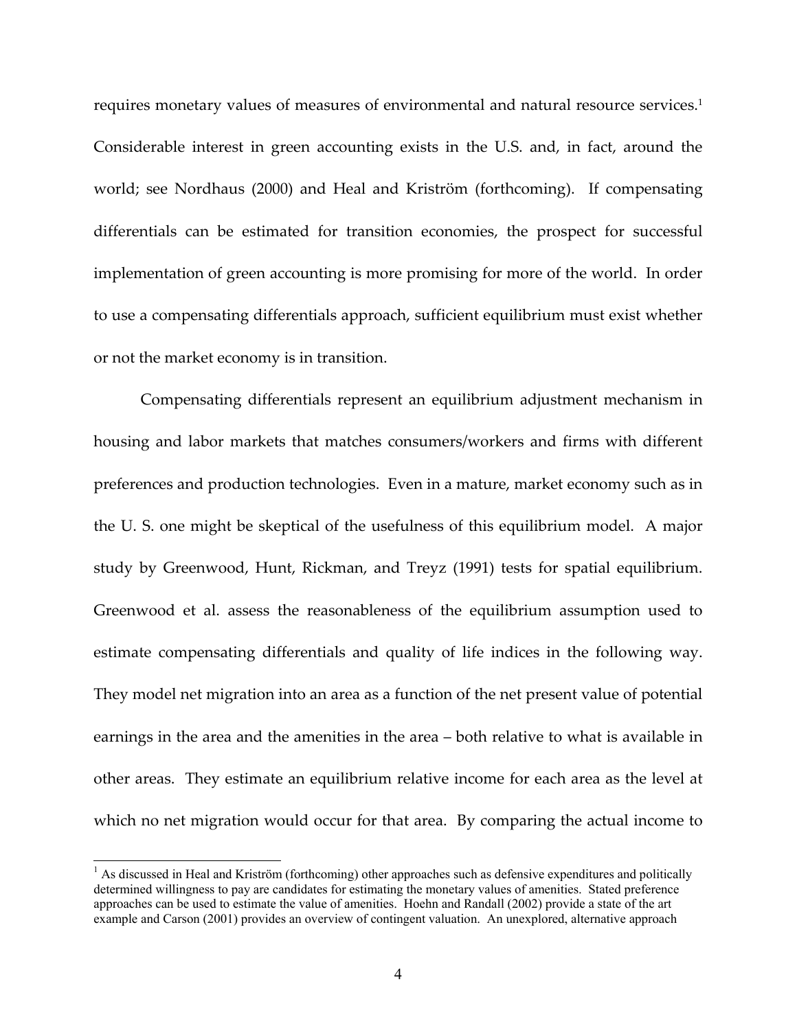requires monetary values of measures of environmental and natural resource services.[1] Considerable interest in green accounting exists in the U.S. and, in fact, around the world; see Nordhaus (2000) and Heal and Kriström (forthcoming). If compensating differentials can be estimated for transition economies, the prospect for successful implementation of green accounting is more promising for more of the world. In order to use a compensating differentials approach, sufficient equilibrium must exist whether or not the market economy is in transition.

Compensating differentials represent an equilibrium adjustment mechanism in housing and labor markets that matches consumers/workers and firms with different preferences and production technologies. Even in a mature, market economy such as in the U. S. one might be skeptical of the usefulness of this equilibrium model. A major study by Greenwood, Hunt, Rickman, and Treyz (1991) tests for spatial equilibrium. Greenwood et al. assess the reasonableness of the equilibrium assumption used to estimate compensating differentials and quality of life indices in the following way. They model net migration into an area as a function of the net present value of potential earnings in the area and the amenities in the area – both relative to what is available in other areas. They estimate an equilibrium relative income for each area as the level at which no net migration would occur for that area. By comparing the actual income to

[1] As discussed in Heal and Kriström (forthcoming) other approaches such as defensive expenditures and politically determined willingness to pay are candidates for estimating the monetary values of amenities. Stated preference approaches can be used to estimate the value of amenities. Hoehn and Randall (2002) provide a state of the art example and Carson (2001) provides an overview of contingent valuation. An unexplored, alternative approach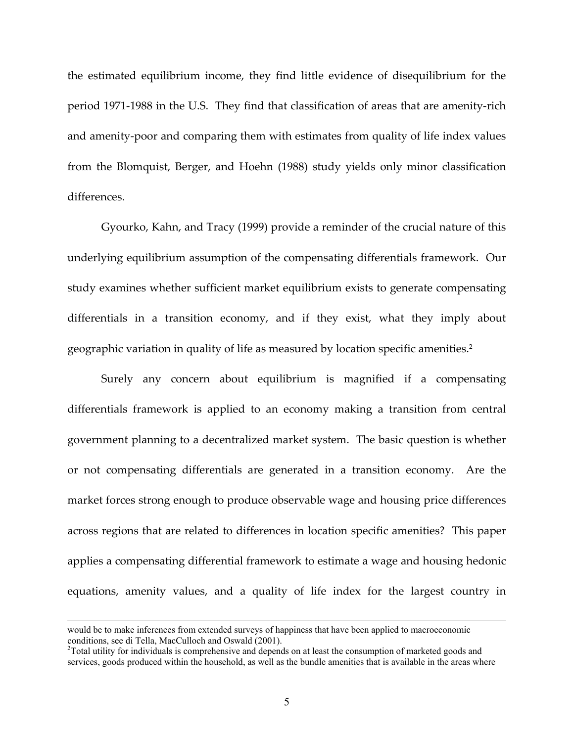the estimated equilibrium income, they find little evidence of disequilibrium for the period 1971-1988 in the U.S. They find that classification of areas that are amenity-rich and amenity-poor and comparing them with estimates from quality of life index values from the Blomquist, Berger, and Hoehn (1988) study yields only minor classification differences.

Gyourko, Kahn, and Tracy (1999) provide a reminder of the crucial nature of this underlying equilibrium assumption of the compensating differentials framework. Our study examines whether sufficient market equilibrium exists to generate compensating differentials in a transition economy, and if they exist, what they imply about geographic variation in quality of life as measured by location specific amenities.[2]

Surely any concern about equilibrium is magnified if a compensating differentials framework is applied to an economy making a transition from central government planning to a decentralized market system. The basic question is whether or not compensating differentials are generated in a transition economy. Are the market forces strong enough to produce observable wage and housing price differences across regions that are related to differences in location specific amenities? This paper applies a compensating differential framework to estimate a wage and housing hedonic equations, amenity values, and a quality of life index for the largest country in

---

would be to make inferences from extended surveys of happiness that have been applied to macroeconomic conditions, see di Tella, MacCulloch and Oswald (2001).

[2]Total utility for individuals is comprehensive and depends on at least the consumption of marketed goods and services, goods produced within the household, as well as the bundle amenities that is available in the areas where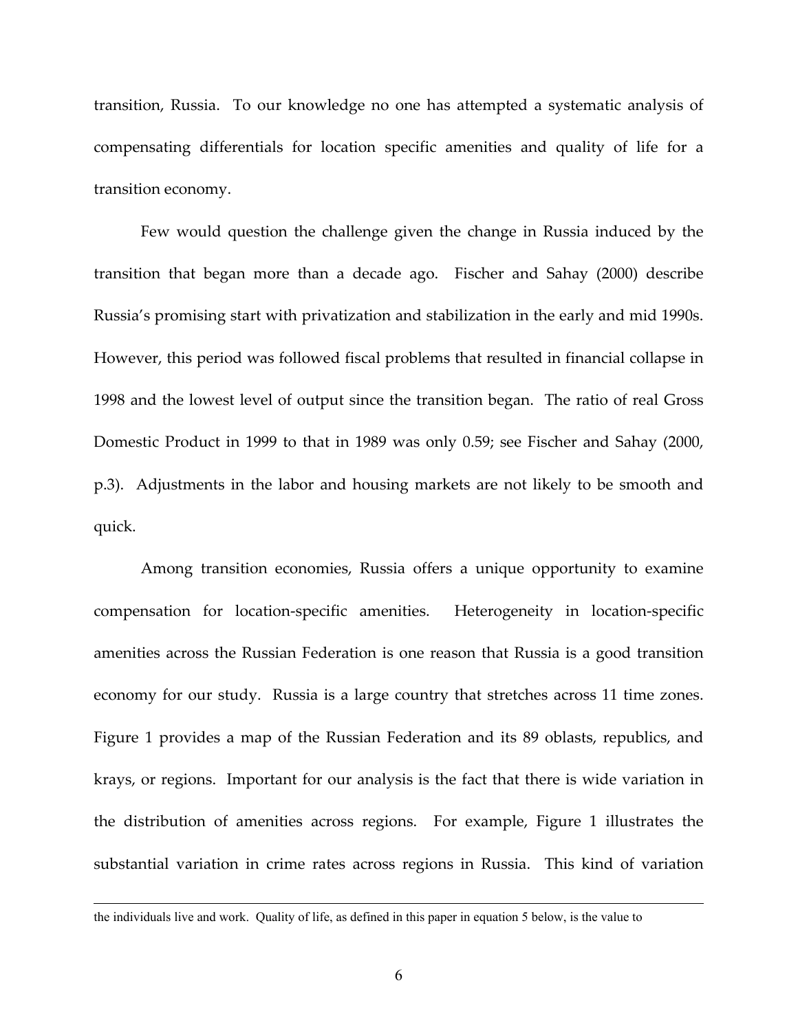transition, Russia. To our knowledge no one has attempted a systematic analysis of compensating differentials for location specific amenities and quality of life for a transition economy.

Few would question the challenge given the change in Russia induced by the transition that began more than a decade ago. Fischer and Sahay (2000) describe Russia's promising start with privatization and stabilization in the early and mid 1990s. However, this period was followed fiscal problems that resulted in financial collapse in 1998 and the lowest level of output since the transition began. The ratio of real Gross Domestic Product in 1999 to that in 1989 was only 0.59; see Fischer and Sahay (2000, p.3). Adjustments in the labor and housing markets are not likely to be smooth and quick.

Among transition economies, Russia offers a unique opportunity to examine compensation for location-specific amenities. Heterogeneity in location-specific amenities across the Russian Federation is one reason that Russia is a good transition economy for our study. Russia is a large country that stretches across 11 time zones. Figure 1 provides a map of the Russian Federation and its 89 oblasts, republics, and krays, or regions. Important for our analysis is the fact that there is wide variation in the distribution of amenities across regions. For example, Figure 1 illustrates the substantial variation in crime rates across regions in Russia. This kind of variation

---

the individuals live and work. Quality of life, as defined in this paper in equation 5 below, is the value to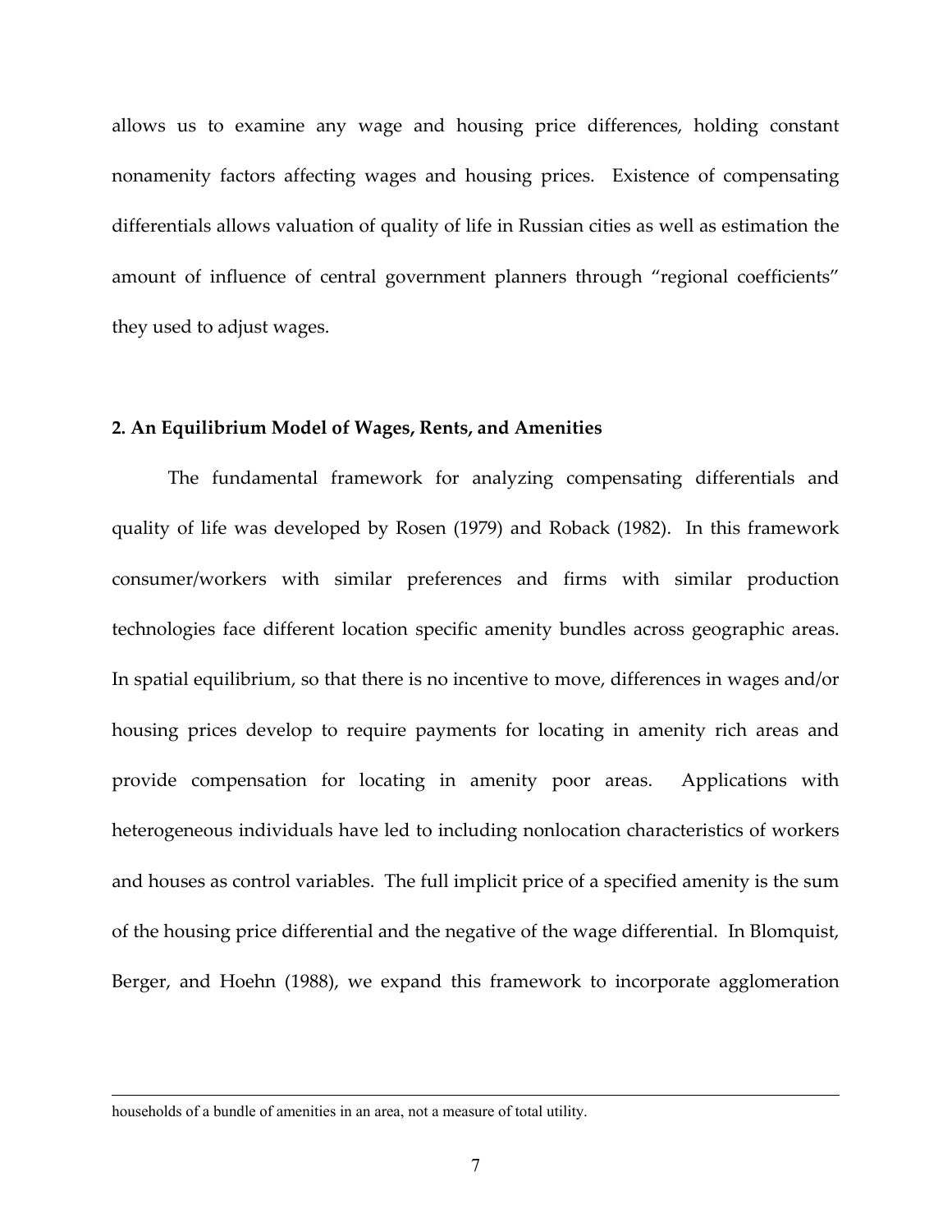allows us to examine any wage and housing price differences, holding constant nonamenity factors affecting wages and housing prices. Existence of compensating differentials allows valuation of quality of life in Russian cities as well as estimation the amount of influence of central government planners through "regional coefficients" they used to adjust wages.

## 2. An Equilibrium Model of Wages, Rents, and Amenities

The fundamental framework for analyzing compensating differentials and quality of life was developed by Rosen (1979) and Roback (1982). In this framework consumer/workers with similar preferences and firms with similar production technologies face different location specific amenity bundles across geographic areas. In spatial equilibrium, so that there is no incentive to move, differences in wages and/or housing prices develop to require payments for locating in amenity rich areas and provide compensation for locating in amenity poor areas. Applications with heterogeneous individuals have led to including nonlocation characteristics of workers and houses as control variables. The full implicit price of a specified amenity is the sum of the housing price differential and the negative of the wage differential. In Blomquist, Berger, and Hoehn (1988), we expand this framework to incorporate agglomeration

---

households of a bundle of amenities in an area, not a measure of total utility.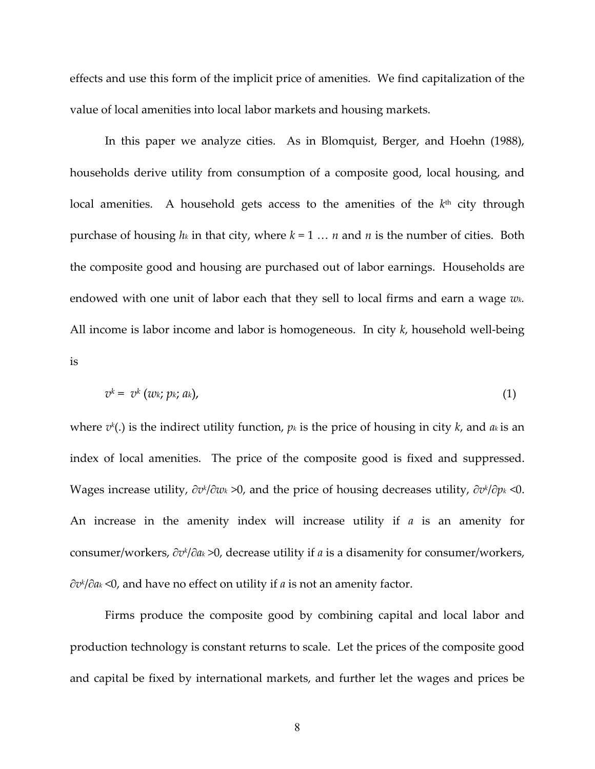effects and use this form of the implicit price of amenities. We find capitalization of the value of local amenities into local labor markets and housing markets.

In this paper we analyze cities. As in Blomquist, Berger, and Hoehn (1988), households derive utility from consumption of a composite good, local housing, and local amenities. A household gets access to the amenities of the $k^{th}$ city through purchase of housing $h_k$ in that city, where $k = 1 \ldots n$ and $n$ is the number of cities. Both the composite good and housing are purchased out of labor earnings. Households are endowed with one unit of labor each that they sell to local firms and earn a wage $w_k$. All income is labor income and labor is homogeneous. In city $k$, household well-being is

$$v^k = v^k(w_k; p_k; a_k), \tag{1}$$

where $v^k(.)$ is the indirect utility function, $p_k$ is the price of housing in city $k$, and $a_k$ is an index of local amenities. The price of the composite good is fixed and suppressed. Wages increase utility, $\partial v^k/\partial w_k > 0$, and the price of housing decreases utility, $\partial v^k/\partial p_k < 0$. An increase in the amenity index will increase utility if $a$ is an amenity for consumer/workers, $\partial v^k/\partial a_k > 0$, decrease utility if $a$ is a disamenity for consumer/workers, $\partial v^k/\partial a_k < 0$, and have no effect on utility if $a$ is not an amenity factor.

Firms produce the composite good by combining capital and local labor and production technology is constant returns to scale. Let the prices of the composite good and capital be fixed by international markets, and further let the wages and prices be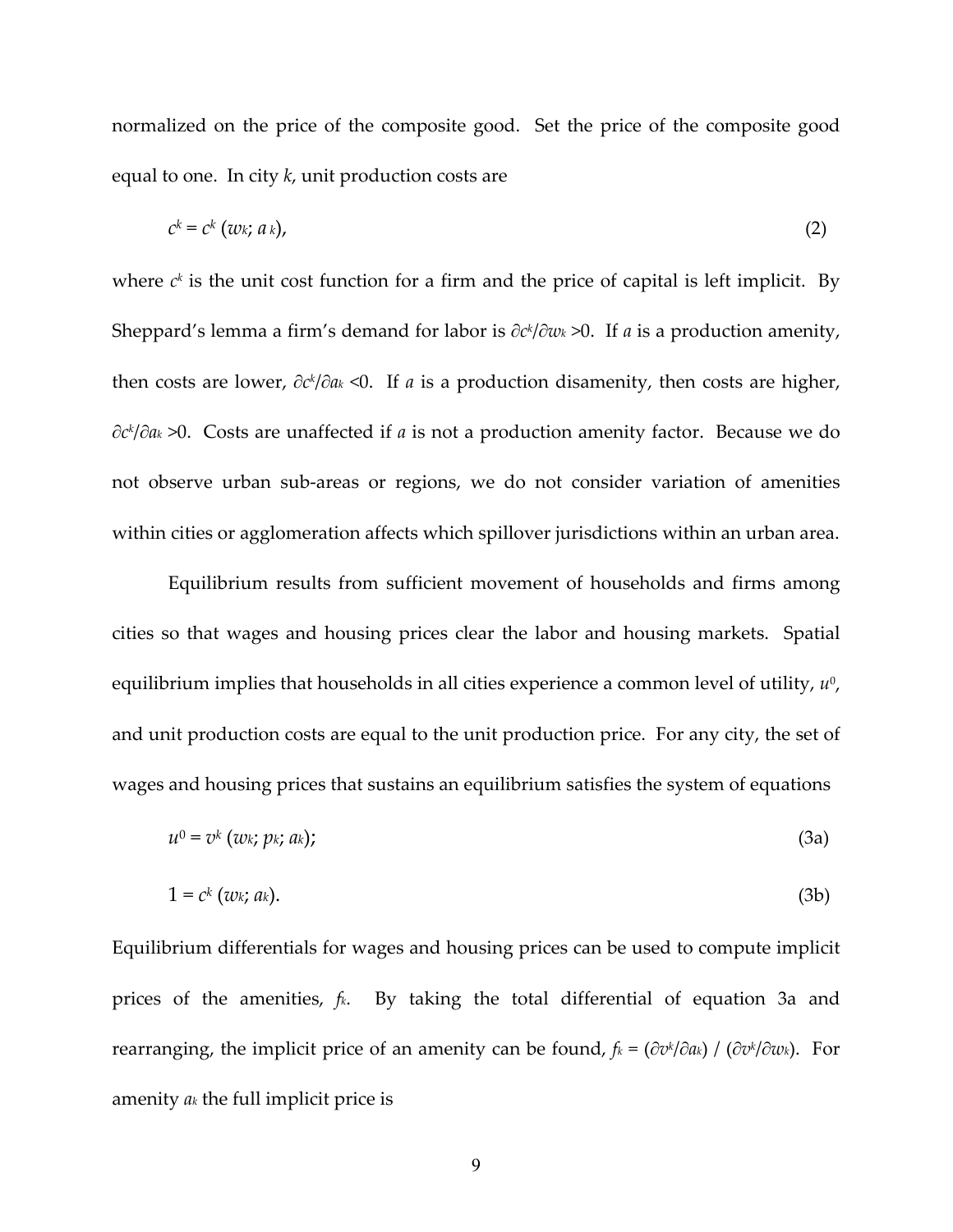normalized on the price of the composite good. Set the price of the composite good equal to one. In city $k$, unit production costs are

$$c^k = c^k\,(w_k;\, a_k), \tag{2}$$

where $c^k$ is the unit cost function for a firm and the price of capital is left implicit. By Sheppard's lemma a firm's demand for labor is $\partial c^k/\partial w_k > 0$. If $a$ is a production amenity, then costs are lower, $\partial c^k/\partial a_k < 0$. If $a$ is a production disamenity, then costs are higher, $\partial c^k/\partial a_k > 0$. Costs are unaffected if $a$ is not a production amenity factor. Because we do not observe urban sub-areas or regions, we do not consider variation of amenities within cities or agglomeration affects which spillover jurisdictions within an urban area.

Equilibrium results from sufficient movement of households and firms among cities so that wages and housing prices clear the labor and housing markets. Spatial equilibrium implies that households in all cities experience a common level of utility, $u^0$, and unit production costs are equal to the unit production price. For any city, the set of wages and housing prices that sustains an equilibrium satisfies the system of equations

$$u^0 = v^k\,(w_k;\, p_k;\, a_k); \tag{3a}$$

$$1 = c^k\,(w_k;\, a_k). \tag{3b}$$

Equilibrium differentials for wages and housing prices can be used to compute implicit prices of the amenities, $f_k$. By taking the total differential of equation 3a and rearranging, the implicit price of an amenity can be found, $f_k = (\partial v^k/\partial a_k) \,/\, (\partial v^k/\partial w_k)$. For amenity $a_k$ the full implicit price is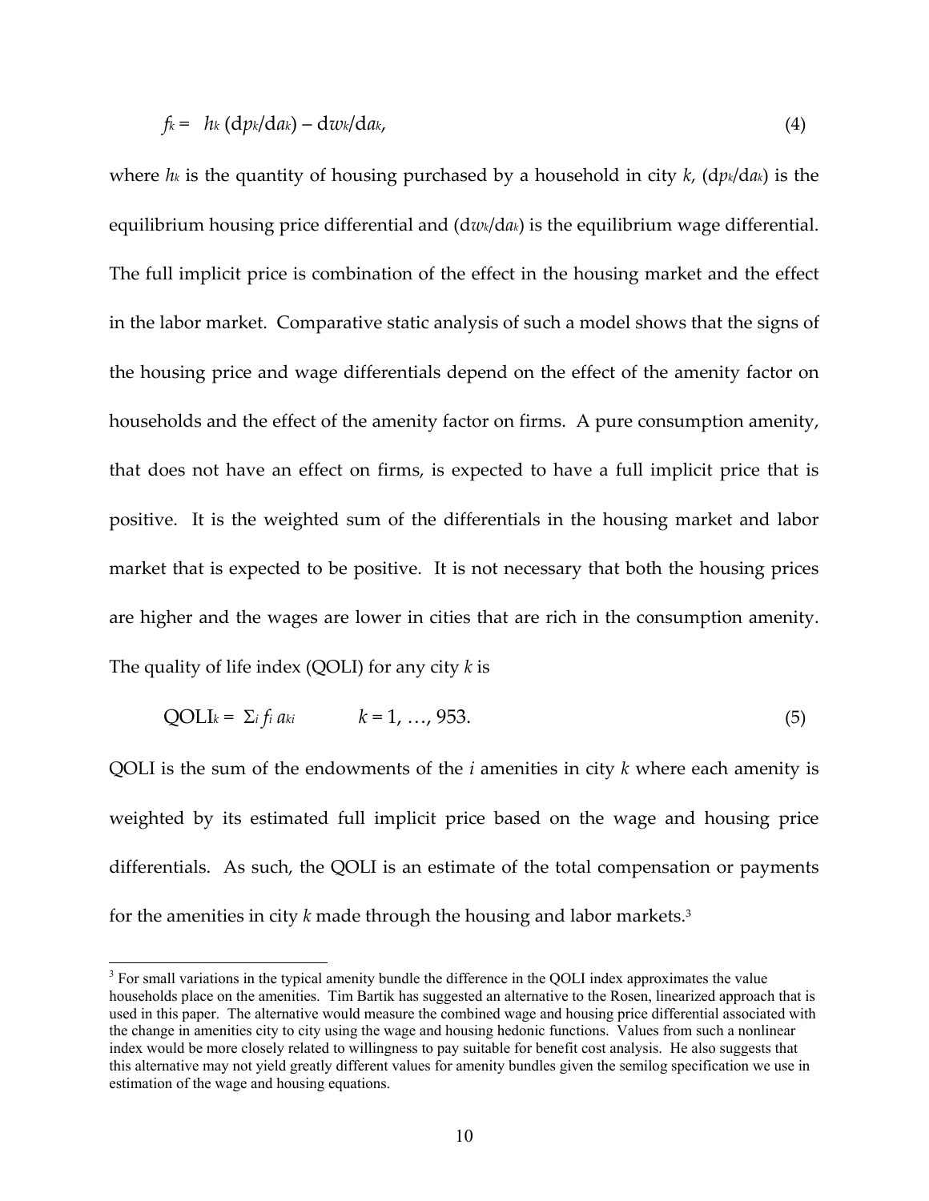$$f_k = h_k \,(\mathrm{d}p_k/\mathrm{d}a_k) - \mathrm{d}w_k/\mathrm{d}a_k, \tag{4}$$

where $h_k$ is the quantity of housing purchased by a household in city $k$, $(\mathrm{d}p_k/\mathrm{d}a_k)$ is the equilibrium housing price differential and $(\mathrm{d}w_k/\mathrm{d}a_k)$ is the equilibrium wage differential. The full implicit price is combination of the effect in the housing market and the effect in the labor market. Comparative static analysis of such a model shows that the signs of the housing price and wage differentials depend on the effect of the amenity factor on households and the effect of the amenity factor on firms. A pure consumption amenity, that does not have an effect on firms, is expected to have a full implicit price that is positive. It is the weighted sum of the differentials in the housing market and labor market that is expected to be positive. It is not necessary that both the housing prices are higher and the wages are lower in cities that are rich in the consumption amenity. The quality of life index (QOLI) for any city $k$ is

$$\mathrm{QOLI}_k = \Sigma_i f_i a_{ki} \qquad k = 1, \ldots, 953. \tag{5}$$

QOLI is the sum of the endowments of the $i$ amenities in city $k$ where each amenity is weighted by its estimated full implicit price based on the wage and housing price differentials. As such, the QOLI is an estimate of the total compensation or payments for the amenities in city $k$ made through the housing and labor markets.[3]

[3] For small variations in the typical amenity bundle the difference in the QOLI index approximates the value households place on the amenities. Tim Bartik has suggested an alternative to the Rosen, linearized approach that is used in this paper. The alternative would measure the combined wage and housing price differential associated with the change in amenities city to city using the wage and housing hedonic functions. Values from such a nonlinear index would be more closely related to willingness to pay suitable for benefit cost analysis. He also suggests that this alternative may not yield greatly different values for amenity bundles given the semilog specification we use in estimation of the wage and housing equations.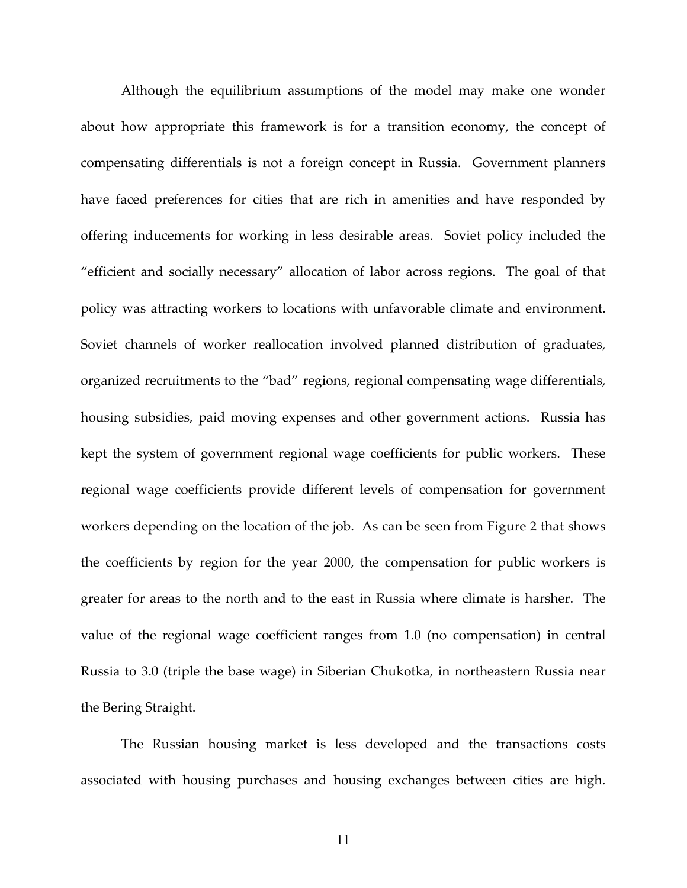Although the equilibrium assumptions of the model may make one wonder about how appropriate this framework is for a transition economy, the concept of compensating differentials is not a foreign concept in Russia. Government planners have faced preferences for cities that are rich in amenities and have responded by offering inducements for working in less desirable areas. Soviet policy included the "efficient and socially necessary" allocation of labor across regions. The goal of that policy was attracting workers to locations with unfavorable climate and environment. Soviet channels of worker reallocation involved planned distribution of graduates, organized recruitments to the "bad" regions, regional compensating wage differentials, housing subsidies, paid moving expenses and other government actions. Russia has kept the system of government regional wage coefficients for public workers. These regional wage coefficients provide different levels of compensation for government workers depending on the location of the job. As can be seen from Figure 2 that shows the coefficients by region for the year 2000, the compensation for public workers is greater for areas to the north and to the east in Russia where climate is harsher. The value of the regional wage coefficient ranges from 1.0 (no compensation) in central Russia to 3.0 (triple the base wage) in Siberian Chukotka, in northeastern Russia near the Bering Straight.

The Russian housing market is less developed and the transactions costs associated with housing purchases and housing exchanges between cities are high.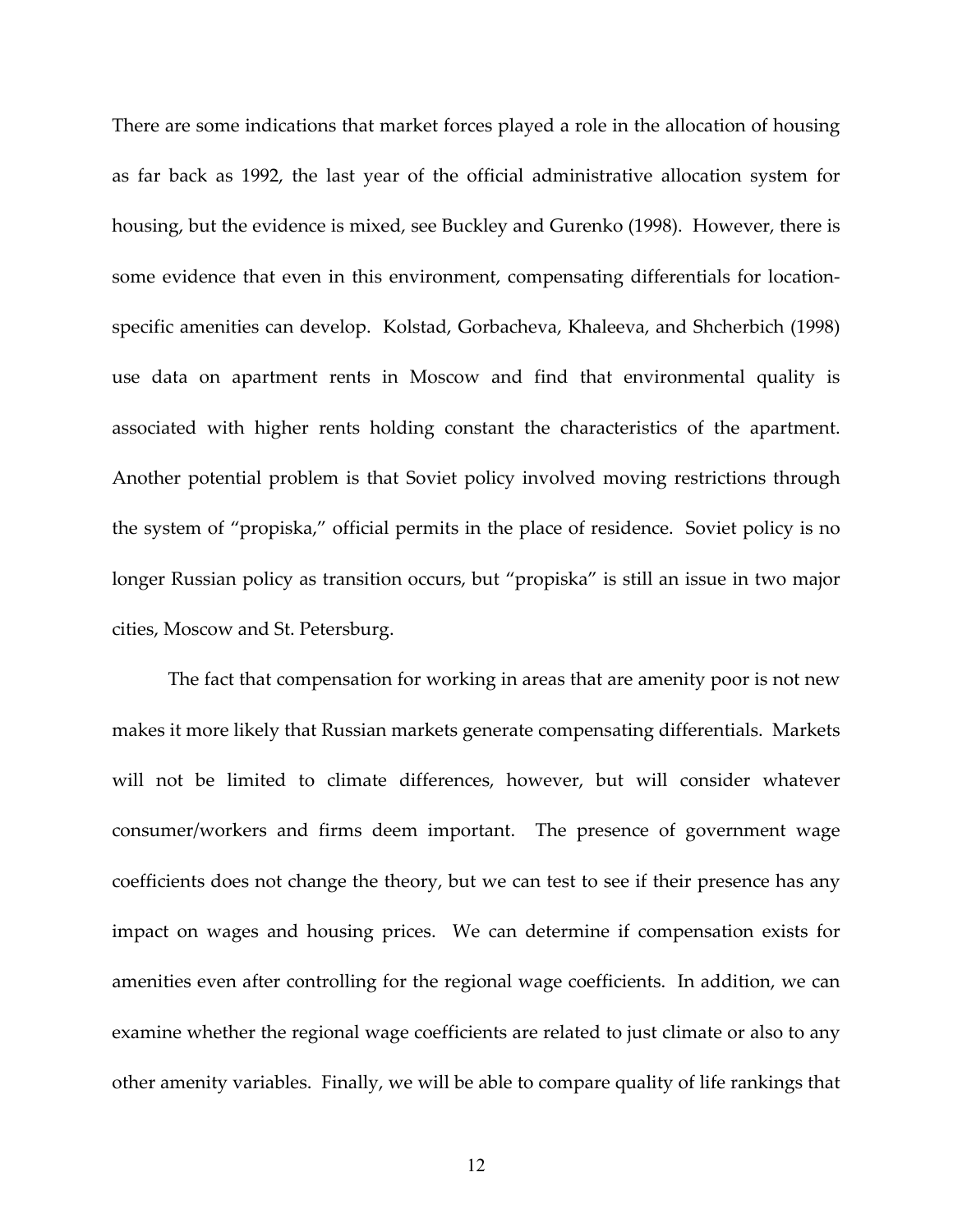There are some indications that market forces played a role in the allocation of housing as far back as 1992, the last year of the official administrative allocation system for housing, but the evidence is mixed, see Buckley and Gurenko (1998). However, there is some evidence that even in this environment, compensating differentials for location-specific amenities can develop. Kolstad, Gorbacheva, Khaleeva, and Shcherbich (1998) use data on apartment rents in Moscow and find that environmental quality is associated with higher rents holding constant the characteristics of the apartment. Another potential problem is that Soviet policy involved moving restrictions through the system of "propiska," official permits in the place of residence. Soviet policy is no longer Russian policy as transition occurs, but "propiska" is still an issue in two major cities, Moscow and St. Petersburg.

The fact that compensation for working in areas that are amenity poor is not new makes it more likely that Russian markets generate compensating differentials. Markets will not be limited to climate differences, however, but will consider whatever consumer/workers and firms deem important. The presence of government wage coefficients does not change the theory, but we can test to see if their presence has any impact on wages and housing prices. We can determine if compensation exists for amenities even after controlling for the regional wage coefficients. In addition, we can examine whether the regional wage coefficients are related to just climate or also to any other amenity variables. Finally, we will be able to compare quality of life rankings that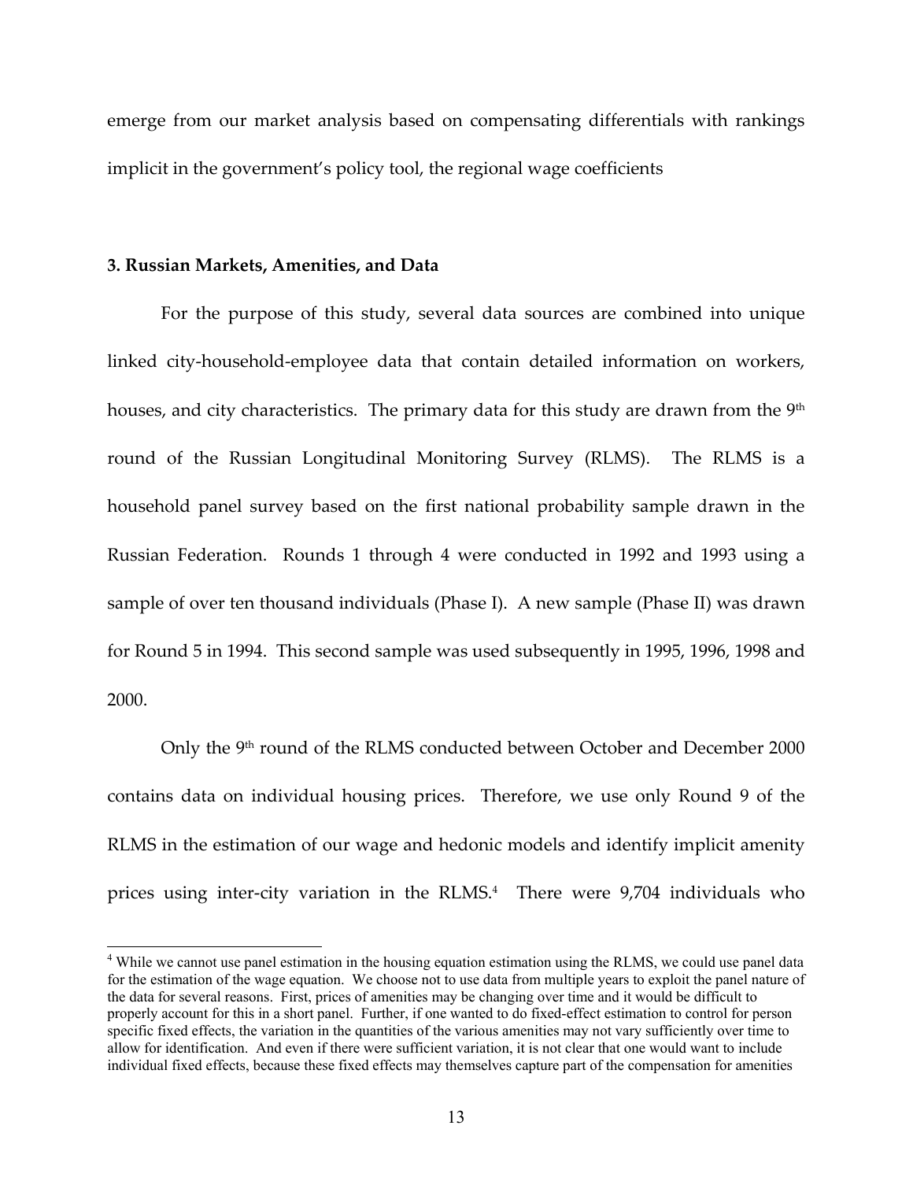emerge from our market analysis based on compensating differentials with rankings implicit in the government's policy tool, the regional wage coefficients

### 3. Russian Markets, Amenities, and Data

For the purpose of this study, several data sources are combined into unique linked city-household-employee data that contain detailed information on workers, houses, and city characteristics. The primary data for this study are drawn from the 9th round of the Russian Longitudinal Monitoring Survey (RLMS). The RLMS is a household panel survey based on the first national probability sample drawn in the Russian Federation. Rounds 1 through 4 were conducted in 1992 and 1993 using a sample of over ten thousand individuals (Phase I). A new sample (Phase II) was drawn for Round 5 in 1994. This second sample was used subsequently in 1995, 1996, 1998 and 2000.

Only the 9th round of the RLMS conducted between October and December 2000 contains data on individual housing prices. Therefore, we use only Round 9 of the RLMS in the estimation of our wage and hedonic models and identify implicit amenity prices using inter-city variation in the RLMS.[4] There were 9,704 individuals who

[4] While we cannot use panel estimation in the housing equation estimation using the RLMS, we could use panel data for the estimation of the wage equation. We choose not to use data from multiple years to exploit the panel nature of the data for several reasons. First, prices of amenities may be changing over time and it would be difficult to properly account for this in a short panel. Further, if one wanted to do fixed-effect estimation to control for person specific fixed effects, the variation in the quantities of the various amenities may not vary sufficiently over time to allow for identification. And even if there were sufficient variation, it is not clear that one would want to include individual fixed effects, because these fixed effects may themselves capture part of the compensation for amenities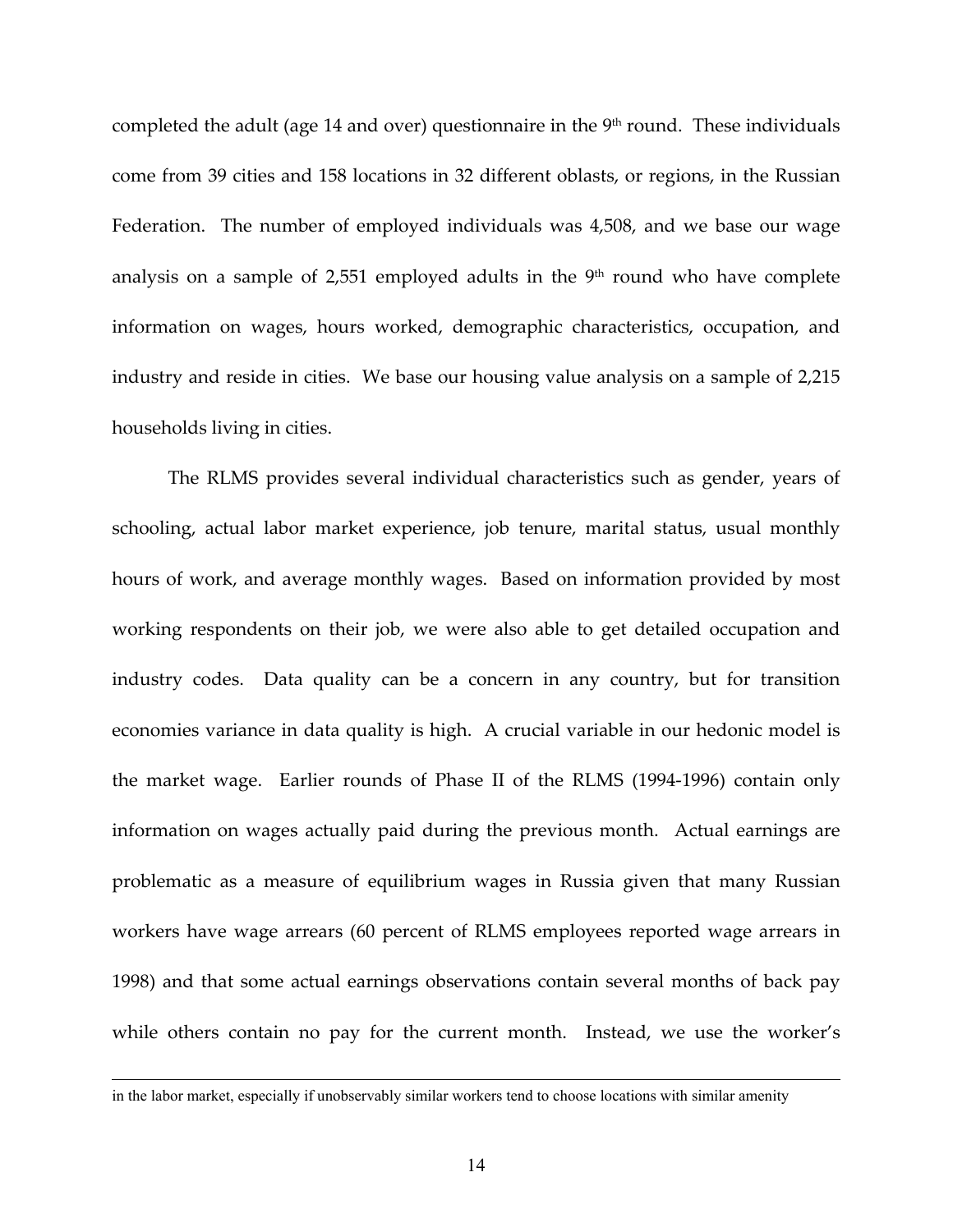completed the adult (age 14 and over) questionnaire in the 9th round. These individuals come from 39 cities and 158 locations in 32 different oblasts, or regions, in the Russian Federation. The number of employed individuals was 4,508, and we base our wage analysis on a sample of 2,551 employed adults in the 9th round who have complete information on wages, hours worked, demographic characteristics, occupation, and industry and reside in cities. We base our housing value analysis on a sample of 2,215 households living in cities.

The RLMS provides several individual characteristics such as gender, years of schooling, actual labor market experience, job tenure, marital status, usual monthly hours of work, and average monthly wages. Based on information provided by most working respondents on their job, we were also able to get detailed occupation and industry codes. Data quality can be a concern in any country, but for transition economies variance in data quality is high. A crucial variable in our hedonic model is the market wage. Earlier rounds of Phase II of the RLMS (1994-1996) contain only information on wages actually paid during the previous month. Actual earnings are problematic as a measure of equilibrium wages in Russia given that many Russian workers have wage arrears (60 percent of RLMS employees reported wage arrears in 1998) and that some actual earnings observations contain several months of back pay while others contain no pay for the current month. Instead, we use the worker's

in the labor market, especially if unobservably similar workers tend to choose locations with similar amenity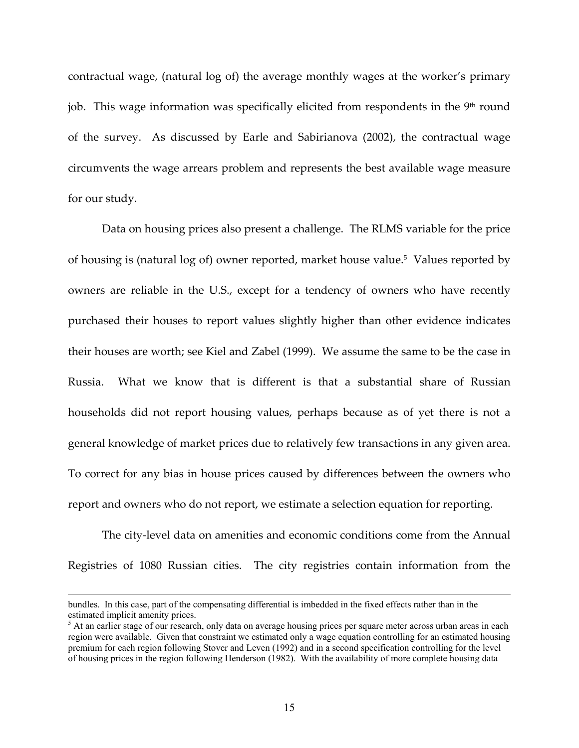contractual wage, (natural log of) the average monthly wages at the worker's primary job. This wage information was specifically elicited from respondents in the 9th round of the survey. As discussed by Earle and Sabirianova (2002), the contractual wage circumvents the wage arrears problem and represents the best available wage measure for our study.

Data on housing prices also present a challenge. The RLMS variable for the price of housing is (natural log of) owner reported, market house value.[5] Values reported by owners are reliable in the U.S., except for a tendency of owners who have recently purchased their houses to report values slightly higher than other evidence indicates their houses are worth; see Kiel and Zabel (1999). We assume the same to be the case in Russia. What we know that is different is that a substantial share of Russian households did not report housing values, perhaps because as of yet there is not a general knowledge of market prices due to relatively few transactions in any given area. To correct for any bias in house prices caused by differences between the owners who report and owners who do not report, we estimate a selection equation for reporting.

The city-level data on amenities and economic conditions come from the Annual Registries of 1080 Russian cities. The city registries contain information from the

---

bundles. In this case, part of the compensating differential is imbedded in the fixed effects rather than in the estimated implicit amenity prices.

[5] At an earlier stage of our research, only data on average housing prices per square meter across urban areas in each region were available. Given that constraint we estimated only a wage equation controlling for an estimated housing premium for each region following Stover and Leven (1992) and in a second specification controlling for the level of housing prices in the region following Henderson (1982). With the availability of more complete housing data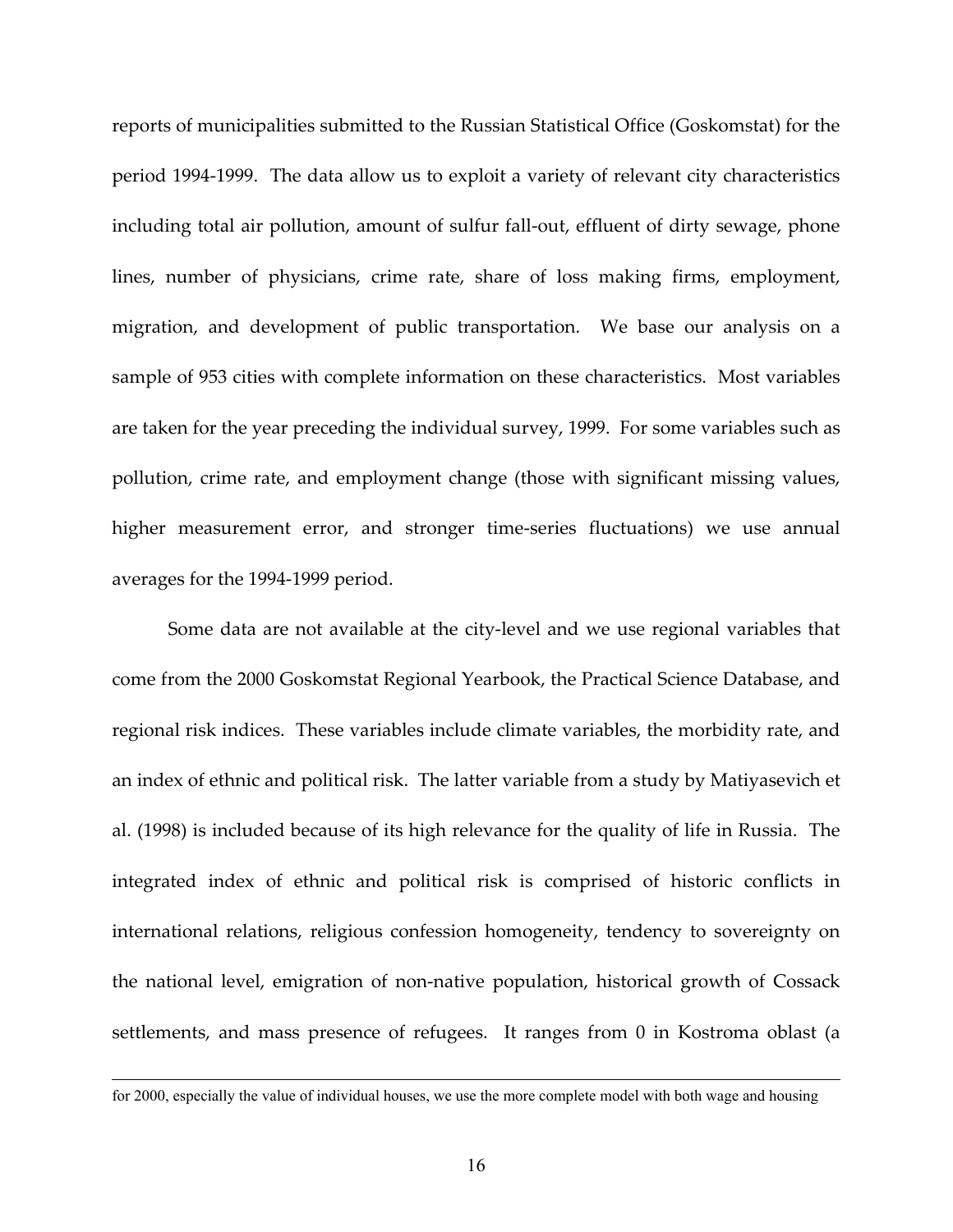reports of municipalities submitted to the Russian Statistical Office (Goskomstat) for the period 1994-1999. The data allow us to exploit a variety of relevant city characteristics including total air pollution, amount of sulfur fall-out, effluent of dirty sewage, phone lines, number of physicians, crime rate, share of loss making firms, employment, migration, and development of public transportation. We base our analysis on a sample of 953 cities with complete information on these characteristics. Most variables are taken for the year preceding the individual survey, 1999. For some variables such as pollution, crime rate, and employment change (those with significant missing values, higher measurement error, and stronger time-series fluctuations) we use annual averages for the 1994-1999 period.

Some data are not available at the city-level and we use regional variables that come from the 2000 Goskomstat Regional Yearbook, the Practical Science Database, and regional risk indices. These variables include climate variables, the morbidity rate, and an index of ethnic and political risk. The latter variable from a study by Matiyasevich et al. (1998) is included because of its high relevance for the quality of life in Russia. The integrated index of ethnic and political risk is comprised of historic conflicts in international relations, religious confession homogeneity, tendency to sovereignty on the national level, emigration of non-native population, historical growth of Cossack settlements, and mass presence of refugees. It ranges from 0 in Kostroma oblast (a

---

for 2000, especially the value of individual houses, we use the more complete model with both wage and housing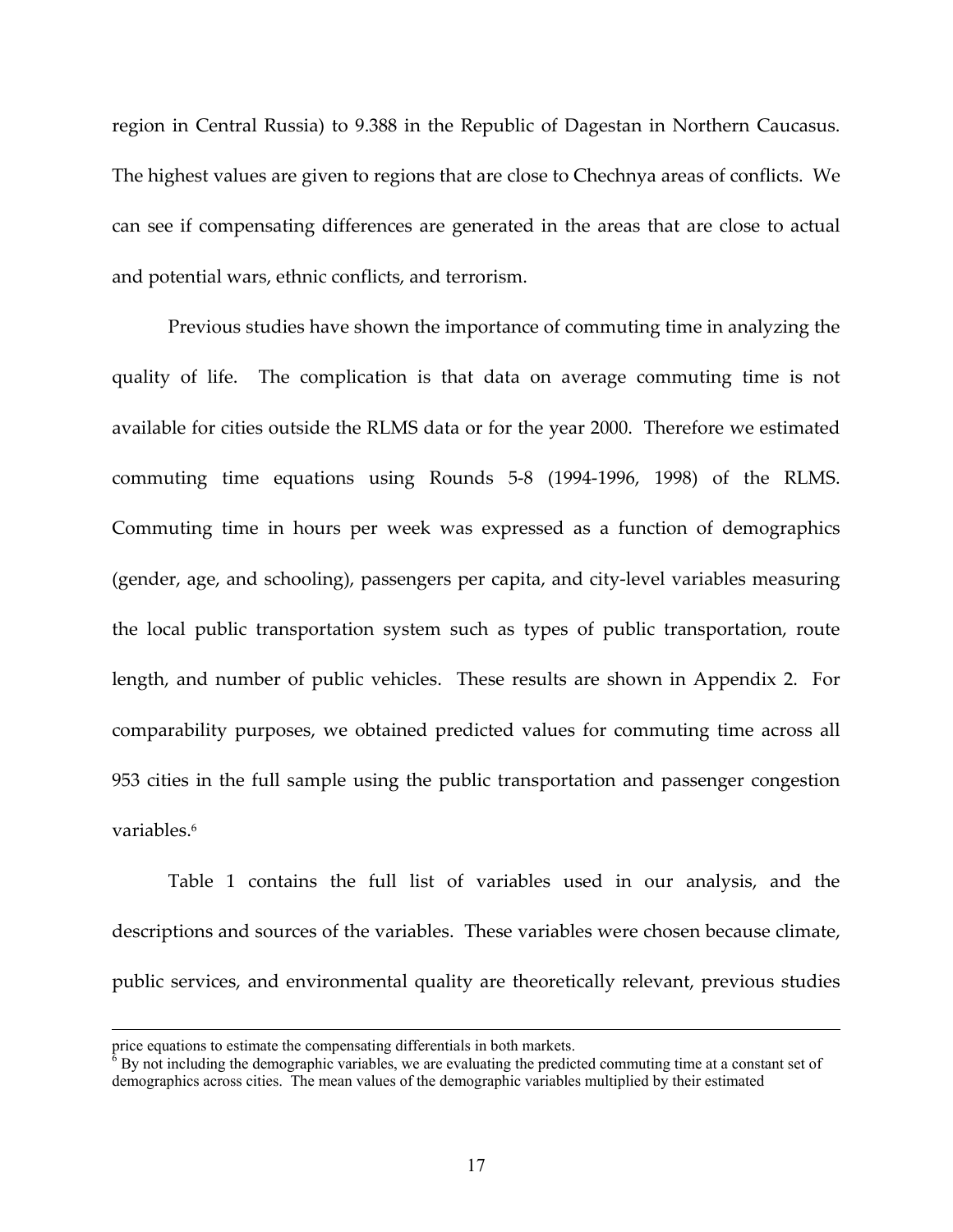region in Central Russia) to 9.388 in the Republic of Dagestan in Northern Caucasus. The highest values are given to regions that are close to Chechnya areas of conflicts. We can see if compensating differences are generated in the areas that are close to actual and potential wars, ethnic conflicts, and terrorism.

Previous studies have shown the importance of commuting time in analyzing the quality of life. The complication is that data on average commuting time is not available for cities outside the RLMS data or for the year 2000. Therefore we estimated commuting time equations using Rounds 5-8 (1994-1996, 1998) of the RLMS. Commuting time in hours per week was expressed as a function of demographics (gender, age, and schooling), passengers per capita, and city-level variables measuring the local public transportation system such as types of public transportation, route length, and number of public vehicles. These results are shown in Appendix 2. For comparability purposes, we obtained predicted values for commuting time across all 953 cities in the full sample using the public transportation and passenger congestion variables.[6]

Table 1 contains the full list of variables used in our analysis, and the descriptions and sources of the variables. These variables were chosen because climate, public services, and environmental quality are theoretically relevant, previous studies

---

price equations to estimate the compensating differentials in both markets.

[6] By not including the demographic variables, we are evaluating the predicted commuting time at a constant set of demographics across cities. The mean values of the demographic variables multiplied by their estimated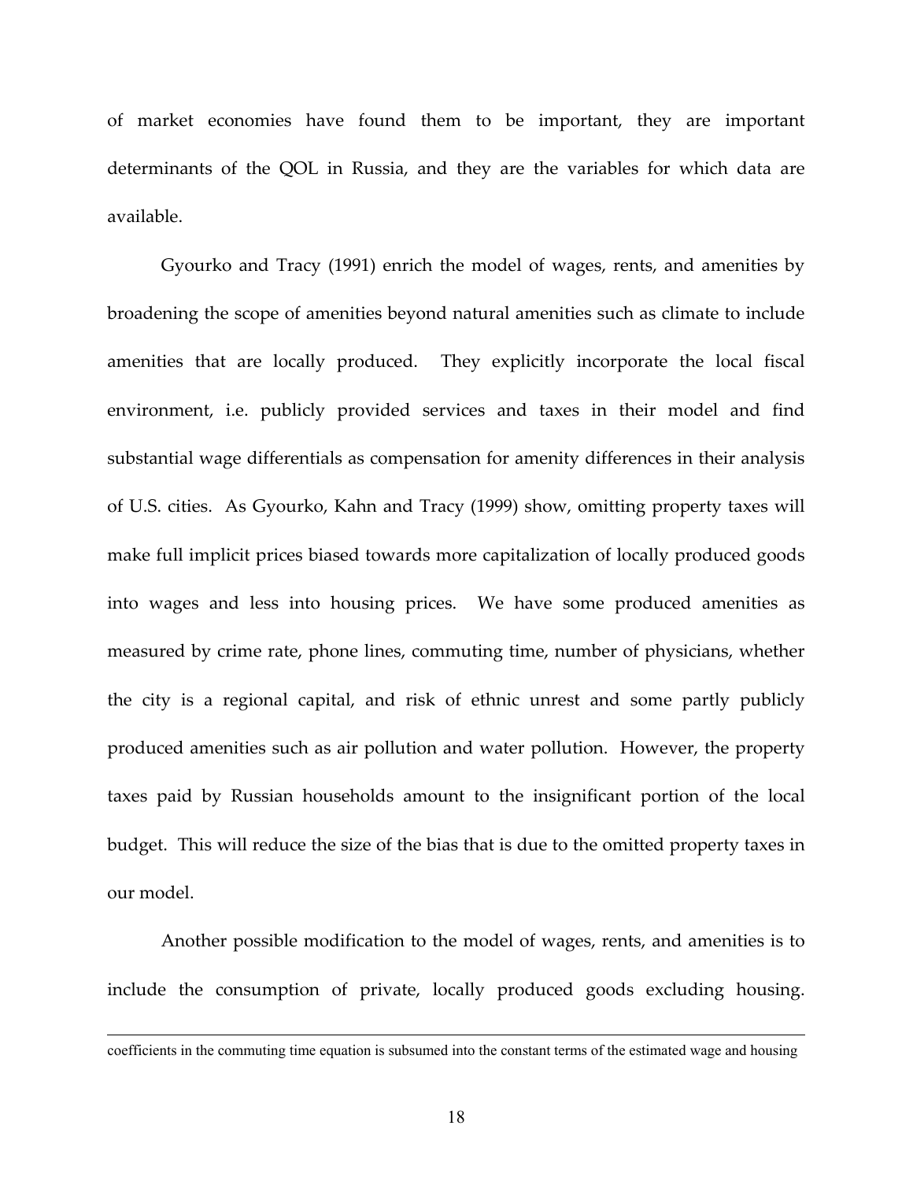of market economies have found them to be important, they are important determinants of the QOL in Russia, and they are the variables for which data are available.

Gyourko and Tracy (1991) enrich the model of wages, rents, and amenities by broadening the scope of amenities beyond natural amenities such as climate to include amenities that are locally produced. They explicitly incorporate the local fiscal environment, i.e. publicly provided services and taxes in their model and find substantial wage differentials as compensation for amenity differences in their analysis of U.S. cities. As Gyourko, Kahn and Tracy (1999) show, omitting property taxes will make full implicit prices biased towards more capitalization of locally produced goods into wages and less into housing prices. We have some produced amenities as measured by crime rate, phone lines, commuting time, number of physicians, whether the city is a regional capital, and risk of ethnic unrest and some partly publicly produced amenities such as air pollution and water pollution. However, the property taxes paid by Russian households amount to the insignificant portion of the local budget. This will reduce the size of the bias that is due to the omitted property taxes in our model.

Another possible modification to the model of wages, rents, and amenities is to include the consumption of private, locally produced goods excluding housing.

---

coefficients in the commuting time equation is subsumed into the constant terms of the estimated wage and housing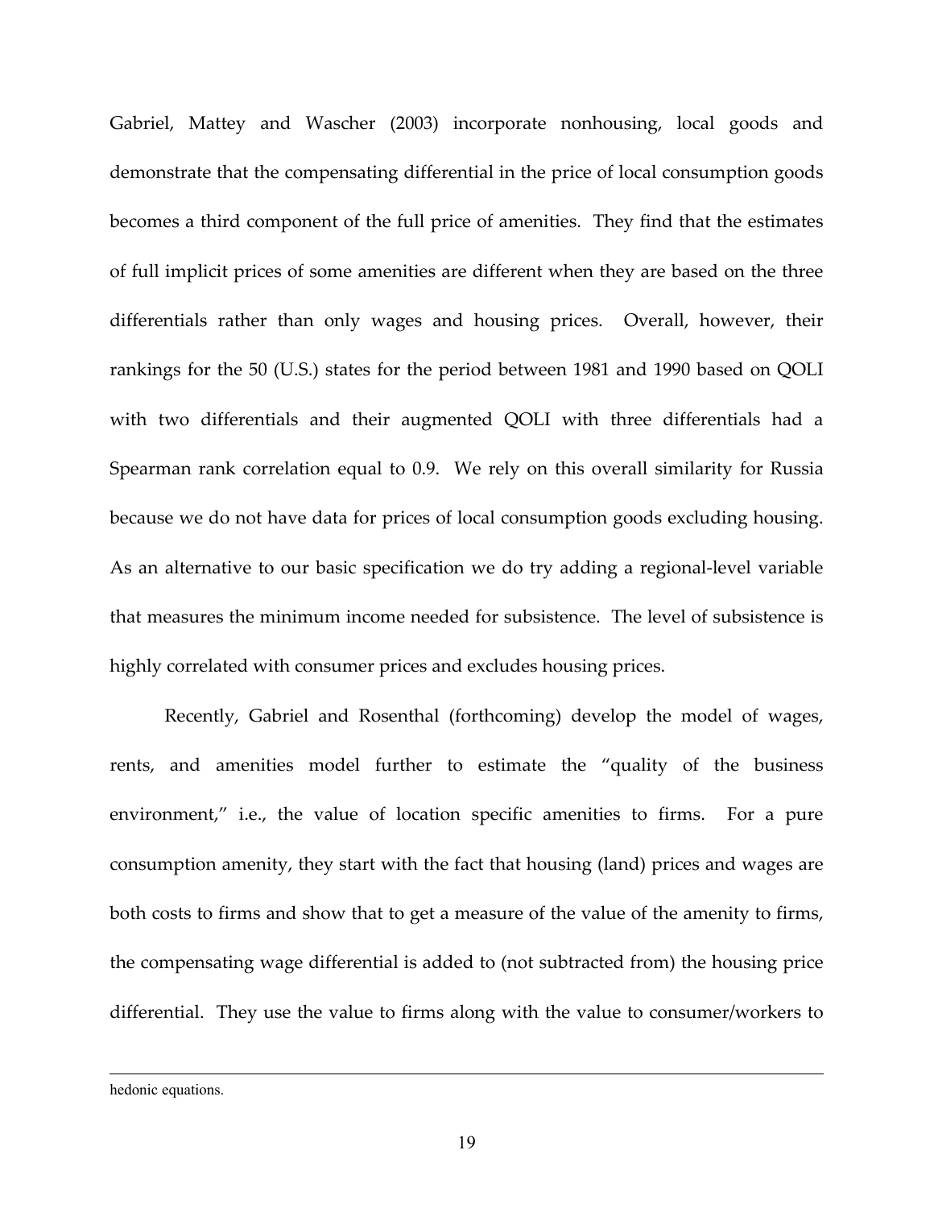Gabriel, Mattey and Wascher (2003) incorporate nonhousing, local goods and demonstrate that the compensating differential in the price of local consumption goods becomes a third component of the full price of amenities. They find that the estimates of full implicit prices of some amenities are different when they are based on the three differentials rather than only wages and housing prices. Overall, however, their rankings for the 50 (U.S.) states for the period between 1981 and 1990 based on QOLI with two differentials and their augmented QOLI with three differentials had a Spearman rank correlation equal to 0.9. We rely on this overall similarity for Russia because we do not have data for prices of local consumption goods excluding housing. As an alternative to our basic specification we do try adding a regional-level variable that measures the minimum income needed for subsistence. The level of subsistence is highly correlated with consumer prices and excludes housing prices.

Recently, Gabriel and Rosenthal (forthcoming) develop the model of wages, rents, and amenities model further to estimate the "quality of the business environment," i.e., the value of location specific amenities to firms. For a pure consumption amenity, they start with the fact that housing (land) prices and wages are both costs to firms and show that to get a measure of the value of the amenity to firms, the compensating wage differential is added to (not subtracted from) the housing price differential. They use the value to firms along with the value to consumer/workers to

---

hedonic equations.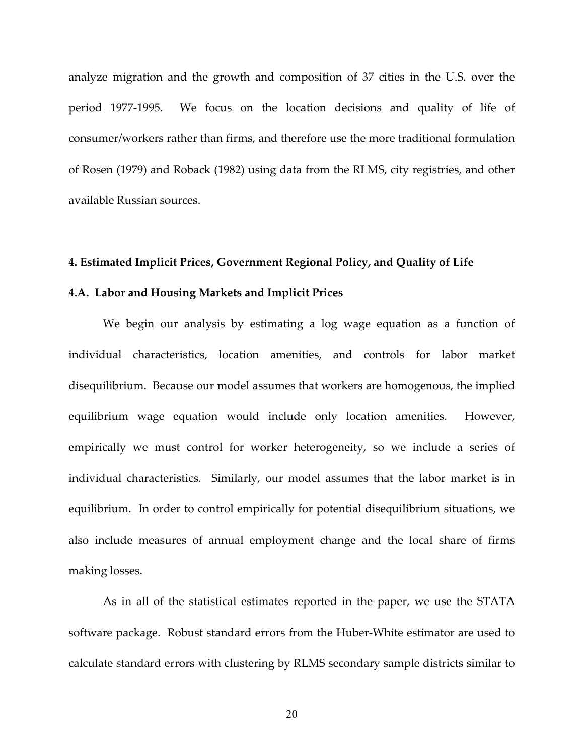analyze migration and the growth and composition of 37 cities in the U.S. over the period 1977-1995. We focus on the location decisions and quality of life of consumer/workers rather than firms, and therefore use the more traditional formulation of Rosen (1979) and Roback (1982) using data from the RLMS, city registries, and other available Russian sources.

## 4. Estimated Implicit Prices, Government Regional Policy, and Quality of Life

### 4.A. Labor and Housing Markets and Implicit Prices

We begin our analysis by estimating a log wage equation as a function of individual characteristics, location amenities, and controls for labor market disequilibrium. Because our model assumes that workers are homogenous, the implied equilibrium wage equation would include only location amenities. However, empirically we must control for worker heterogeneity, so we include a series of individual characteristics. Similarly, our model assumes that the labor market is in equilibrium. In order to control empirically for potential disequilibrium situations, we also include measures of annual employment change and the local share of firms making losses.

As in all of the statistical estimates reported in the paper, we use the STATA software package. Robust standard errors from the Huber-White estimator are used to calculate standard errors with clustering by RLMS secondary sample districts similar to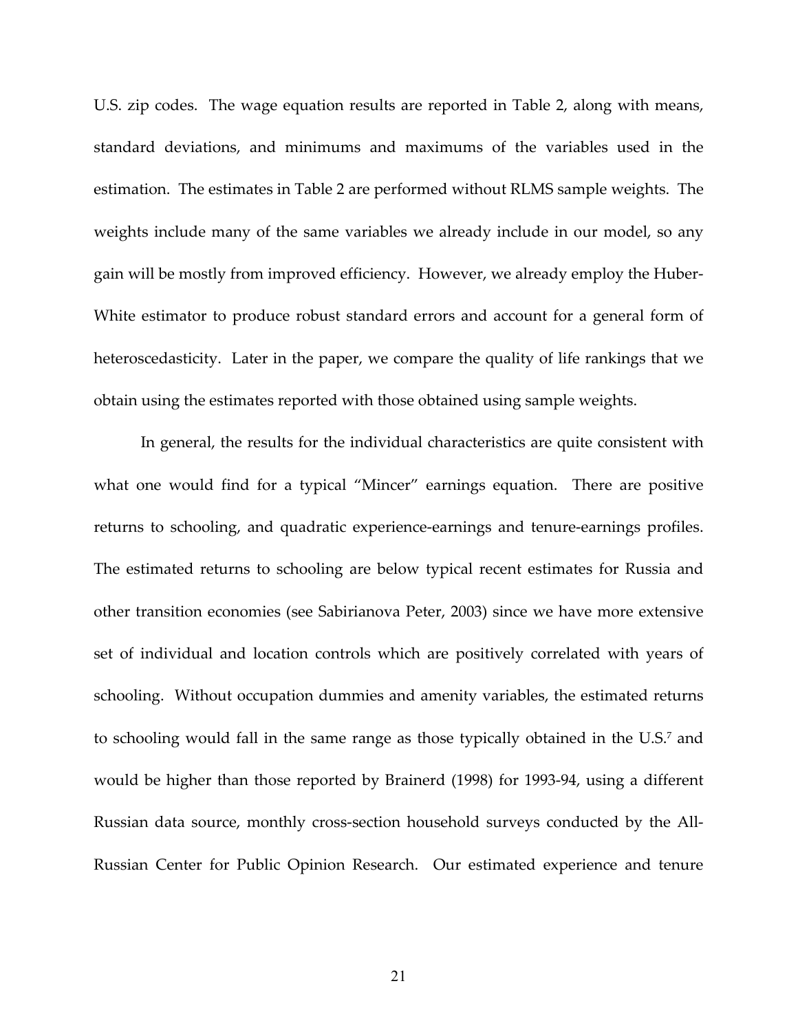U.S. zip codes. The wage equation results are reported in Table 2, along with means, standard deviations, and minimums and maximums of the variables used in the estimation. The estimates in Table 2 are performed without RLMS sample weights. The weights include many of the same variables we already include in our model, so any gain will be mostly from improved efficiency. However, we already employ the Huber-White estimator to produce robust standard errors and account for a general form of heteroscedasticity. Later in the paper, we compare the quality of life rankings that we obtain using the estimates reported with those obtained using sample weights.

In general, the results for the individual characteristics are quite consistent with what one would find for a typical "Mincer" earnings equation. There are positive returns to schooling, and quadratic experience-earnings and tenure-earnings profiles. The estimated returns to schooling are below typical recent estimates for Russia and other transition economies (see Sabirianova Peter, 2003) since we have more extensive set of individual and location controls which are positively correlated with years of schooling. Without occupation dummies and amenity variables, the estimated returns to schooling would fall in the same range as those typically obtained in the U.S.[7] and would be higher than those reported by Brainerd (1998) for 1993-94, using a different Russian data source, monthly cross-section household surveys conducted by the All-Russian Center for Public Opinion Research. Our estimated experience and tenure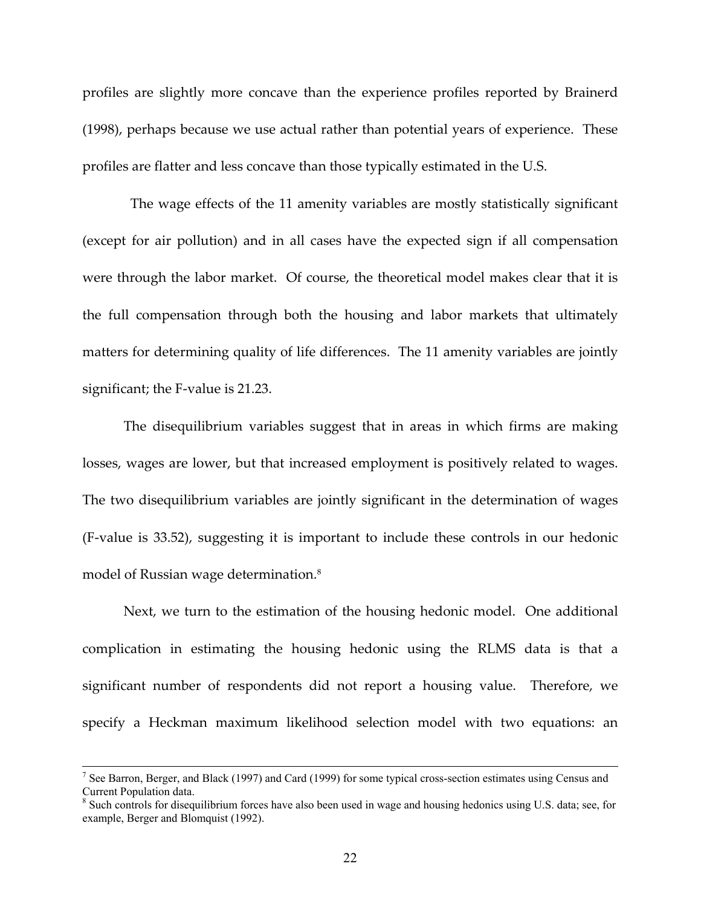profiles are slightly more concave than the experience profiles reported by Brainerd (1998), perhaps because we use actual rather than potential years of experience. These profiles are flatter and less concave than those typically estimated in the U.S.

The wage effects of the 11 amenity variables are mostly statistically significant (except for air pollution) and in all cases have the expected sign if all compensation were through the labor market. Of course, the theoretical model makes clear that it is the full compensation through both the housing and labor markets that ultimately matters for determining quality of life differences. The 11 amenity variables are jointly significant; the F-value is 21.23.

The disequilibrium variables suggest that in areas in which firms are making losses, wages are lower, but that increased employment is positively related to wages. The two disequilibrium variables are jointly significant in the determination of wages (F-value is 33.52), suggesting it is important to include these controls in our hedonic model of Russian wage determination.[8]

Next, we turn to the estimation of the housing hedonic model. One additional complication in estimating the housing hedonic using the RLMS data is that a significant number of respondents did not report a housing value. Therefore, we specify a Heckman maximum likelihood selection model with two equations: an

---

[7] See Barron, Berger, and Black (1997) and Card (1999) for some typical cross-section estimates using Census and Current Population data.

[8] Such controls for disequilibrium forces have also been used in wage and housing hedonics using U.S. data; see, for example, Berger and Blomquist (1992).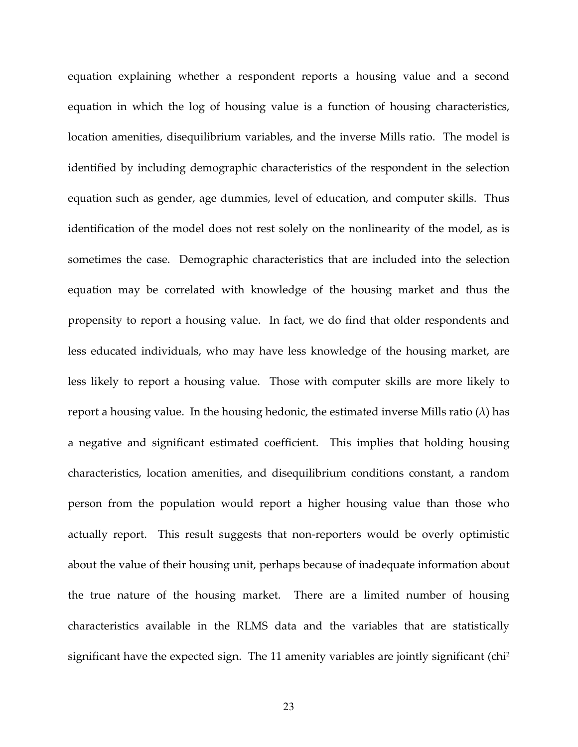equation explaining whether a respondent reports a housing value and a second equation in which the log of housing value is a function of housing characteristics, location amenities, disequilibrium variables, and the inverse Mills ratio. The model is identified by including demographic characteristics of the respondent in the selection equation such as gender, age dummies, level of education, and computer skills. Thus identification of the model does not rest solely on the nonlinearity of the model, as is sometimes the case. Demographic characteristics that are included into the selection equation may be correlated with knowledge of the housing market and thus the propensity to report a housing value. In fact, we do find that older respondents and less educated individuals, who may have less knowledge of the housing market, are less likely to report a housing value. Those with computer skills are more likely to report a housing value. In the housing hedonic, the estimated inverse Mills ratio ($\lambda$) has a negative and significant estimated coefficient. This implies that holding housing characteristics, location amenities, and disequilibrium conditions constant, a random person from the population would report a higher housing value than those who actually report. This result suggests that non-reporters would be overly optimistic about the value of their housing unit, perhaps because of inadequate information about the true nature of the housing market. There are a limited number of housing characteristics available in the RLMS data and the variables that are statistically significant have the expected sign. The 11 amenity variables are jointly significant ($chi^2$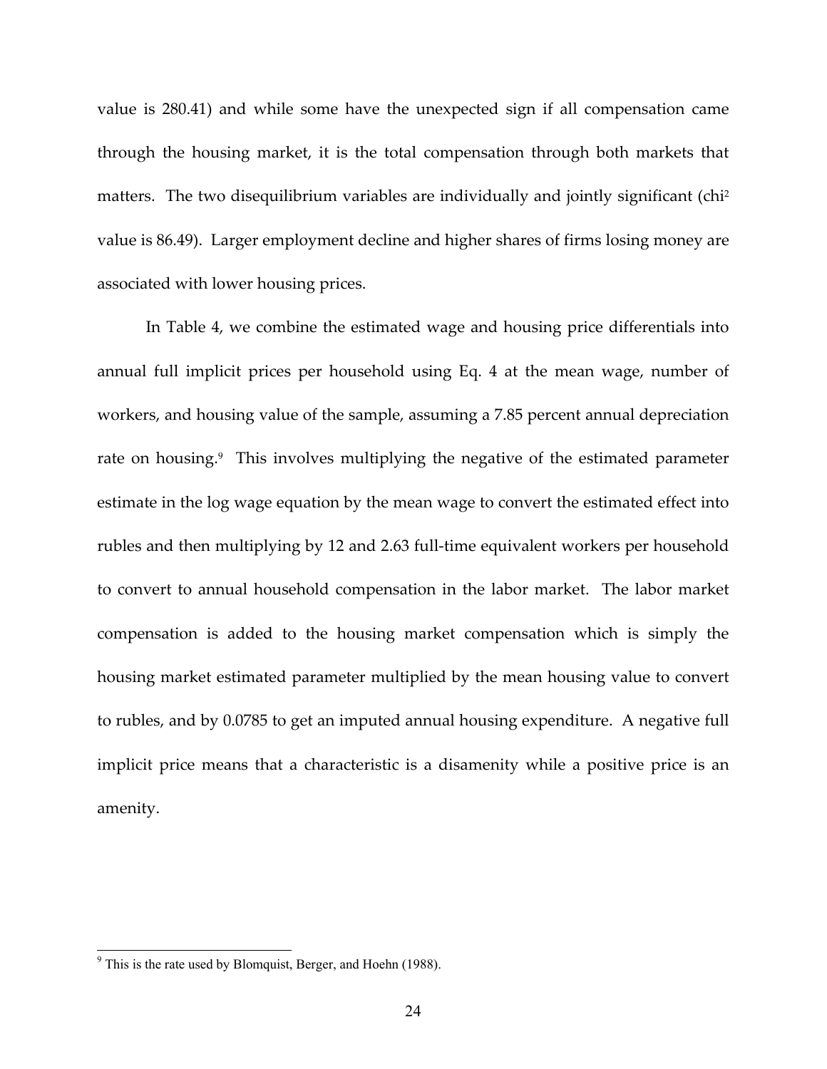value is 280.41) and while some have the unexpected sign if all compensation came through the housing market, it is the total compensation through both markets that matters. The two disequilibrium variables are individually and jointly significant ($chi^2$ value is 86.49). Larger employment decline and higher shares of firms losing money are associated with lower housing prices.

In Table 4, we combine the estimated wage and housing price differentials into annual full implicit prices per household using Eq. 4 at the mean wage, number of workers, and housing value of the sample, assuming a 7.85 percent annual depreciation rate on housing.[9] This involves multiplying the negative of the estimated parameter estimate in the log wage equation by the mean wage to convert the estimated effect into rubles and then multiplying by 12 and 2.63 full-time equivalent workers per household to convert to annual household compensation in the labor market. The labor market compensation is added to the housing market compensation which is simply the housing market estimated parameter multiplied by the mean housing value to convert to rubles, and by 0.0785 to get an imputed annual housing expenditure. A negative full implicit price means that a characteristic is a disamenity while a positive price is an amenity.

---

[9] This is the rate used by Blomquist, Berger, and Hoehn (1988).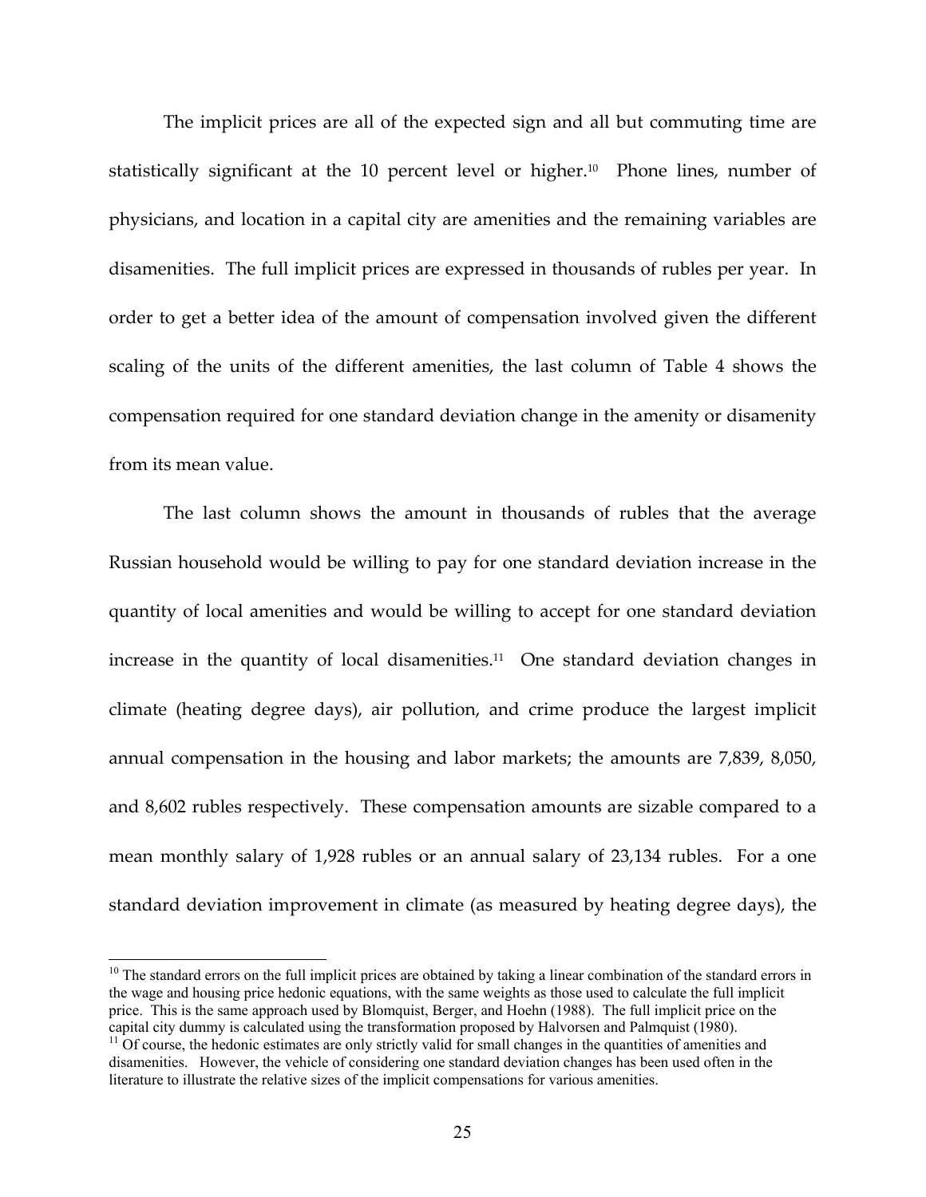The implicit prices are all of the expected sign and all but commuting time are statistically significant at the 10 percent level or higher.[10] Phone lines, number of physicians, and location in a capital city are amenities and the remaining variables are disamenities. The full implicit prices are expressed in thousands of rubles per year. In order to get a better idea of the amount of compensation involved given the different scaling of the units of the different amenities, the last column of Table 4 shows the compensation required for one standard deviation change in the amenity or disamenity from its mean value.

The last column shows the amount in thousands of rubles that the average Russian household would be willing to pay for one standard deviation increase in the quantity of local amenities and would be willing to accept for one standard deviation increase in the quantity of local disamenities.[11] One standard deviation changes in climate (heating degree days), air pollution, and crime produce the largest implicit annual compensation in the housing and labor markets; the amounts are 7,839, 8,050, and 8,602 rubles respectively. These compensation amounts are sizable compared to a mean monthly salary of 1,928 rubles or an annual salary of 23,134 rubles. For a one standard deviation improvement in climate (as measured by heating degree days), the

---

[10] The standard errors on the full implicit prices are obtained by taking a linear combination of the standard errors in the wage and housing price hedonic equations, with the same weights as those used to calculate the full implicit price. This is the same approach used by Blomquist, Berger, and Hoehn (1988). The full implicit price on the capital city dummy is calculated using the transformation proposed by Halvorsen and Palmquist (1980).

[11] Of course, the hedonic estimates are only strictly valid for small changes in the quantities of amenities and disamenities. However, the vehicle of considering one standard deviation changes has been used often in the literature to illustrate the relative sizes of the implicit compensations for various amenities.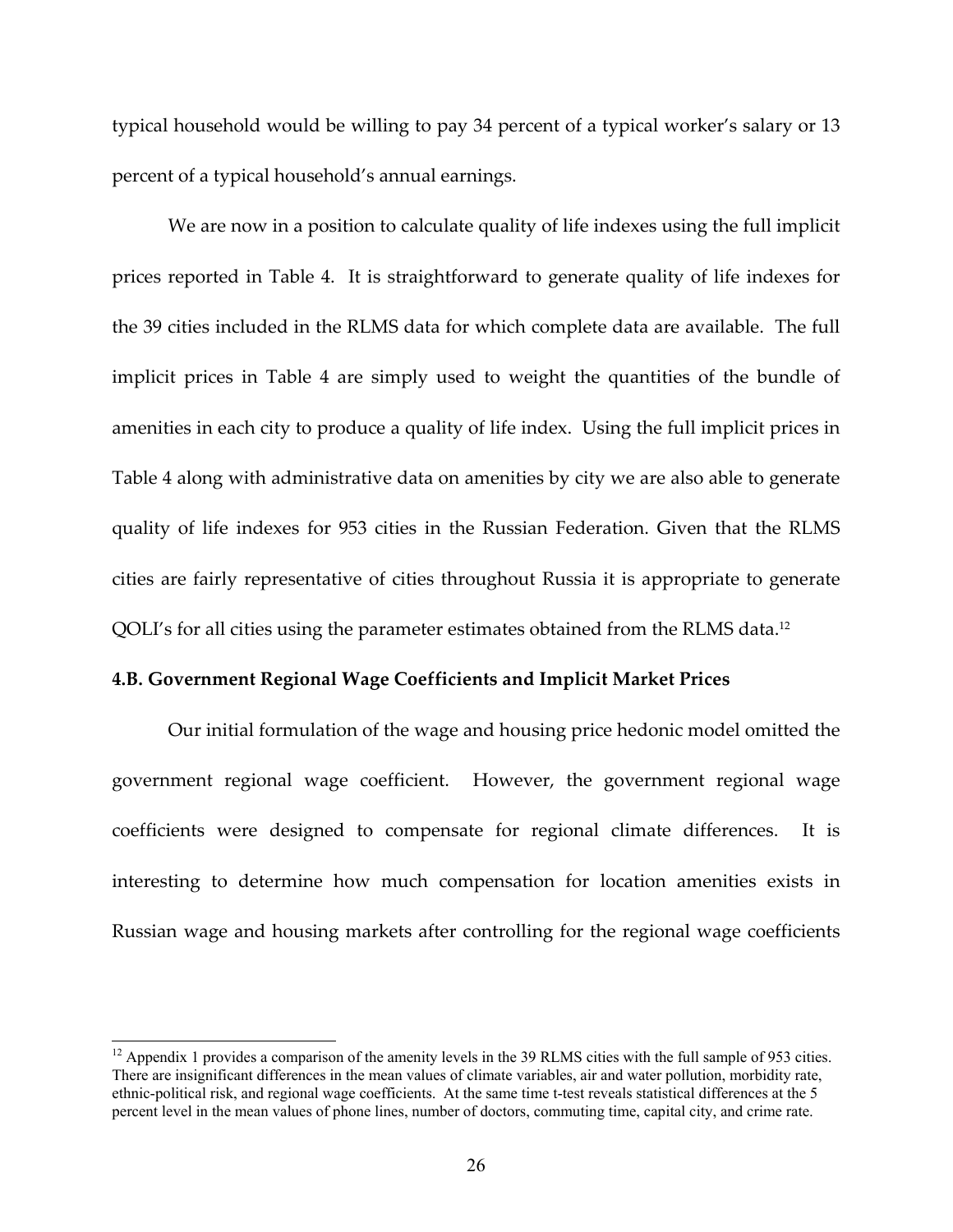typical household would be willing to pay 34 percent of a typical worker's salary or 13 percent of a typical household's annual earnings.

We are now in a position to calculate quality of life indexes using the full implicit prices reported in Table 4. It is straightforward to generate quality of life indexes for the 39 cities included in the RLMS data for which complete data are available. The full implicit prices in Table 4 are simply used to weight the quantities of the bundle of amenities in each city to produce a quality of life index. Using the full implicit prices in Table 4 along with administrative data on amenities by city we are also able to generate quality of life indexes for 953 cities in the Russian Federation. Given that the RLMS cities are fairly representative of cities throughout Russia it is appropriate to generate QOLI's for all cities using the parameter estimates obtained from the RLMS data.[12]

### 4.B. Government Regional Wage Coefficients and Implicit Market Prices

Our initial formulation of the wage and housing price hedonic model omitted the government regional wage coefficient. However, the government regional wage coefficients were designed to compensate for regional climate differences. It is interesting to determine how much compensation for location amenities exists in Russian wage and housing markets after controlling for the regional wage coefficients

---

[12] Appendix 1 provides a comparison of the amenity levels in the 39 RLMS cities with the full sample of 953 cities. There are insignificant differences in the mean values of climate variables, air and water pollution, morbidity rate, ethnic-political risk, and regional wage coefficients. At the same time t-test reveals statistical differences at the 5 percent level in the mean values of phone lines, number of doctors, commuting time, capital city, and crime rate.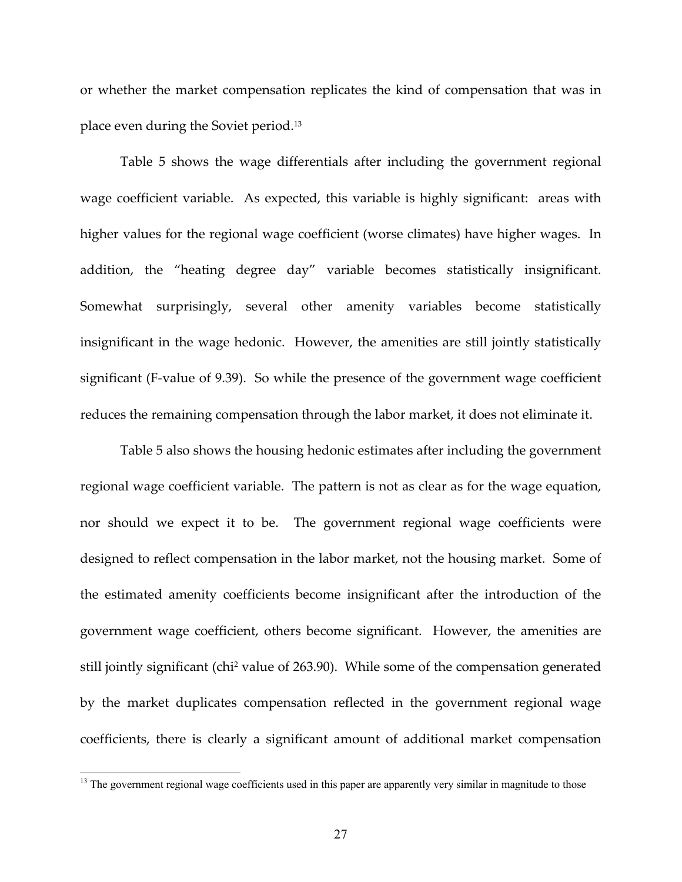or whether the market compensation replicates the kind of compensation that was in place even during the Soviet period.[13]

Table 5 shows the wage differentials after including the government regional wage coefficient variable. As expected, this variable is highly significant: areas with higher values for the regional wage coefficient (worse climates) have higher wages. In addition, the "heating degree day" variable becomes statistically insignificant. Somewhat surprisingly, several other amenity variables become statistically insignificant in the wage hedonic. However, the amenities are still jointly statistically significant (F-value of 9.39). So while the presence of the government wage coefficient reduces the remaining compensation through the labor market, it does not eliminate it.

Table 5 also shows the housing hedonic estimates after including the government regional wage coefficient variable. The pattern is not as clear as for the wage equation, nor should we expect it to be. The government regional wage coefficients were designed to reflect compensation in the labor market, not the housing market. Some of the estimated amenity coefficients become insignificant after the introduction of the government wage coefficient, others become significant. However, the amenities are still jointly significant (chi$^2$ value of 263.90). While some of the compensation generated by the market duplicates compensation reflected in the government regional wage coefficients, there is clearly a significant amount of additional market compensation

[13] The government regional wage coefficients used in this paper are apparently very similar in magnitude to those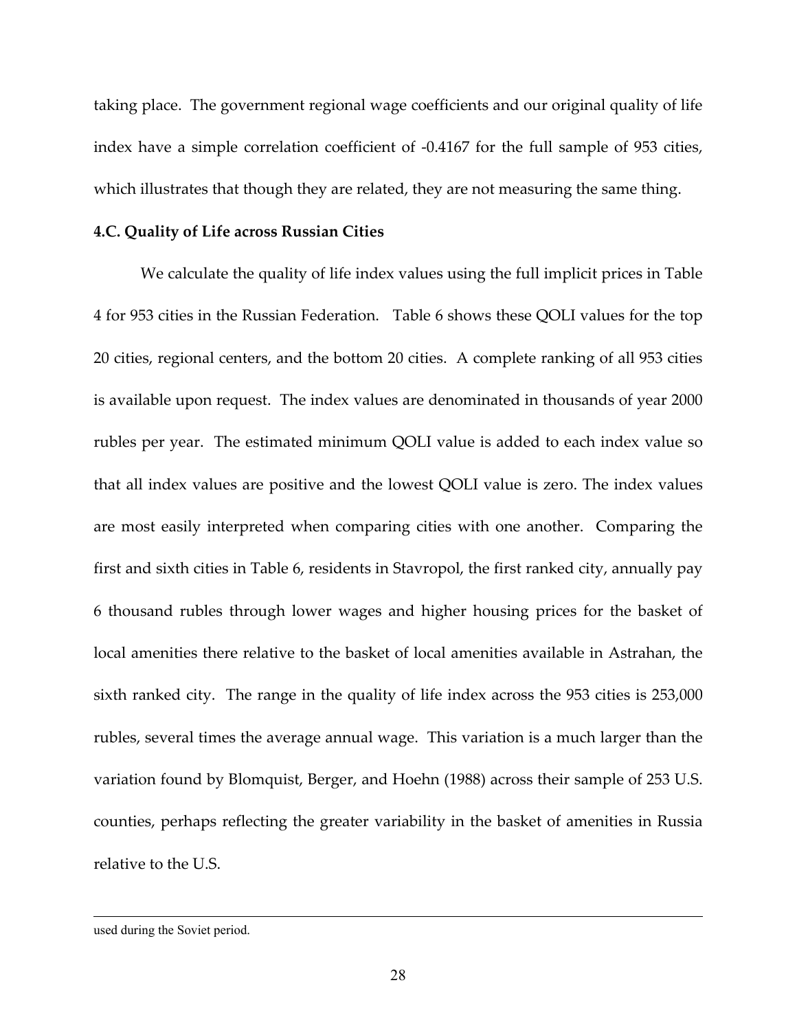taking place. The government regional wage coefficients and our original quality of life index have a simple correlation coefficient of -0.4167 for the full sample of 953 cities, which illustrates that though they are related, they are not measuring the same thing.

### 4.C. Quality of Life across Russian Cities

We calculate the quality of life index values using the full implicit prices in Table 4 for 953 cities in the Russian Federation. Table 6 shows these QOLI values for the top 20 cities, regional centers, and the bottom 20 cities. A complete ranking of all 953 cities is available upon request. The index values are denominated in thousands of year 2000 rubles per year. The estimated minimum QOLI value is added to each index value so that all index values are positive and the lowest QOLI value is zero. The index values are most easily interpreted when comparing cities with one another. Comparing the first and sixth cities in Table 6, residents in Stavropol, the first ranked city, annually pay 6 thousand rubles through lower wages and higher housing prices for the basket of local amenities there relative to the basket of local amenities available in Astrahan, the sixth ranked city. The range in the quality of life index across the 953 cities is 253,000 rubles, several times the average annual wage. This variation is a much larger than the variation found by Blomquist, Berger, and Hoehn (1988) across their sample of 253 U.S. counties, perhaps reflecting the greater variability in the basket of amenities in Russia relative to the U.S.

---

used during the Soviet period.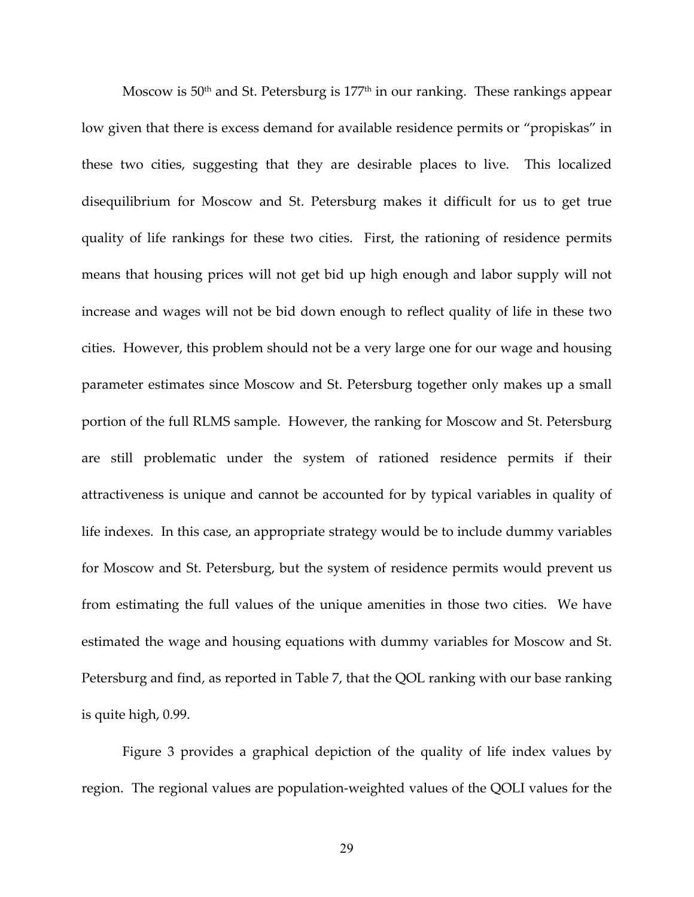Moscow is 50th and St. Petersburg is 177th in our ranking. These rankings appear low given that there is excess demand for available residence permits or "propiskas" in these two cities, suggesting that they are desirable places to live. This localized disequilibrium for Moscow and St. Petersburg makes it difficult for us to get true quality of life rankings for these two cities. First, the rationing of residence permits means that housing prices will not get bid up high enough and labor supply will not increase and wages will not be bid down enough to reflect quality of life in these two cities. However, this problem should not be a very large one for our wage and housing parameter estimates since Moscow and St. Petersburg together only makes up a small portion of the full RLMS sample. However, the ranking for Moscow and St. Petersburg are still problematic under the system of rationed residence permits if their attractiveness is unique and cannot be accounted for by typical variables in quality of life indexes. In this case, an appropriate strategy would be to include dummy variables for Moscow and St. Petersburg, but the system of residence permits would prevent us from estimating the full values of the unique amenities in those two cities. We have estimated the wage and housing equations with dummy variables for Moscow and St. Petersburg and find, as reported in Table 7, that the QOL ranking with our base ranking is quite high, 0.99.

Figure 3 provides a graphical depiction of the quality of life index values by region. The regional values are population-weighted values of the QOLI values for the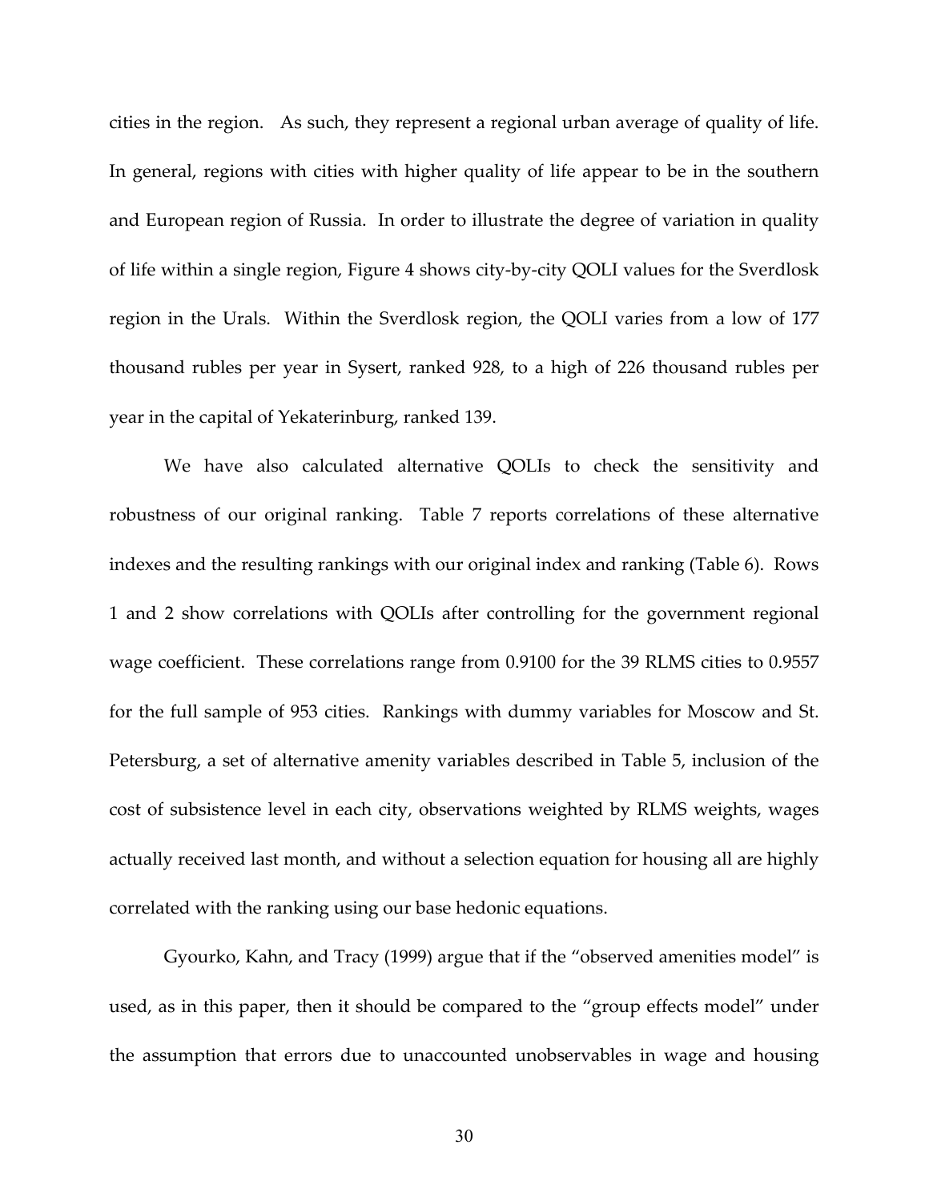cities in the region. As such, they represent a regional urban average of quality of life. In general, regions with cities with higher quality of life appear to be in the southern and European region of Russia. In order to illustrate the degree of variation in quality of life within a single region, Figure 4 shows city-by-city QOLI values for the Sverdlosk region in the Urals. Within the Sverdlosk region, the QOLI varies from a low of 177 thousand rubles per year in Sysert, ranked 928, to a high of 226 thousand rubles per year in the capital of Yekaterinburg, ranked 139.

We have also calculated alternative QOLIs to check the sensitivity and robustness of our original ranking. Table 7 reports correlations of these alternative indexes and the resulting rankings with our original index and ranking (Table 6). Rows 1 and 2 show correlations with QOLIs after controlling for the government regional wage coefficient. These correlations range from 0.9100 for the 39 RLMS cities to 0.9557 for the full sample of 953 cities. Rankings with dummy variables for Moscow and St. Petersburg, a set of alternative amenity variables described in Table 5, inclusion of the cost of subsistence level in each city, observations weighted by RLMS weights, wages actually received last month, and without a selection equation for housing all are highly correlated with the ranking using our base hedonic equations.

Gyourko, Kahn, and Tracy (1999) argue that if the "observed amenities model" is used, as in this paper, then it should be compared to the "group effects model" under the assumption that errors due to unaccounted unobservables in wage and housing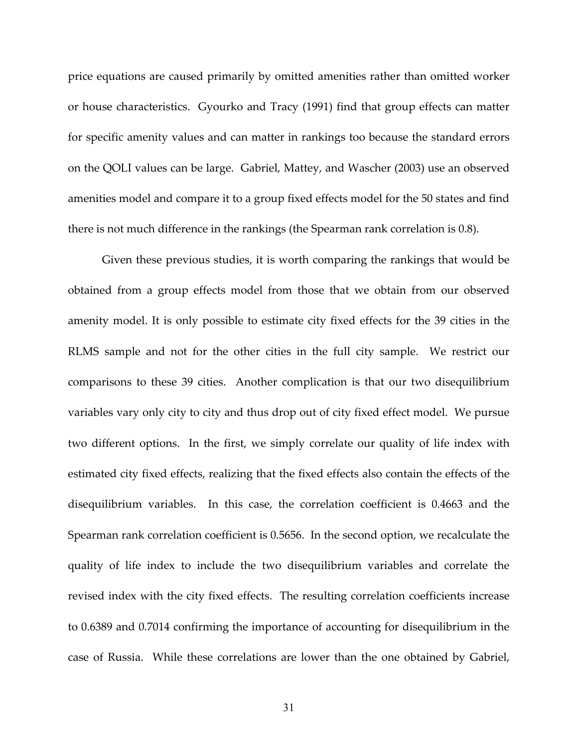price equations are caused primarily by omitted amenities rather than omitted worker or house characteristics. Gyourko and Tracy (1991) find that group effects can matter for specific amenity values and can matter in rankings too because the standard errors on the QOLI values can be large. Gabriel, Mattey, and Wascher (2003) use an observed amenities model and compare it to a group fixed effects model for the 50 states and find there is not much difference in the rankings (the Spearman rank correlation is 0.8).

Given these previous studies, it is worth comparing the rankings that would be obtained from a group effects model from those that we obtain from our observed amenity model. It is only possible to estimate city fixed effects for the 39 cities in the RLMS sample and not for the other cities in the full city sample. We restrict our comparisons to these 39 cities. Another complication is that our two disequilibrium variables vary only city to city and thus drop out of city fixed effect model. We pursue two different options. In the first, we simply correlate our quality of life index with estimated city fixed effects, realizing that the fixed effects also contain the effects of the disequilibrium variables. In this case, the correlation coefficient is 0.4663 and the Spearman rank correlation coefficient is 0.5656. In the second option, we recalculate the quality of life index to include the two disequilibrium variables and correlate the revised index with the city fixed effects. The resulting correlation coefficients increase to 0.6389 and 0.7014 confirming the importance of accounting for disequilibrium in the case of Russia. While these correlations are lower than the one obtained by Gabriel,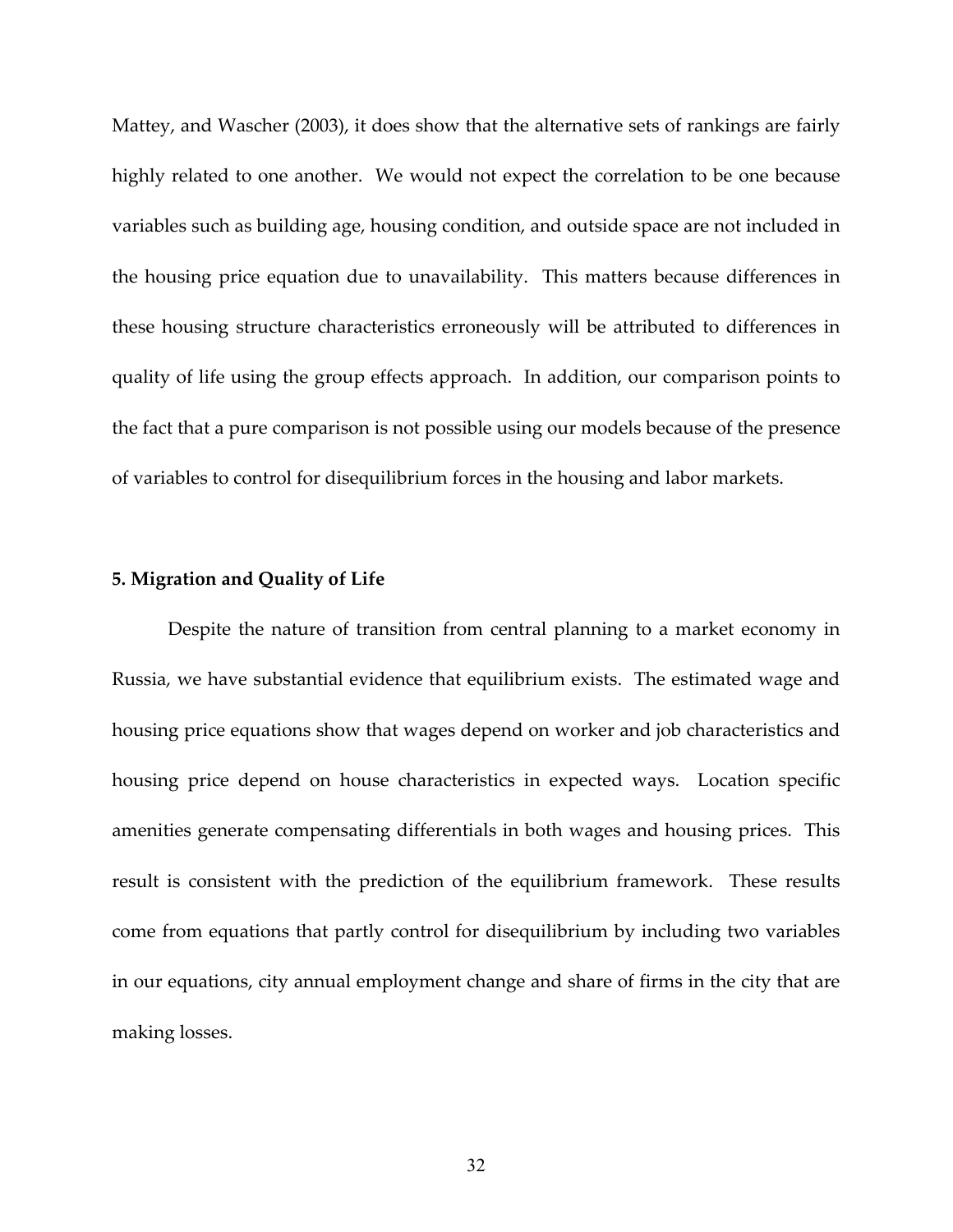Mattey, and Wascher (2003), it does show that the alternative sets of rankings are fairly highly related to one another. We would not expect the correlation to be one because variables such as building age, housing condition, and outside space are not included in the housing price equation due to unavailability. This matters because differences in these housing structure characteristics erroneously will be attributed to differences in quality of life using the group effects approach. In addition, our comparison points to the fact that a pure comparison is not possible using our models because of the presence of variables to control for disequilibrium forces in the housing and labor markets.

## 5. Migration and Quality of Life

Despite the nature of transition from central planning to a market economy in Russia, we have substantial evidence that equilibrium exists. The estimated wage and housing price equations show that wages depend on worker and job characteristics and housing price depend on house characteristics in expected ways. Location specific amenities generate compensating differentials in both wages and housing prices. This result is consistent with the prediction of the equilibrium framework. These results come from equations that partly control for disequilibrium by including two variables in our equations, city annual employment change and share of firms in the city that are making losses.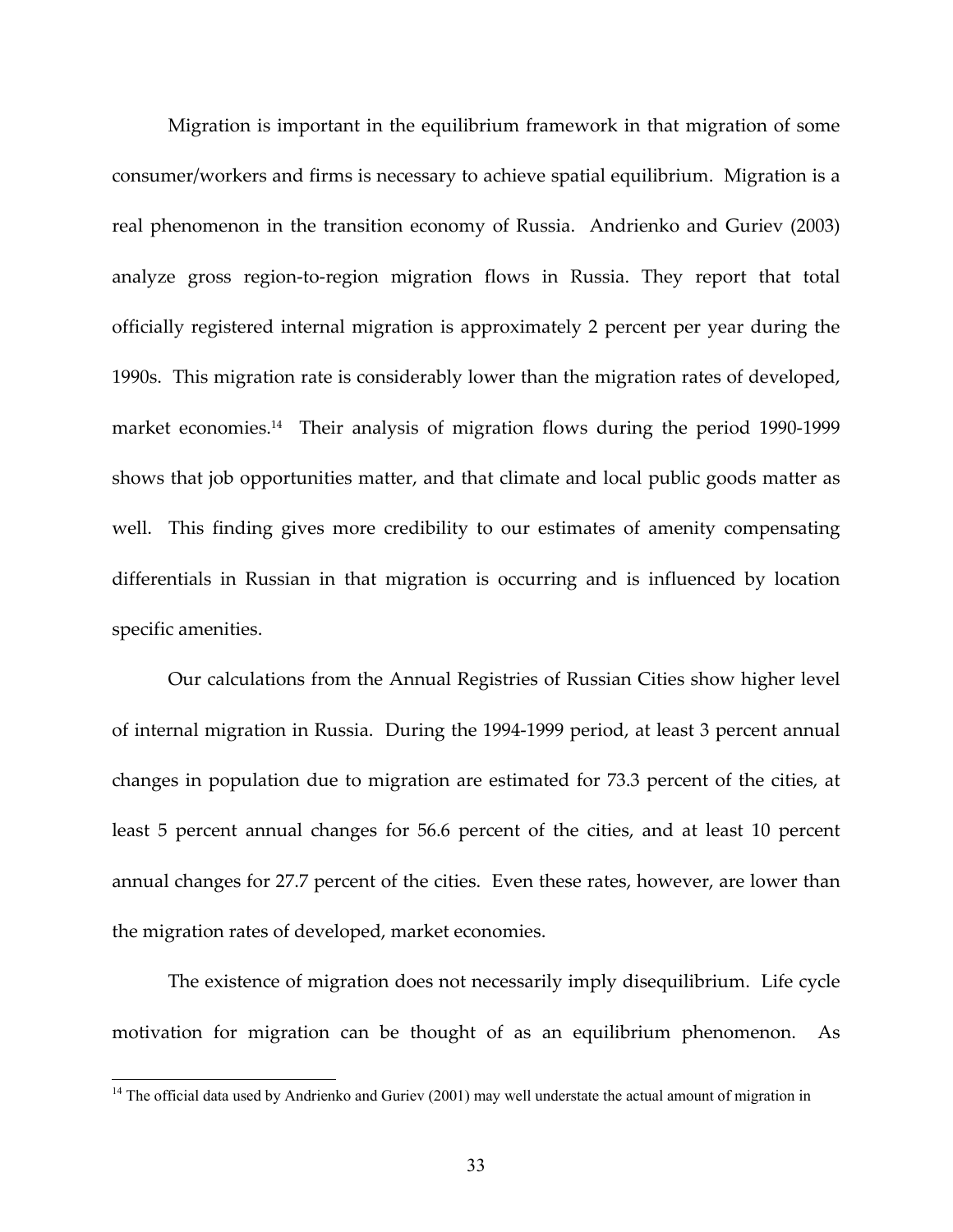Migration is important in the equilibrium framework in that migration of some consumer/workers and firms is necessary to achieve spatial equilibrium. Migration is a real phenomenon in the transition economy of Russia. Andrienko and Guriev (2003) analyze gross region-to-region migration flows in Russia. They report that total officially registered internal migration is approximately 2 percent per year during the 1990s. This migration rate is considerably lower than the migration rates of developed, market economies.[14] Their analysis of migration flows during the period 1990-1999 shows that job opportunities matter, and that climate and local public goods matter as well. This finding gives more credibility to our estimates of amenity compensating differentials in Russian in that migration is occurring and is influenced by location specific amenities.

Our calculations from the Annual Registries of Russian Cities show higher level of internal migration in Russia. During the 1994-1999 period, at least 3 percent annual changes in population due to migration are estimated for 73.3 percent of the cities, at least 5 percent annual changes for 56.6 percent of the cities, and at least 10 percent annual changes for 27.7 percent of the cities. Even these rates, however, are lower than the migration rates of developed, market economies.

The existence of migration does not necessarily imply disequilibrium. Life cycle motivation for migration can be thought of as an equilibrium phenomenon. As

[14] The official data used by Andrienko and Guriev (2001) may well understate the actual amount of migration in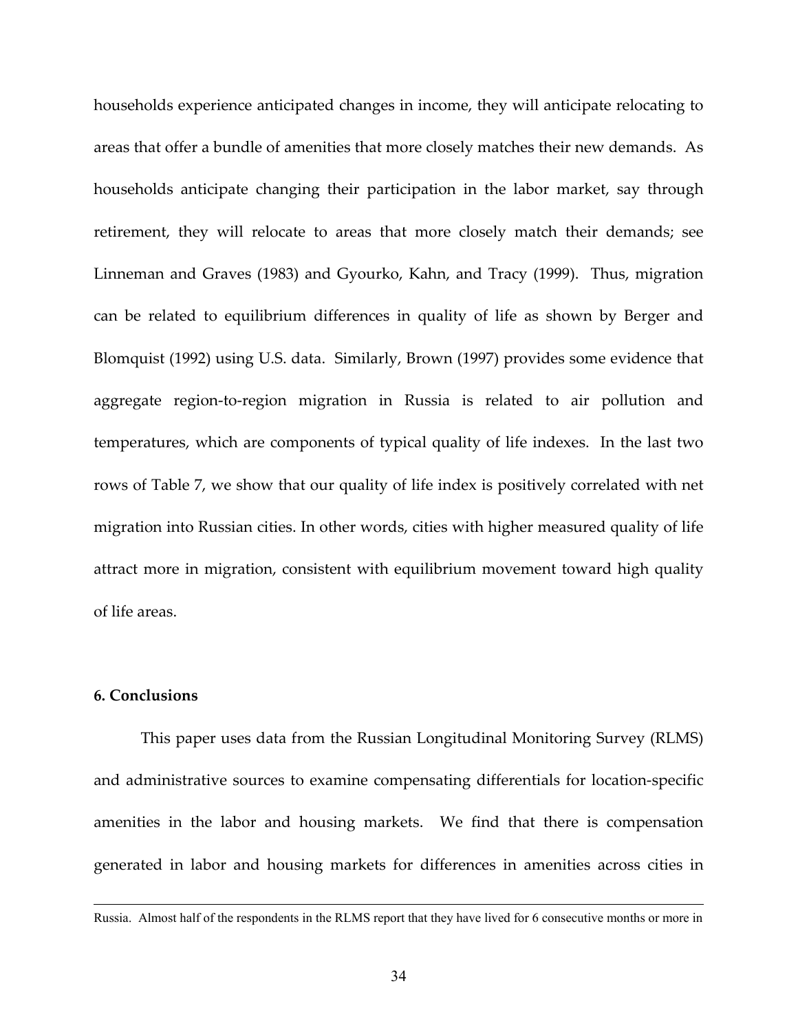households experience anticipated changes in income, they will anticipate relocating to areas that offer a bundle of amenities that more closely matches their new demands. As households anticipate changing their participation in the labor market, say through retirement, they will relocate to areas that more closely match their demands; see Linneman and Graves (1983) and Gyourko, Kahn, and Tracy (1999). Thus, migration can be related to equilibrium differences in quality of life as shown by Berger and Blomquist (1992) using U.S. data. Similarly, Brown (1997) provides some evidence that aggregate region-to-region migration in Russia is related to air pollution and temperatures, which are components of typical quality of life indexes. In the last two rows of Table 7, we show that our quality of life index is positively correlated with net migration into Russian cities. In other words, cities with higher measured quality of life attract more in migration, consistent with equilibrium movement toward high quality of life areas.

## 6. Conclusions

This paper uses data from the Russian Longitudinal Monitoring Survey (RLMS) and administrative sources to examine compensating differentials for location-specific amenities in the labor and housing markets. We find that there is compensation generated in labor and housing markets for differences in amenities across cities in

---

Russia. Almost half of the respondents in the RLMS report that they have lived for 6 consecutive months or more in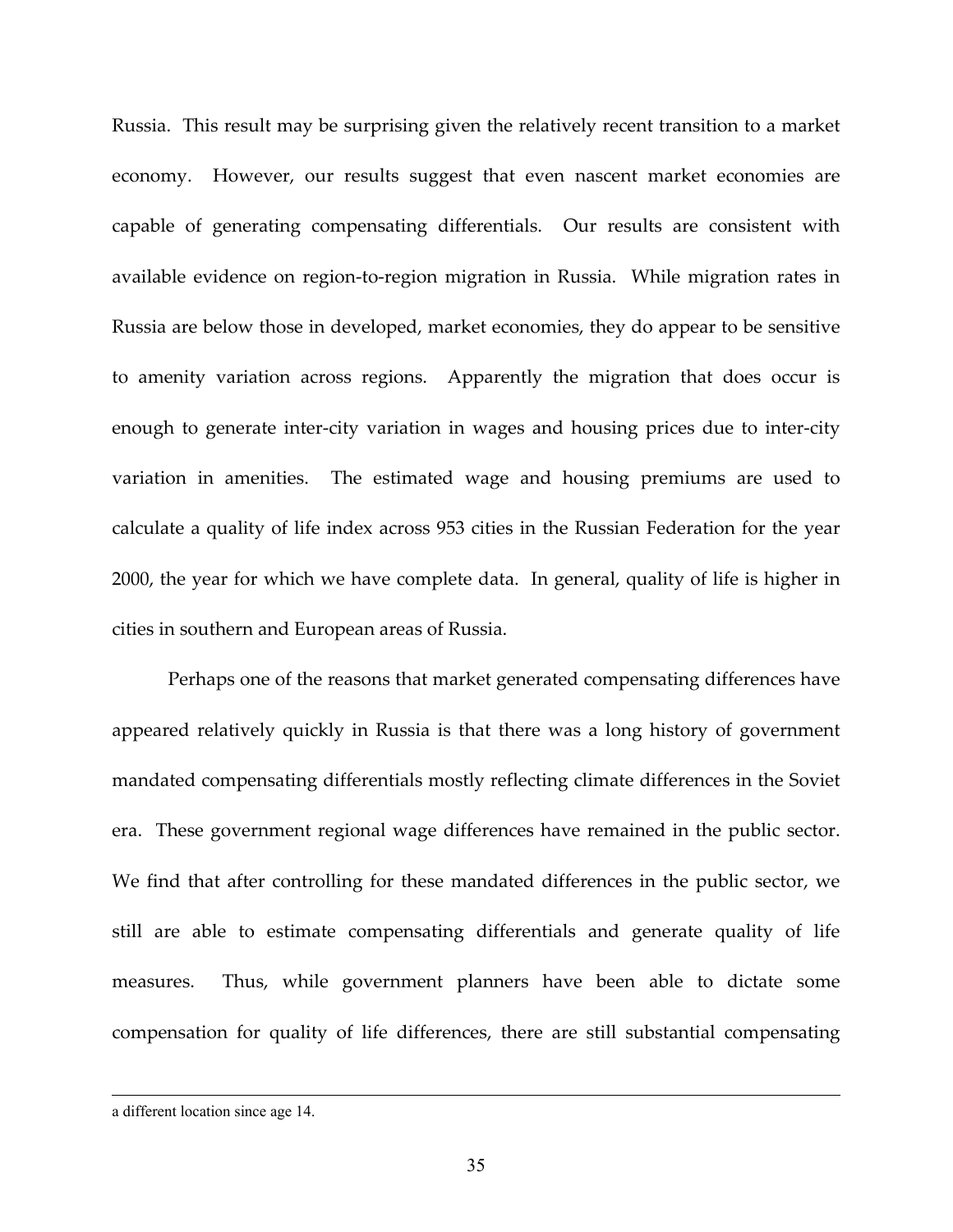Russia. This result may be surprising given the relatively recent transition to a market economy. However, our results suggest that even nascent market economies are capable of generating compensating differentials. Our results are consistent with available evidence on region-to-region migration in Russia. While migration rates in Russia are below those in developed, market economies, they do appear to be sensitive to amenity variation across regions. Apparently the migration that does occur is enough to generate inter-city variation in wages and housing prices due to inter-city variation in amenities. The estimated wage and housing premiums are used to calculate a quality of life index across 953 cities in the Russian Federation for the year 2000, the year for which we have complete data. In general, quality of life is higher in cities in southern and European areas of Russia.

Perhaps one of the reasons that market generated compensating differences have appeared relatively quickly in Russia is that there was a long history of government mandated compensating differentials mostly reflecting climate differences in the Soviet era. These government regional wage differences have remained in the public sector. We find that after controlling for these mandated differences in the public sector, we still are able to estimate compensating differentials and generate quality of life measures. Thus, while government planners have been able to dictate some compensation for quality of life differences, there are still substantial compensating

---

a different location since age 14.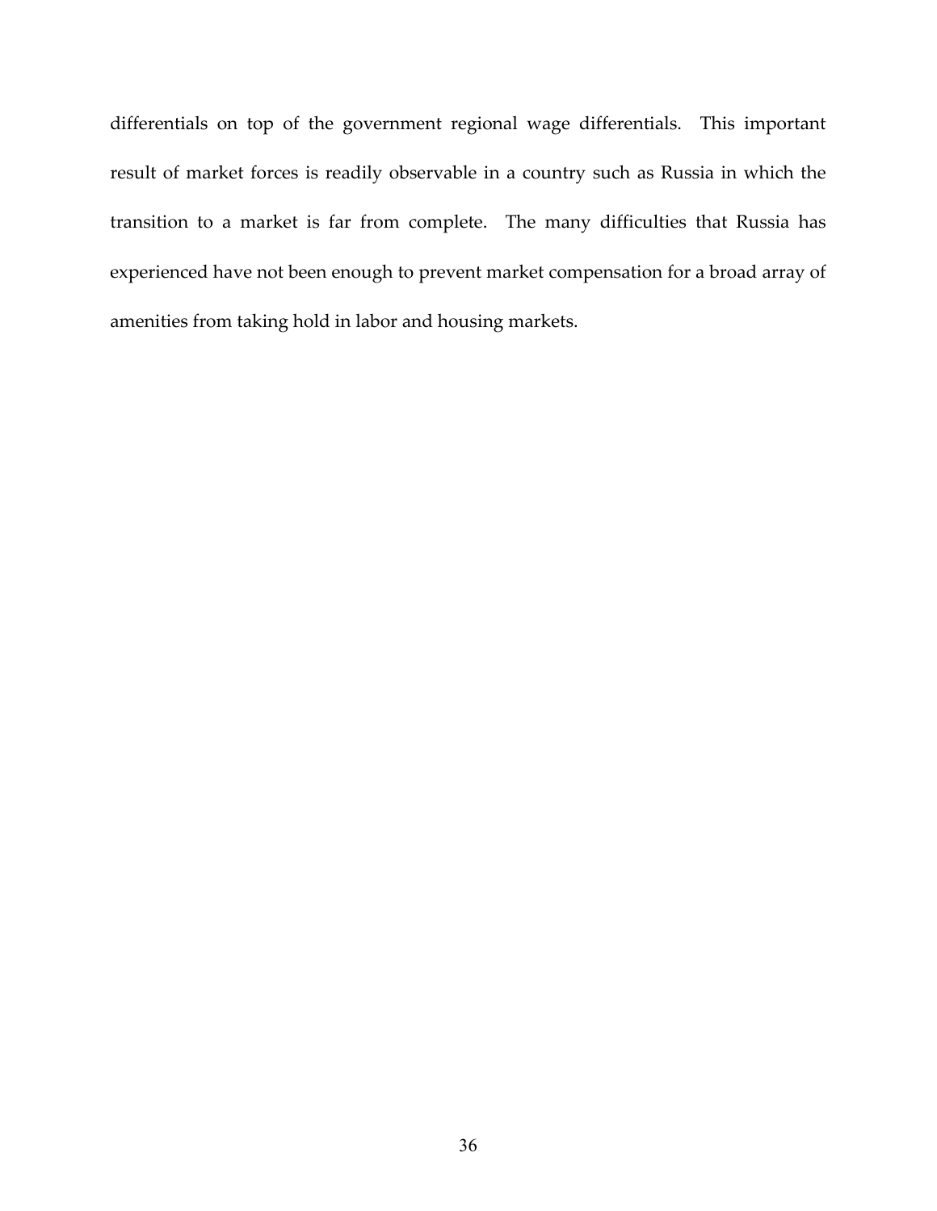differentials on top of the government regional wage differentials. This important result of market forces is readily observable in a country such as Russia in which the transition to a market is far from complete. The many difficulties that Russia has experienced have not been enough to prevent market compensation for a broad array of amenities from taking hold in labor and housing markets.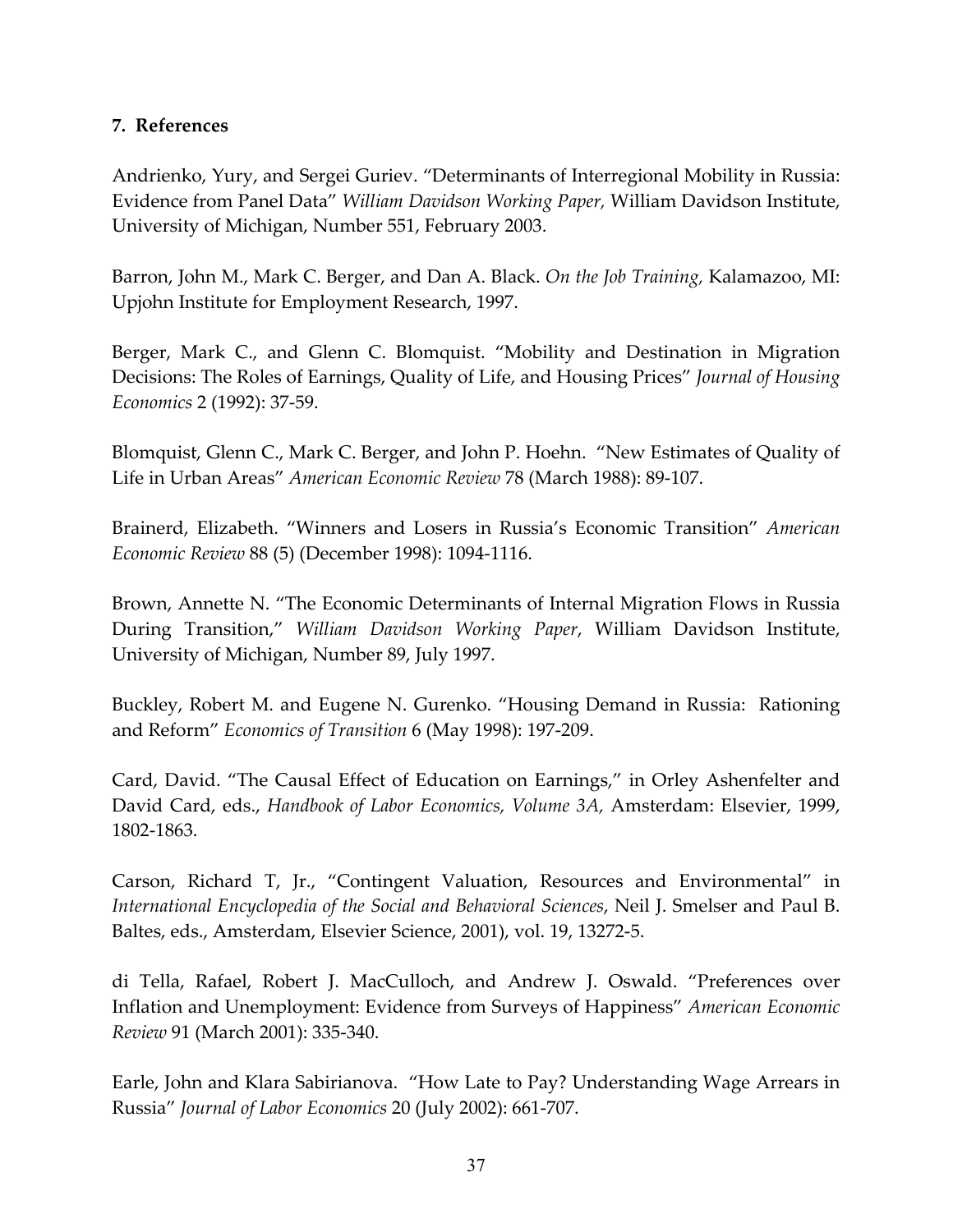## 7. References

Andrienko, Yury, and Sergei Guriev. "Determinants of Interregional Mobility in Russia: Evidence from Panel Data" *William Davidson Working Paper,* William Davidson Institute, University of Michigan, Number 551, February 2003.

Barron, John M., Mark C. Berger, and Dan A. Black. *On the Job Training,* Kalamazoo, MI: Upjohn Institute for Employment Research, 1997.

Berger, Mark C., and Glenn C. Blomquist. "Mobility and Destination in Migration Decisions: The Roles of Earnings, Quality of Life, and Housing Prices" *Journal of Housing Economics* 2 (1992): 37-59.

Blomquist, Glenn C., Mark C. Berger, and John P. Hoehn. "New Estimates of Quality of Life in Urban Areas" *American Economic Review* 78 (March 1988): 89-107.

Brainerd, Elizabeth. "Winners and Losers in Russia's Economic Transition" *American Economic Review* 88 (5) (December 1998): 1094-1116.

Brown, Annette N. "The Economic Determinants of Internal Migration Flows in Russia During Transition," *William Davidson Working Paper*, William Davidson Institute, University of Michigan, Number 89, July 1997.

Buckley, Robert M. and Eugene N. Gurenko. "Housing Demand in Russia: Rationing and Reform" *Economics of Transition* 6 (May 1998): 197-209.

Card, David. "The Causal Effect of Education on Earnings," in Orley Ashenfelter and David Card, eds., *Handbook of Labor Economics, Volume 3A,* Amsterdam: Elsevier, 1999, 1802-1863.

Carson, Richard T, Jr., "Contingent Valuation, Resources and Environmental" in *International Encyclopedia of the Social and Behavioral Sciences*, Neil J. Smelser and Paul B. Baltes, eds., Amsterdam, Elsevier Science, 2001), vol. 19, 13272-5.

di Tella, Rafael, Robert J. MacCulloch, and Andrew J. Oswald. "Preferences over Inflation and Unemployment: Evidence from Surveys of Happiness" *American Economic Review* 91 (March 2001): 335-340.

Earle, John and Klara Sabirianova. "How Late to Pay? Understanding Wage Arrears in Russia" *Journal of Labor Economics* 20 (July 2002): 661-707.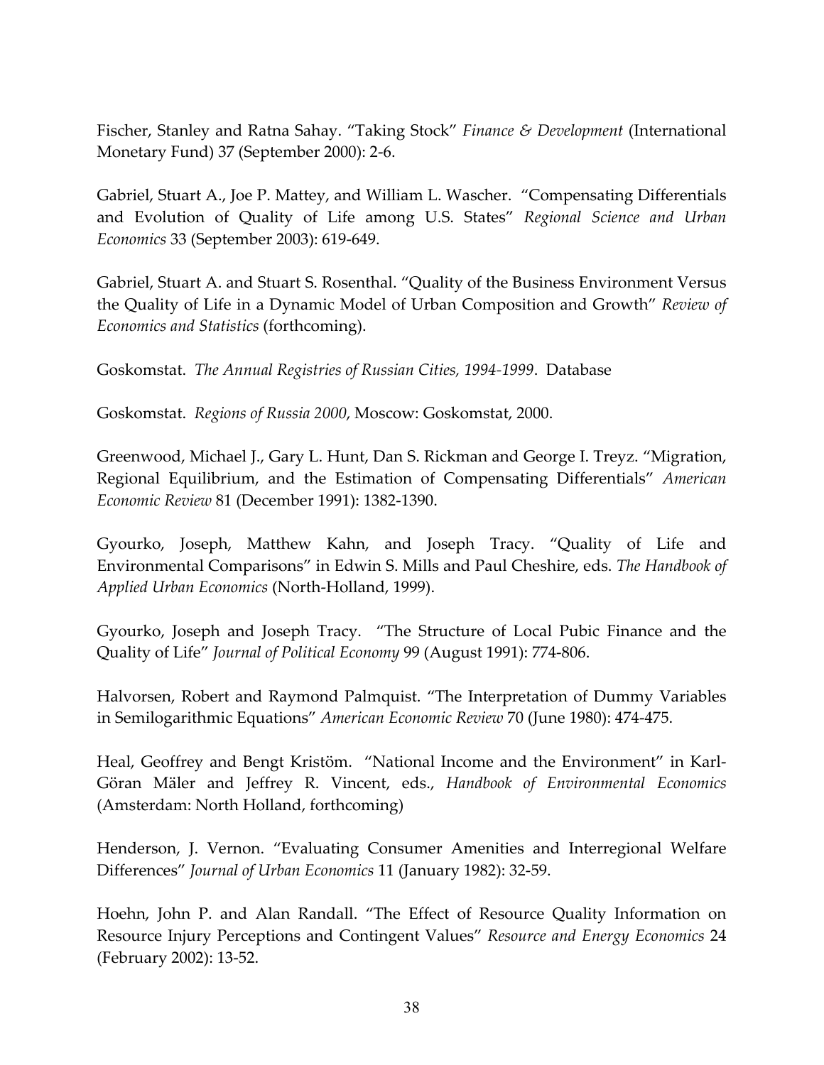Fischer, Stanley and Ratna Sahay. "Taking Stock" *Finance & Development* (International Monetary Fund) 37 (September 2000): 2-6.

Gabriel, Stuart A., Joe P. Mattey, and William L. Wascher. "Compensating Differentials and Evolution of Quality of Life among U.S. States" *Regional Science and Urban Economics* 33 (September 2003): 619-649.

Gabriel, Stuart A. and Stuart S. Rosenthal. "Quality of the Business Environment Versus the Quality of Life in a Dynamic Model of Urban Composition and Growth" *Review of Economics and Statistics* (forthcoming).

Goskomstat. *The Annual Registries of Russian Cities, 1994-1999*. Database

Goskomstat. *Regions of Russia 2000*, Moscow: Goskomstat, 2000.

Greenwood, Michael J., Gary L. Hunt, Dan S. Rickman and George I. Treyz. "Migration, Regional Equilibrium, and the Estimation of Compensating Differentials" *American Economic Review* 81 (December 1991): 1382-1390.

Gyourko, Joseph, Matthew Kahn, and Joseph Tracy. "Quality of Life and Environmental Comparisons" in Edwin S. Mills and Paul Cheshire, eds. *The Handbook of Applied Urban Economics* (North-Holland, 1999).

Gyourko, Joseph and Joseph Tracy. "The Structure of Local Pubic Finance and the Quality of Life" *Journal of Political Economy* 99 (August 1991): 774-806.

Halvorsen, Robert and Raymond Palmquist. "The Interpretation of Dummy Variables in Semilogarithmic Equations" *American Economic Review* 70 (June 1980): 474-475.

Heal, Geoffrey and Bengt Kristöm. "National Income and the Environment" in Karl-Göran Mäler and Jeffrey R. Vincent, eds., *Handbook of Environmental Economics* (Amsterdam: North Holland, forthcoming)

Henderson, J. Vernon. "Evaluating Consumer Amenities and Interregional Welfare Differences" *Journal of Urban Economics* 11 (January 1982): 32-59.

Hoehn, John P. and Alan Randall. "The Effect of Resource Quality Information on Resource Injury Perceptions and Contingent Values" *Resource and Energy Economics* 24 (February 2002): 13-52.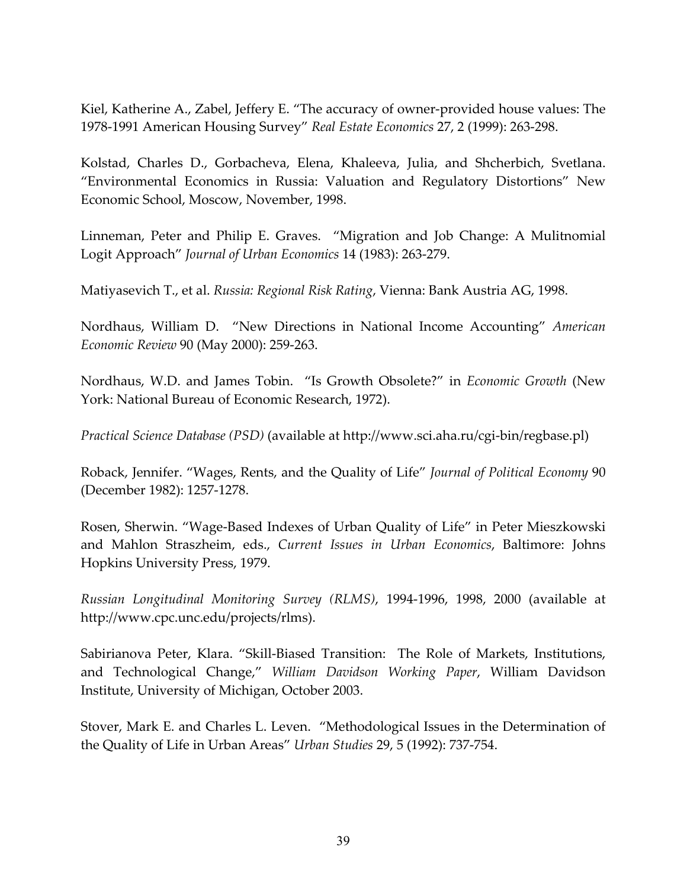Kiel, Katherine A., Zabel, Jeffery E. "The accuracy of owner-provided house values: The 1978-1991 American Housing Survey" *Real Estate Economics* 27, 2 (1999): 263-298.

Kolstad, Charles D., Gorbacheva, Elena, Khaleeva, Julia, and Shcherbich, Svetlana. "Environmental Economics in Russia: Valuation and Regulatory Distortions" New Economic School, Moscow, November, 1998.

Linneman, Peter and Philip E. Graves. "Migration and Job Change: A Mulitnomial Logit Approach" *Journal of Urban Economics* 14 (1983): 263-279.

Matiyasevich T., et al. *Russia: Regional Risk Rating*, Vienna: Bank Austria AG, 1998.

Nordhaus, William D. "New Directions in National Income Accounting" *American Economic Review* 90 (May 2000): 259-263.

Nordhaus, W.D. and James Tobin. "Is Growth Obsolete?" in *Economic Growth* (New York: National Bureau of Economic Research, 1972).

*Practical Science Database (PSD)* (available at http://www.sci.aha.ru/cgi-bin/regbase.pl)

Roback, Jennifer. "Wages, Rents, and the Quality of Life" *Journal of Political Economy* 90 (December 1982): 1257-1278.

Rosen, Sherwin. "Wage-Based Indexes of Urban Quality of Life" in Peter Mieszkowski and Mahlon Straszheim, eds., *Current Issues in Urban Economics*, Baltimore: Johns Hopkins University Press, 1979.

*Russian Longitudinal Monitoring Survey (RLMS)*, 1994-1996, 1998, 2000 (available at http://www.cpc.unc.edu/projects/rlms).

Sabirianova Peter, Klara. "Skill-Biased Transition: The Role of Markets, Institutions, and Technological Change," *William Davidson Working Paper*, William Davidson Institute, University of Michigan, October 2003.

Stover, Mark E. and Charles L. Leven. "Methodological Issues in the Determination of the Quality of Life in Urban Areas" *Urban Studies* 29, 5 (1992): 737-754.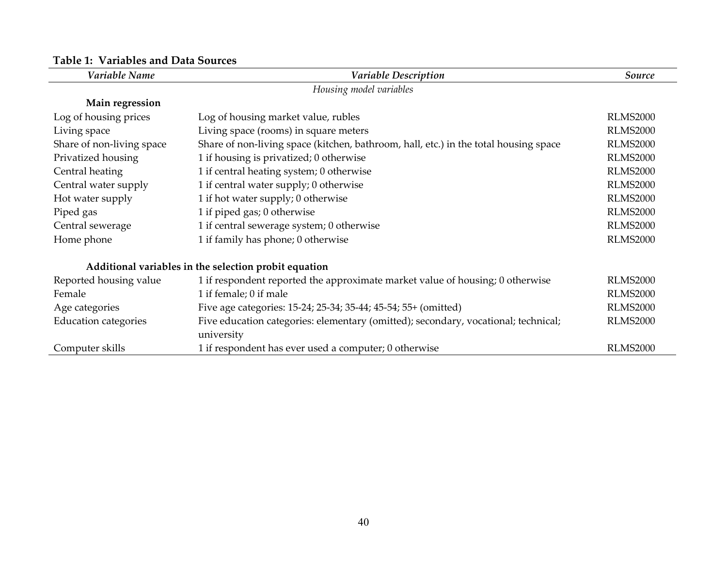**Table 1: Variables and Data Sources**

| *Variable Name* | *Variable Description* | *Source* |
|---|---|---|
| | *Housing model variables* | |
| **Main regression** | | |
| Log of housing prices | Log of housing market value, rubles | RLMS2000 |
| Living space | Living space (rooms) in square meters | RLMS2000 |
| Share of non-living space | Share of non-living space (kitchen, bathroom, hall, etc.) in the total housing space | RLMS2000 |
| Privatized housing | 1 if housing is privatized; 0 otherwise | RLMS2000 |
| Central heating | 1 if central heating system; 0 otherwise | RLMS2000 |
| Central water supply | 1 if central water supply; 0 otherwise | RLMS2000 |
| Hot water supply | 1 if hot water supply; 0 otherwise | RLMS2000 |
| Piped gas | 1 if piped gas; 0 otherwise | RLMS2000 |
| Central sewerage | 1 if central sewerage system; 0 otherwise | RLMS2000 |
| Home phone | 1 if family has phone; 0 otherwise | RLMS2000 |
| **Additional variables in the selection probit equation** | | |
| Reported housing value | 1 if respondent reported the approximate market value of housing; 0 otherwise | RLMS2000 |
| Female | 1 if female; 0 if male | RLMS2000 |
| Age categories | Five age categories: 15-24; 25-34; 35-44; 45-54; 55+ (omitted) | RLMS2000 |
| Education categories | Five education categories: elementary (omitted); secondary, vocational; technical; university | RLMS2000 |
| Computer skills | 1 if respondent has ever used a computer; 0 otherwise | RLMS2000 |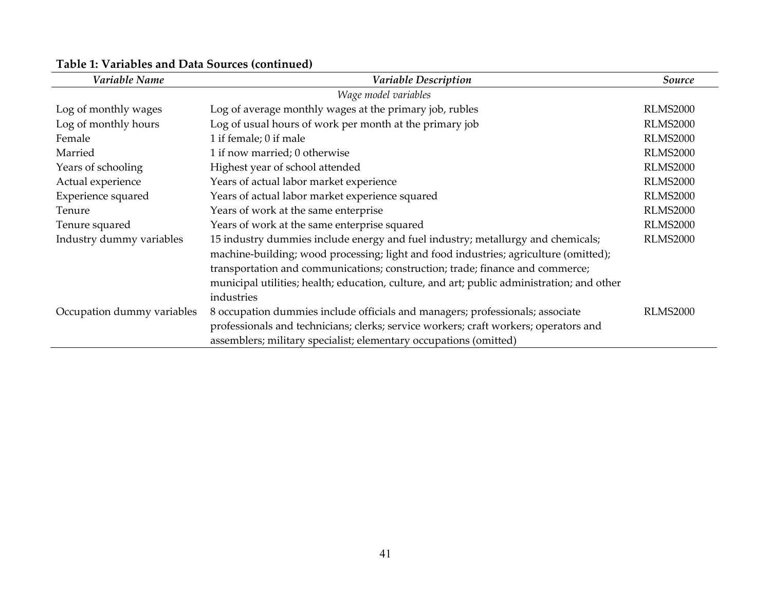**Table 1: Variables and Data Sources (continued)**

| *Variable Name* | *Variable Description* | *Source* |
|---|---|---|
| | *Wage model variables* | |
| Log of monthly wages | Log of average monthly wages at the primary job, rubles | RLMS2000 |
| Log of monthly hours | Log of usual hours of work per month at the primary job | RLMS2000 |
| Female | 1 if female; 0 if male | RLMS2000 |
| Married | 1 if now married; 0 otherwise | RLMS2000 |
| Years of schooling | Highest year of school attended | RLMS2000 |
| Actual experience | Years of actual labor market experience | RLMS2000 |
| Experience squared | Years of actual labor market experience squared | RLMS2000 |
| Tenure | Years of work at the same enterprise | RLMS2000 |
| Tenure squared | Years of work at the same enterprise squared | RLMS2000 |
| Industry dummy variables | 15 industry dummies include energy and fuel industry; metallurgy and chemicals; machine-building; wood processing; light and food industries; agriculture (omitted); transportation and communications; construction; trade; finance and commerce; municipal utilities; health; education, culture, and art; public administration; and other industries | RLMS2000 |
| Occupation dummy variables | 8 occupation dummies include officials and managers; professionals; associate professionals and technicians; clerks; service workers; craft workers; operators and assemblers; military specialist; elementary occupations (omitted) | RLMS2000 |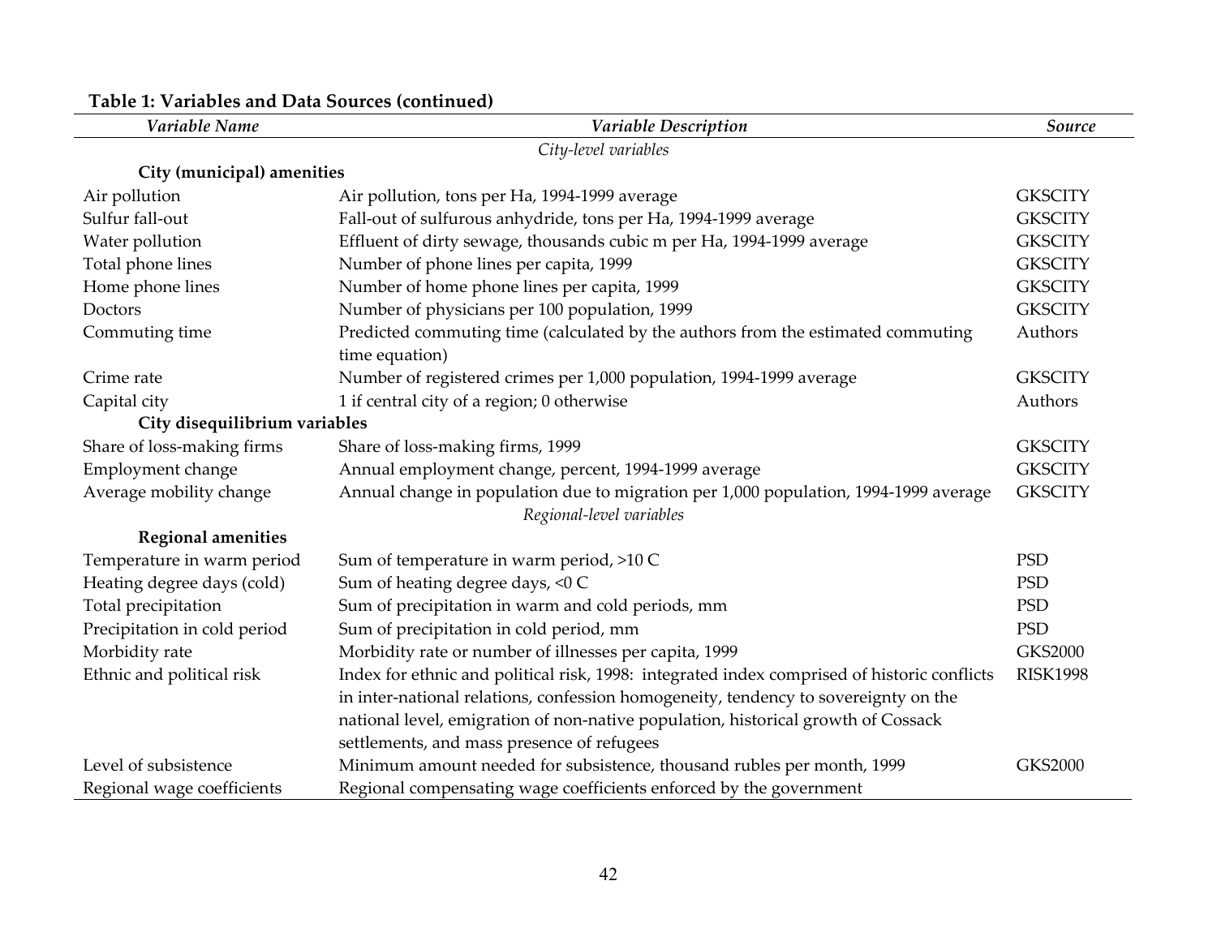**Table 1: Variables and Data Sources (continued)**

| *Variable Name* | *Variable Description* | *Source* |
|---|---|---|
| | *City-level variables* | |
| **City (municipal) amenities** | | |
| Air pollution | Air pollution, tons per Ha, 1994-1999 average | GKSCITY |
| Sulfur fall-out | Fall-out of sulfurous anhydride, tons per Ha, 1994-1999 average | GKSCITY |
| Water pollution | Effluent of dirty sewage, thousands cubic m per Ha, 1994-1999 average | GKSCITY |
| Total phone lines | Number of phone lines per capita, 1999 | GKSCITY |
| Home phone lines | Number of home phone lines per capita, 1999 | GKSCITY |
| Doctors | Number of physicians per 100 population, 1999 | GKSCITY |
| Commuting time | Predicted commuting time (calculated by the authors from the estimated commuting time equation) | Authors |
| Crime rate | Number of registered crimes per 1,000 population, 1994-1999 average | GKSCITY |
| Capital city | 1 if central city of a region; 0 otherwise | Authors |
| **City disequilibrium variables** | | |
| Share of loss-making firms | Share of loss-making firms, 1999 | GKSCITY |
| Employment change | Annual employment change, percent, 1994-1999 average | GKSCITY |
| Average mobility change | Annual change in population due to migration per 1,000 population, 1994-1999 average | GKSCITY |
| | *Regional-level variables* | |
| **Regional amenities** | | |
| Temperature in warm period | Sum of temperature in warm period, >10 C | PSD |
| Heating degree days (cold) | Sum of heating degree days, <0 C | PSD |
| Total precipitation | Sum of precipitation in warm and cold periods, mm | PSD |
| Precipitation in cold period | Sum of precipitation in cold period, mm | PSD |
| Morbidity rate | Morbidity rate or number of illnesses per capita, 1999 | GKS2000 |
| Ethnic and political risk | Index for ethnic and political risk, 1998: integrated index comprised of historic conflicts in inter-national relations, confession homogeneity, tendency to sovereignty on the national level, emigration of non-native population, historical growth of Cossack settlements, and mass presence of refugees | RISK1998 |
| Level of subsistence | Minimum amount needed for subsistence, thousand rubles per month, 1999 | GKS2000 |
| Regional wage coefficients | Regional compensating wage coefficients enforced by the government | |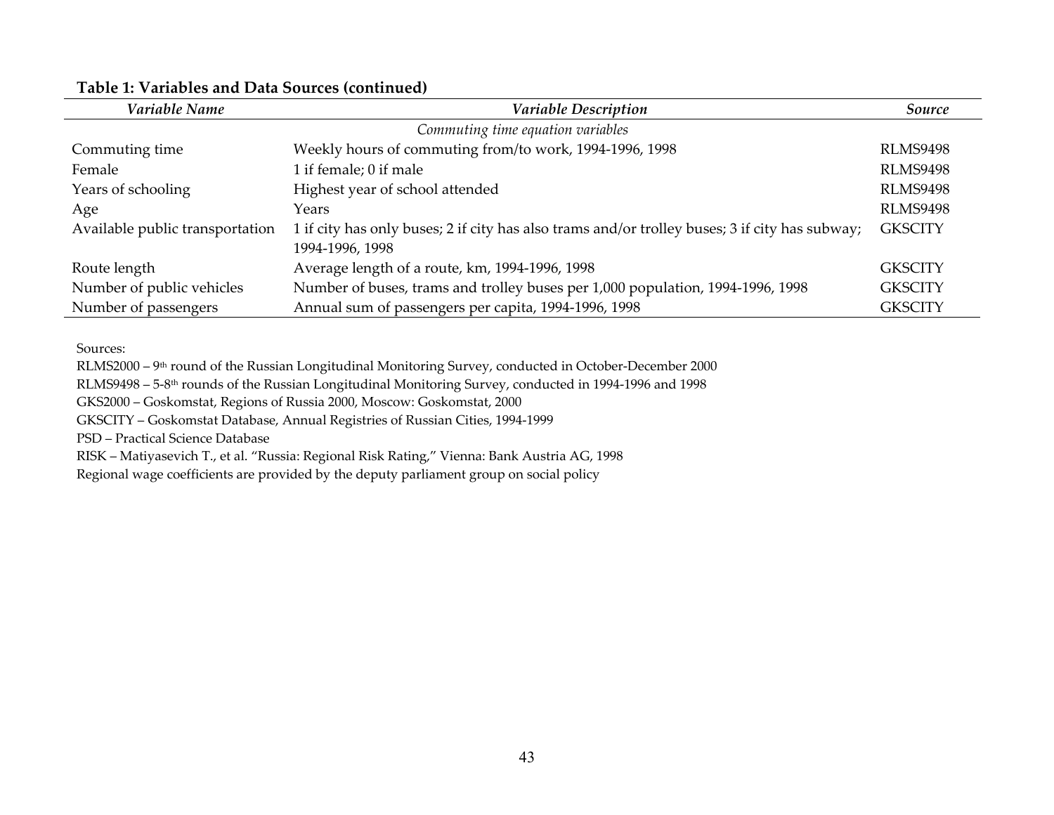**Table 1: Variables and Data Sources (continued)**

| *Variable Name* | *Variable Description* | *Source* |
|---|---|---|
| | *Commuting time equation variables* | |
| Commuting time | Weekly hours of commuting from/to work, 1994-1996, 1998 | RLMS9498 |
| Female | 1 if female; 0 if male | RLMS9498 |
| Years of schooling | Highest year of school attended | RLMS9498 |
| Age | Years | RLMS9498 |
| Available public transportation | 1 if city has only buses; 2 if city has also trams and/or trolley buses; 3 if city has subway; 1994-1996, 1998 | GKSCITY |
| Route length | Average length of a route, km, 1994-1996, 1998 | GKSCITY |
| Number of public vehicles | Number of buses, trams and trolley buses per 1,000 population, 1994-1996, 1998 | GKSCITY |
| Number of passengers | Annual sum of passengers per capita, 1994-1996, 1998 | GKSCITY |

Sources:

RLMS2000 – 9th round of the Russian Longitudinal Monitoring Survey, conducted in October-December 2000

RLMS9498 – 5-8th rounds of the Russian Longitudinal Monitoring Survey, conducted in 1994-1996 and 1998

GKS2000 – Goskomstat, Regions of Russia 2000, Moscow: Goskomstat, 2000

GKSCITY – Goskomstat Database, Annual Registries of Russian Cities, 1994-1999

PSD – Practical Science Database

RISK – Matiyasevich T., et al. "Russia: Regional Risk Rating," Vienna: Bank Austria AG, 1998

Regional wage coefficients are provided by the deputy parliament group on social policy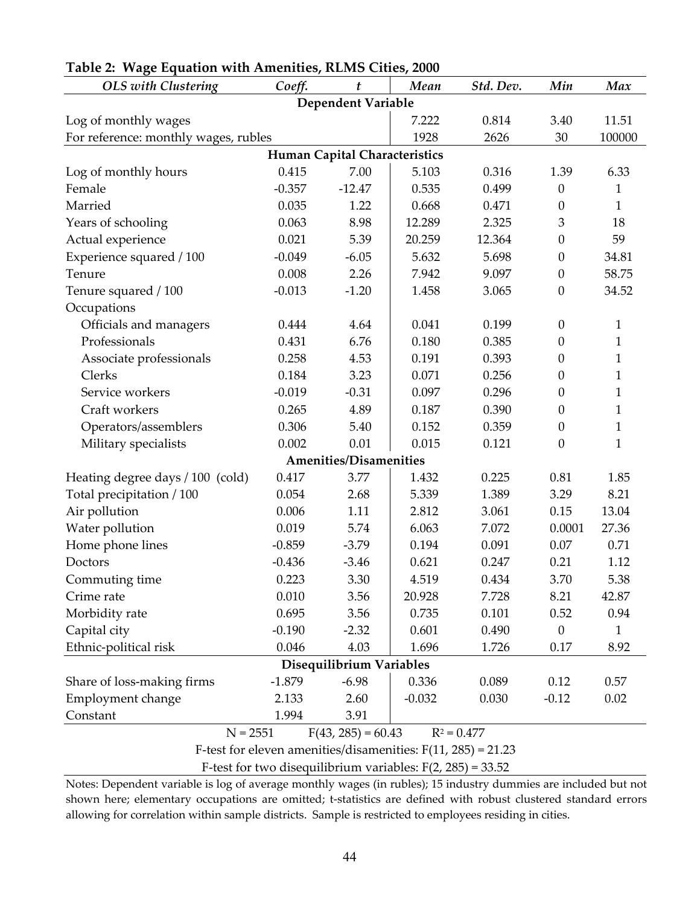**Table 2: Wage Equation with Amenities, RLMS Cities, 2000**

| *OLS with Clustering* | *Coeff.* | *t* | *Mean* | *Std. Dev.* | *Min* | *Max* |
|---|---|---|---|---|---|---|
| **Dependent Variable** | | | | | | |
| Log of monthly wages | | | 7.222 | 0.814 | 3.40 | 11.51 |
| For reference: monthly wages, rubles | | | 1928 | 2626 | 30 | 100000 |
| **Human Capital Characteristics** | | | | | | |
| Log of monthly hours | 0.415 | 7.00 | 5.103 | 0.316 | 1.39 | 6.33 |
| Female | -0.357 | -12.47 | 0.535 | 0.499 | 0 | 1 |
| Married | 0.035 | 1.22 | 0.668 | 0.471 | 0 | 1 |
| Years of schooling | 0.063 | 8.98 | 12.289 | 2.325 | 3 | 18 |
| Actual experience | 0.021 | 5.39 | 20.259 | 12.364 | 0 | 59 |
| Experience squared / 100 | -0.049 | -6.05 | 5.632 | 5.698 | 0 | 34.81 |
| Tenure | 0.008 | 2.26 | 7.942 | 9.097 | 0 | 58.75 |
| Tenure squared / 100 | -0.013 | -1.20 | 1.458 | 3.065 | 0 | 34.52 |
| Occupations | | | | | | |
| Officials and managers | 0.444 | 4.64 | 0.041 | 0.199 | 0 | 1 |
| Professionals | 0.431 | 6.76 | 0.180 | 0.385 | 0 | 1 |
| Associate professionals | 0.258 | 4.53 | 0.191 | 0.393 | 0 | 1 |
| Clerks | 0.184 | 3.23 | 0.071 | 0.256 | 0 | 1 |
| Service workers | -0.019 | -0.31 | 0.097 | 0.296 | 0 | 1 |
| Craft workers | 0.265 | 4.89 | 0.187 | 0.390 | 0 | 1 |
| Operators/assemblers | 0.306 | 5.40 | 0.152 | 0.359 | 0 | 1 |
| Military specialists | 0.002 | 0.01 | 0.015 | 0.121 | 0 | 1 |
| **Amenities/Disamenities** | | | | | | |
| Heating degree days / 100 (cold) | 0.417 | 3.77 | 1.432 | 0.225 | 0.81 | 1.85 |
| Total precipitation / 100 | 0.054 | 2.68 | 5.339 | 1.389 | 3.29 | 8.21 |
| Air pollution | 0.006 | 1.11 | 2.812 | 3.061 | 0.15 | 13.04 |
| Water pollution | 0.019 | 5.74 | 6.063 | 7.072 | 0.0001 | 27.36 |
| Home phone lines | -0.859 | -3.79 | 0.194 | 0.091 | 0.07 | 0.71 |
| Doctors | -0.436 | -3.46 | 0.621 | 0.247 | 0.21 | 1.12 |
| Commuting time | 0.223 | 3.30 | 4.519 | 0.434 | 3.70 | 5.38 |
| Crime rate | 0.010 | 3.56 | 20.928 | 7.728 | 8.21 | 42.87 |
| Morbidity rate | 0.695 | 3.56 | 0.735 | 0.101 | 0.52 | 0.94 |
| Capital city | -0.190 | -2.32 | 0.601 | 0.490 | 0 | 1 |
| Ethnic-political risk | 0.046 | 4.03 | 1.696 | 1.726 | 0.17 | 8.92 |
| **Disequilibrium Variables** | | | | | | |
| Share of loss-making firms | -1.879 | -6.98 | 0.336 | 0.089 | 0.12 | 0.57 |
| Employment change | 2.133 | 2.60 | -0.032 | 0.030 | -0.12 | 0.02 |
| Constant | 1.994 | 3.91 | | | | |

N = 2551 $F(43, 285) = 60.43$ $R^2 = 0.477$

F-test for eleven amenities/disamenities: $F(11, 285) = 21.23$

F-test for two disequilibrium variables: $F(2, 285) = 33.52$

Notes: Dependent variable is log of average monthly wages (in rubles); 15 industry dummies are included but not shown here; elementary occupations are omitted; t-statistics are defined with robust clustered standard errors allowing for correlation within sample districts. Sample is restricted to employees residing in cities.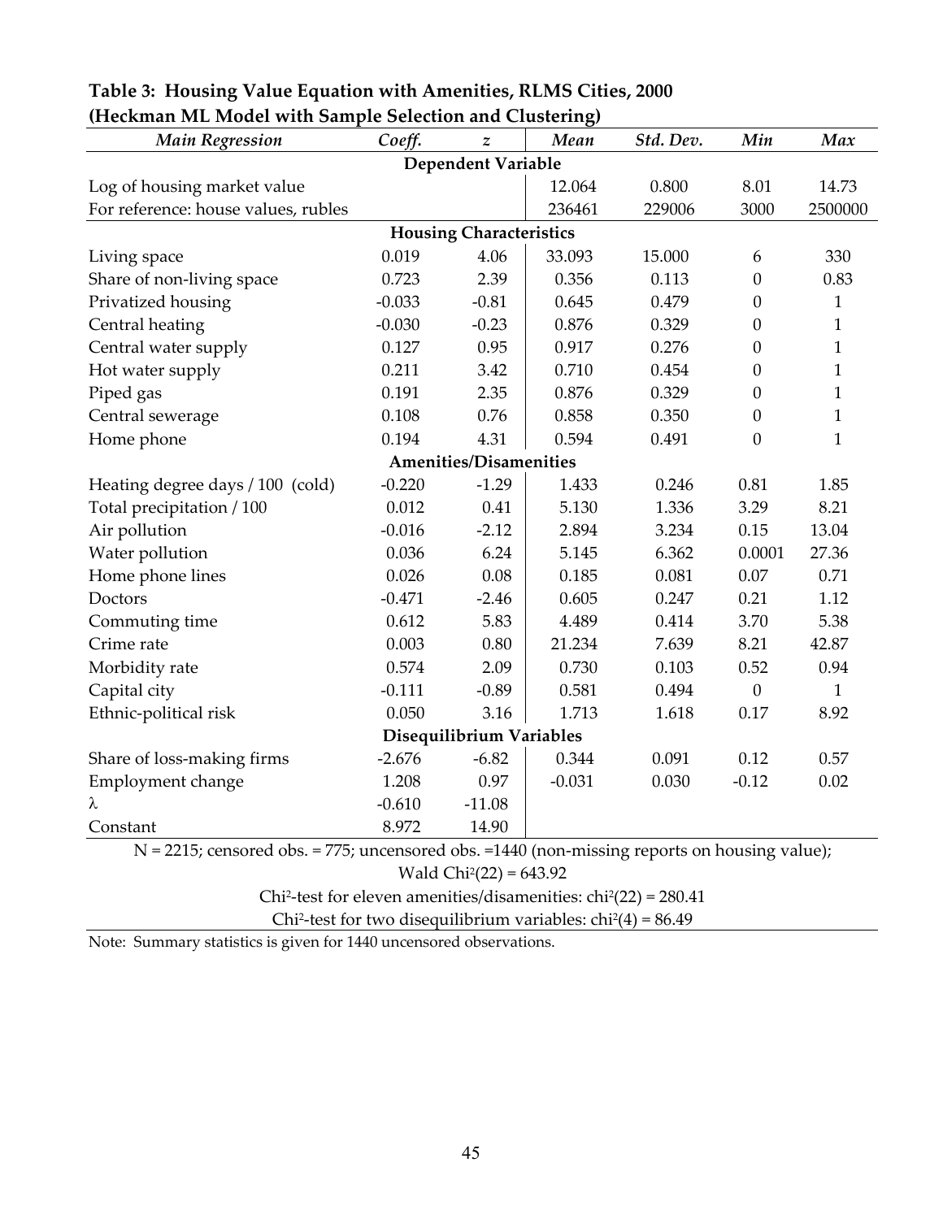**Table 3: Housing Value Equation with Amenities, RLMS Cities, 2000 (Heckman ML Model with Sample Selection and Clustering)**

| *Main Regression* | *Coeff.* | *z* | *Mean* | *Std. Dev.* | *Min* | *Max* |
|---|---|---|---|---|---|---|
| **Dependent Variable** | | | | | | |
| Log of housing market value | | | 12.064 | 0.800 | 8.01 | 14.73 |
| For reference: house values, rubles | | | 236461 | 229006 | 3000 | 2500000 |
| **Housing Characteristics** | | | | | | |
| Living space | 0.019 | 4.06 | 33.093 | 15.000 | 6 | 330 |
| Share of non-living space | 0.723 | 2.39 | 0.356 | 0.113 | 0 | 0.83 |
| Privatized housing | -0.033 | -0.81 | 0.645 | 0.479 | 0 | 1 |
| Central heating | -0.030 | -0.23 | 0.876 | 0.329 | 0 | 1 |
| Central water supply | 0.127 | 0.95 | 0.917 | 0.276 | 0 | 1 |
| Hot water supply | 0.211 | 3.42 | 0.710 | 0.454 | 0 | 1 |
| Piped gas | 0.191 | 2.35 | 0.876 | 0.329 | 0 | 1 |
| Central sewerage | 0.108 | 0.76 | 0.858 | 0.350 | 0 | 1 |
| Home phone | 0.194 | 4.31 | 0.594 | 0.491 | 0 | 1 |
| **Amenities/Disamenities** | | | | | | |
| Heating degree days / 100 (cold) | -0.220 | -1.29 | 1.433 | 0.246 | 0.81 | 1.85 |
| Total precipitation / 100 | 0.012 | 0.41 | 5.130 | 1.336 | 3.29 | 8.21 |
| Air pollution | -0.016 | -2.12 | 2.894 | 3.234 | 0.15 | 13.04 |
| Water pollution | 0.036 | 6.24 | 5.145 | 6.362 | 0.0001 | 27.36 |
| Home phone lines | 0.026 | 0.08 | 0.185 | 0.081 | 0.07 | 0.71 |
| Doctors | -0.471 | -2.46 | 0.605 | 0.247 | 0.21 | 1.12 |
| Commuting time | 0.612 | 5.83 | 4.489 | 0.414 | 3.70 | 5.38 |
| Crime rate | 0.003 | 0.80 | 21.234 | 7.639 | 8.21 | 42.87 |
| Morbidity rate | 0.574 | 2.09 | 0.730 | 0.103 | 0.52 | 0.94 |
| Capital city | -0.111 | -0.89 | 0.581 | 0.494 | 0 | 1 |
| Ethnic-political risk | 0.050 | 3.16 | 1.713 | 1.618 | 0.17 | 8.92 |
| **Disequilibrium Variables** | | | | | | |
| Share of loss-making firms | -2.676 | -6.82 | 0.344 | 0.091 | 0.12 | 0.57 |
| Employment change | 1.208 | 0.97 | -0.031 | 0.030 | -0.12 | 0.02 |
| $\lambda$ | -0.610 | -11.08 | | | | |
| Constant | 8.972 | 14.90 | | | | |

N = 2215; censored obs. = 775; uncensored obs. =1440 (non-missing reports on housing value);

Wald $Chi^2(22)$ = 643.92

$Chi^2$-test for eleven amenities/disamenities: $chi^2(22)$ = 280.41

$Chi^2$-test for two disequilibrium variables: $chi^2(4)$ = 86.49

Note: Summary statistics is given for 1440 uncensored observations.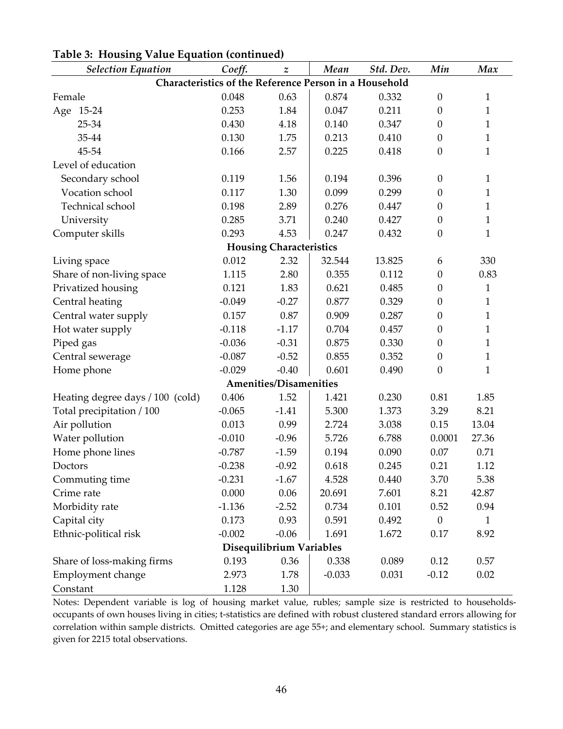**Table 3: Housing Value Equation (continued)**

| *Selection Equation* | *Coeff.* | *z* | *Mean* | *Std. Dev.* | *Min* | *Max* |
|---|---|---|---|---|---|---|
| **Characteristics of the Reference Person in a Household** | | | | | | |
| Female | 0.048 | 0.63 | 0.874 | 0.332 | 0 | 1 |
| Age 15-24 | 0.253 | 1.84 | 0.047 | 0.211 | 0 | 1 |
| 25-34 | 0.430 | 4.18 | 0.140 | 0.347 | 0 | 1 |
| 35-44 | 0.130 | 1.75 | 0.213 | 0.410 | 0 | 1 |
| 45-54 | 0.166 | 2.57 | 0.225 | 0.418 | 0 | 1 |
| Level of education | | | | | | |
| Secondary school | 0.119 | 1.56 | 0.194 | 0.396 | 0 | 1 |
| Vocation school | 0.117 | 1.30 | 0.099 | 0.299 | 0 | 1 |
| Technical school | 0.198 | 2.89 | 0.276 | 0.447 | 0 | 1 |
| University | 0.285 | 3.71 | 0.240 | 0.427 | 0 | 1 |
| Computer skills | 0.293 | 4.53 | 0.247 | 0.432 | 0 | 1 |
| **Housing Characteristics** | | | | | | |
| Living space | 0.012 | 2.32 | 32.544 | 13.825 | 6 | 330 |
| Share of non-living space | 1.115 | 2.80 | 0.355 | 0.112 | 0 | 0.83 |
| Privatized housing | 0.121 | 1.83 | 0.621 | 0.485 | 0 | 1 |
| Central heating | -0.049 | -0.27 | 0.877 | 0.329 | 0 | 1 |
| Central water supply | 0.157 | 0.87 | 0.909 | 0.287 | 0 | 1 |
| Hot water supply | -0.118 | -1.17 | 0.704 | 0.457 | 0 | 1 |
| Piped gas | -0.036 | -0.31 | 0.875 | 0.330 | 0 | 1 |
| Central sewerage | -0.087 | -0.52 | 0.855 | 0.352 | 0 | 1 |
| Home phone | -0.029 | -0.40 | 0.601 | 0.490 | 0 | 1 |
| **Amenities/Disamenities** | | | | | | |
| Heating degree days / 100 (cold) | 0.406 | 1.52 | 1.421 | 0.230 | 0.81 | 1.85 |
| Total precipitation / 100 | -0.065 | -1.41 | 5.300 | 1.373 | 3.29 | 8.21 |
| Air pollution | 0.013 | 0.99 | 2.724 | 3.038 | 0.15 | 13.04 |
| Water pollution | -0.010 | -0.96 | 5.726 | 6.788 | 0.0001 | 27.36 |
| Home phone lines | -0.787 | -1.59 | 0.194 | 0.090 | 0.07 | 0.71 |
| Doctors | -0.238 | -0.92 | 0.618 | 0.245 | 0.21 | 1.12 |
| Commuting time | -0.231 | -1.67 | 4.528 | 0.440 | 3.70 | 5.38 |
| Crime rate | 0.000 | 0.06 | 20.691 | 7.601 | 8.21 | 42.87 |
| Morbidity rate | -1.136 | -2.52 | 0.734 | 0.101 | 0.52 | 0.94 |
| Capital city | 0.173 | 0.93 | 0.591 | 0.492 | 0 | 1 |
| Ethnic-political risk | -0.002 | -0.06 | 1.691 | 1.672 | 0.17 | 8.92 |
| **Disequilibrium Variables** | | | | | | |
| Share of loss-making firms | 0.193 | 0.36 | 0.338 | 0.089 | 0.12 | 0.57 |
| Employment change | 2.973 | 1.78 | -0.033 | 0.031 | -0.12 | 0.02 |
| Constant | 1.128 | 1.30 | | | | |

Notes: Dependent variable is log of housing market value, rubles; sample size is restricted to households-occupants of own houses living in cities; t-statistics are defined with robust clustered standard errors allowing for correlation within sample districts. Omitted categories are age 55+; and elementary school. Summary statistics is given for 2215 total observations.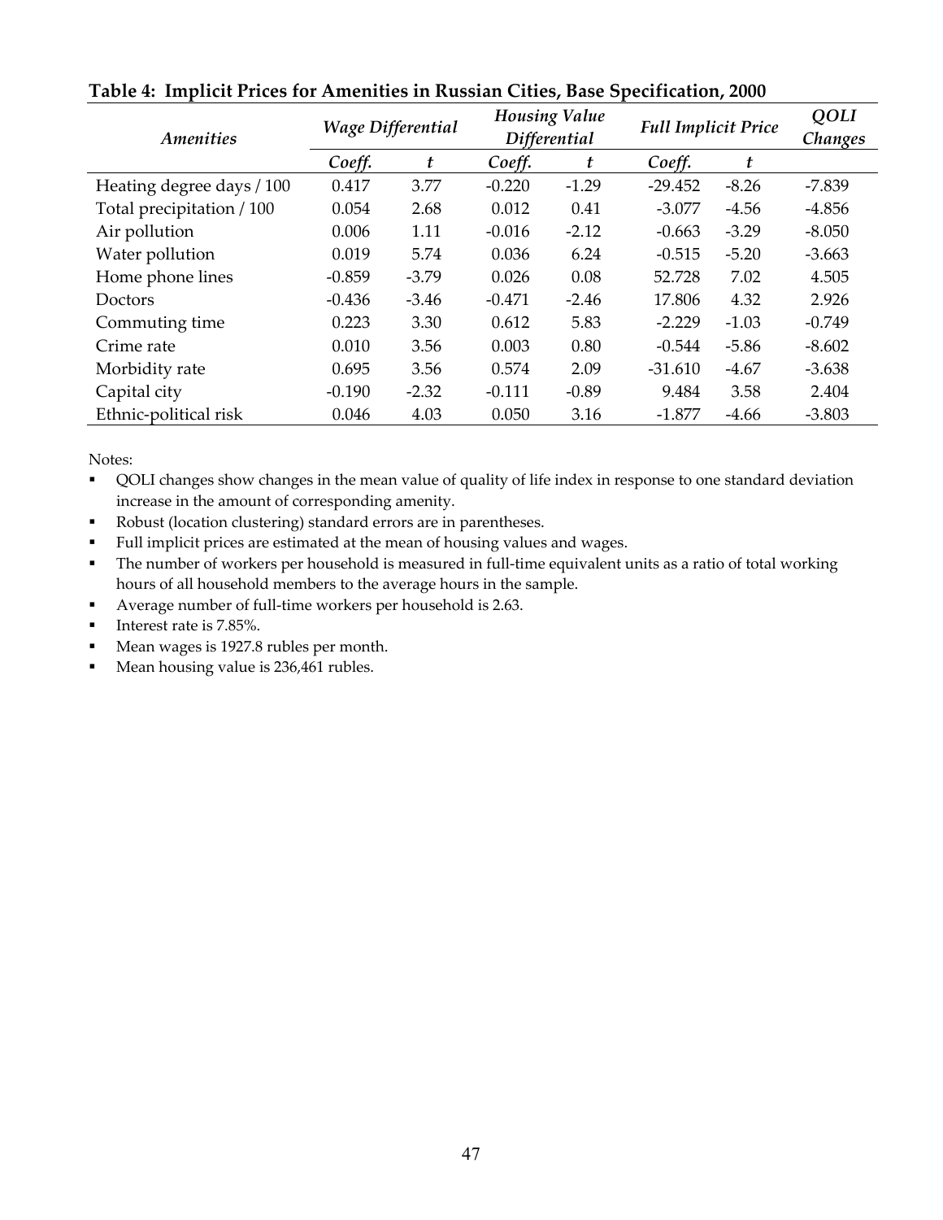**Table 4: Implicit Prices for Amenities in Russian Cities, Base Specification, 2000**

| *Amenities* | *Wage Differential* | | *Housing Value Differential* | | *Full Implicit Price* | | *QOLI Changes* |
|---|---|---|---|---|---|---|---|
| | *Coeff.* | *t* | *Coeff.* | *t* | *Coeff.* | *t* | |
| Heating degree days / 100 | 0.417 | 3.77 | -0.220 | -1.29 | -29.452 | -8.26 | -7.839 |
| Total precipitation / 100 | 0.054 | 2.68 | 0.012 | 0.41 | -3.077 | -4.56 | -4.856 |
| Air pollution | 0.006 | 1.11 | -0.016 | -2.12 | -0.663 | -3.29 | -8.050 |
| Water pollution | 0.019 | 5.74 | 0.036 | 6.24 | -0.515 | -5.20 | -3.663 |
| Home phone lines | -0.859 | -3.79 | 0.026 | 0.08 | 52.728 | 7.02 | 4.505 |
| Doctors | -0.436 | -3.46 | -0.471 | -2.46 | 17.806 | 4.32 | 2.926 |
| Commuting time | 0.223 | 3.30 | 0.612 | 5.83 | -2.229 | -1.03 | -0.749 |
| Crime rate | 0.010 | 3.56 | 0.003 | 0.80 | -0.544 | -5.86 | -8.602 |
| Morbidity rate | 0.695 | 3.56 | 0.574 | 2.09 | -31.610 | -4.67 | -3.638 |
| Capital city | -0.190 | -2.32 | -0.111 | -0.89 | 9.484 | 3.58 | 2.404 |
| Ethnic-political risk | 0.046 | 4.03 | 0.050 | 3.16 | -1.877 | -4.66 | -3.803 |

Notes:

- QOLI changes show changes in the mean value of quality of life index in response to one standard deviation increase in the amount of corresponding amenity.
- Robust (location clustering) standard errors are in parentheses.
- Full implicit prices are estimated at the mean of housing values and wages.
- The number of workers per household is measured in full-time equivalent units as a ratio of total working hours of all household members to the average hours in the sample.
- Average number of full-time workers per household is 2.63.
- Interest rate is 7.85%.
- Mean wages is 1927.8 rubles per month.
- Mean housing value is 236,461 rubles.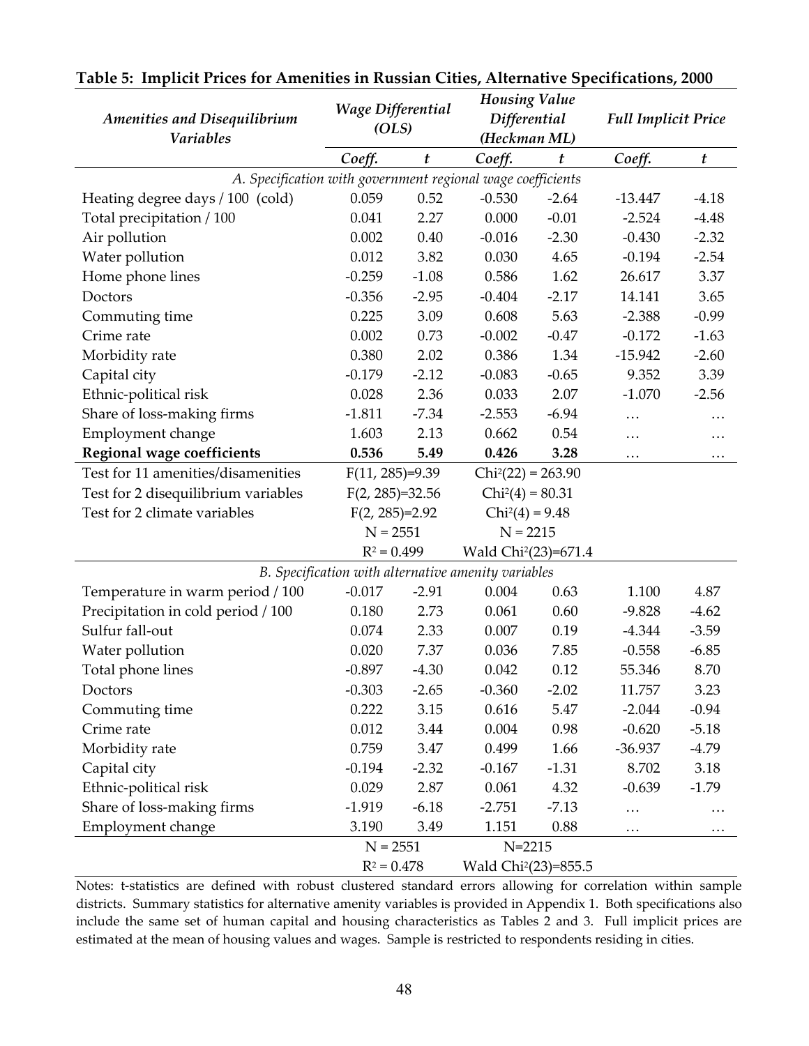**Table 5: Implicit Prices for Amenities in Russian Cities, Alternative Specifications, 2000**

| *Amenities and Disequilibrium Variables* | *Wage Differential (OLS)* | | *Housing Value Differential (Heckman ML)* | | *Full Implicit Price* | |
|---|---|---|---|---|---|---|
| | *Coeff.* | *t* | *Coeff.* | *t* | *Coeff.* | *t* |
| *A. Specification with government regional wage coefficients* | | | | | | |
| Heating degree days / 100 (cold) | 0.059 | 0.52 | -0.530 | -2.64 | -13.447 | -4.18 |
| Total precipitation / 100 | 0.041 | 2.27 | 0.000 | -0.01 | -2.524 | -4.48 |
| Air pollution | 0.002 | 0.40 | -0.016 | -2.30 | -0.430 | -2.32 |
| Water pollution | 0.012 | 3.82 | 0.030 | 4.65 | -0.194 | -2.54 |
| Home phone lines | -0.259 | -1.08 | 0.586 | 1.62 | 26.617 | 3.37 |
| Doctors | -0.356 | -2.95 | -0.404 | -2.17 | 14.141 | 3.65 |
| Commuting time | 0.225 | 3.09 | 0.608 | 5.63 | -2.388 | -0.99 |
| Crime rate | 0.002 | 0.73 | -0.002 | -0.47 | -0.172 | -1.63 |
| Morbidity rate | 0.380 | 2.02 | 0.386 | 1.34 | -15.942 | -2.60 |
| Capital city | -0.179 | -2.12 | -0.083 | -0.65 | 9.352 | 3.39 |
| Ethnic-political risk | 0.028 | 2.36 | 0.033 | 2.07 | -1.070 | -2.56 |
| Share of loss-making firms | -1.811 | -7.34 | -2.553 | -6.94 | … | … |
| Employment change | 1.603 | 2.13 | 0.662 | 0.54 | … | … |
| **Regional wage coefficients** | **0.536** | **5.49** | **0.426** | **3.28** | … | … |
| Test for 11 amenities/disamenities | $F(11, 285)=9.39$ | | $Chi^2(22) = 263.90$ | | | |
| Test for 2 disequilibrium variables | $F(2, 285)=32.56$ | | $Chi^2(4) = 80.31$ | | | |
| Test for 2 climate variables | $F(2, 285)=2.92$ | | $Chi^2(4) = 9.48$ | | | |
| | N = 2551 | | N = 2215 | | | |
| | $R^2 = 0.499$ | | Wald $Chi^2(23)=671.4$ | | | |
| *B. Specification with alternative amenity variables* | | | | | | |
| Temperature in warm period / 100 | -0.017 | -2.91 | 0.004 | 0.63 | 1.100 | 4.87 |
| Precipitation in cold period / 100 | 0.180 | 2.73 | 0.061 | 0.60 | -9.828 | -4.62 |
| Sulfur fall-out | 0.074 | 2.33 | 0.007 | 0.19 | -4.344 | -3.59 |
| Water pollution | 0.020 | 7.37 | 0.036 | 7.85 | -0.558 | -6.85 |
| Total phone lines | -0.897 | -4.30 | 0.042 | 0.12 | 55.346 | 8.70 |
| Doctors | -0.303 | -2.65 | -0.360 | -2.02 | 11.757 | 3.23 |
| Commuting time | 0.222 | 3.15 | 0.616 | 5.47 | -2.044 | -0.94 |
| Crime rate | 0.012 | 3.44 | 0.004 | 0.98 | -0.620 | -5.18 |
| Morbidity rate | 0.759 | 3.47 | 0.499 | 1.66 | -36.937 | -4.79 |
| Capital city | -0.194 | -2.32 | -0.167 | -1.31 | 8.702 | 3.18 |
| Ethnic-political risk | 0.029 | 2.87 | 0.061 | 4.32 | -0.639 | -1.79 |
| Share of loss-making firms | -1.919 | -6.18 | -2.751 | -7.13 | … | … |
| Employment change | 3.190 | 3.49 | 1.151 | 0.88 | … | … |
| | N = 2551 | | N=2215 | | | |
| | $R^2 = 0.478$ | | Wald $Chi^2(23)=855.5$ | | | |

Notes: t-statistics are defined with robust clustered standard errors allowing for correlation within sample districts. Summary statistics for alternative amenity variables is provided in Appendix 1. Both specifications also include the same set of human capital and housing characteristics as Tables 2 and 3. Full implicit prices are estimated at the mean of housing values and wages. Sample is restricted to respondents residing in cities.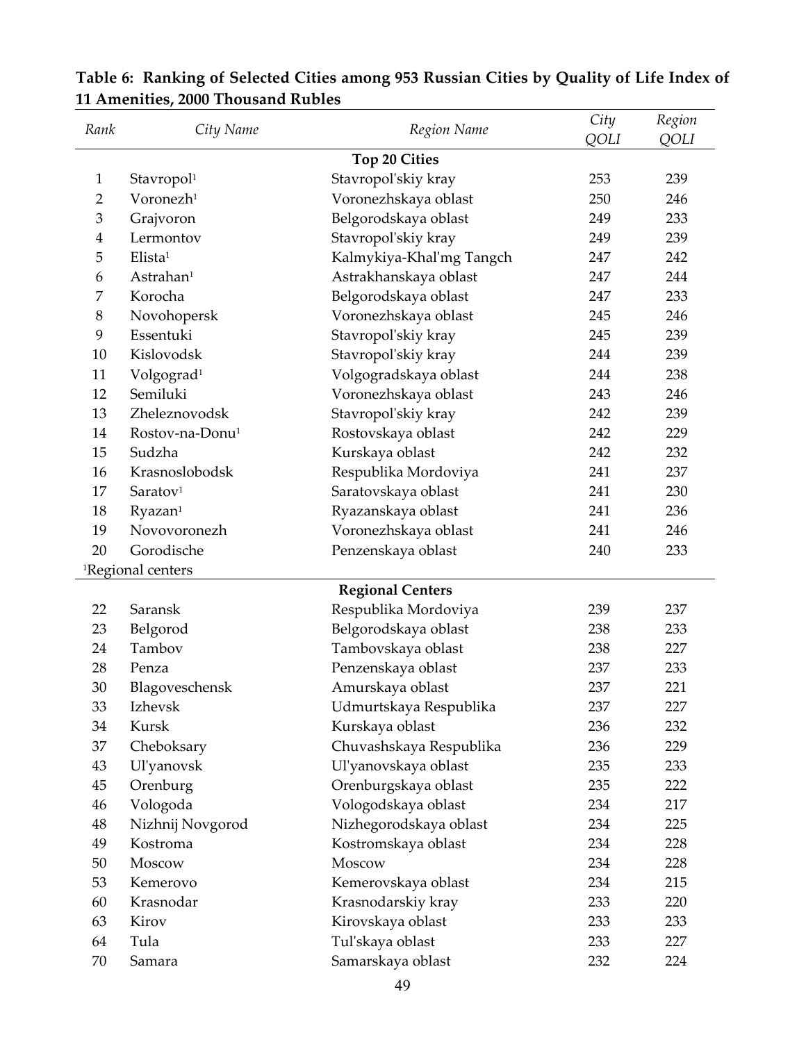**Table 6: Ranking of Selected Cities among 953 Russian Cities by Quality of Life Index of 11 Amenities, 2000 Thousand Rubles**

| *Rank* | *City Name* | *Region Name* | *City QOLI* | *Region QOLI* |
|---|---|---|---|---|
| | | **Top 20 Cities** | | |
| 1 | Stavropol[1] | Stavropol'skiy kray | 253 | 239 |
| 2 | Voronezh[1] | Voronezhskaya oblast | 250 | 246 |
| 3 | Grajvoron | Belgorodskaya oblast | 249 | 233 |
| 4 | Lermontov | Stavropol'skiy kray | 249 | 239 |
| 5 | Elista[1] | Kalmykiya-Khal'mg Tangch | 247 | 242 |
| 6 | Astrahan[1] | Astrakhanskaya oblast | 247 | 244 |
| 7 | Korocha | Belgorodskaya oblast | 247 | 233 |
| 8 | Novohopersk | Voronezhskaya oblast | 245 | 246 |
| 9 | Essentuki | Stavropol'skiy kray | 245 | 239 |
| 10 | Kislovodsk | Stavropol'skiy kray | 244 | 239 |
| 11 | Volgograd[1] | Volgogradskaya oblast | 244 | 238 |
| 12 | Semiluki | Voronezhskaya oblast | 243 | 246 |
| 13 | Zheleznovodsk | Stavropol'skiy kray | 242 | 239 |
| 14 | Rostov-na-Donu[1] | Rostovskaya oblast | 242 | 229 |
| 15 | Sudzha | Kurskaya oblast | 242 | 232 |
| 16 | Krasnoslobodsk | Respublika Mordoviya | 241 | 237 |
| 17 | Saratov[1] | Saratovskaya oblast | 241 | 230 |
| 18 | Ryazan[1] | Ryazanskaya oblast | 241 | 236 |
| 19 | Novovoronezh | Voronezhskaya oblast | 241 | 246 |
| 20 | Gorodische | Penzenskaya oblast | 240 | 233 |
| [1]Regional centers | | | | |
| | | **Regional Centers** | | |
| 22 | Saransk | Respublika Mordoviya | 239 | 237 |
| 23 | Belgorod | Belgorodskaya oblast | 238 | 233 |
| 24 | Tambov | Tambovskaya oblast | 238 | 227 |
| 28 | Penza | Penzenskaya oblast | 237 | 233 |
| 30 | Blagoveschensk | Amurskaya oblast | 237 | 221 |
| 33 | Izhevsk | Udmurtskaya Respublika | 237 | 227 |
| 34 | Kursk | Kurskaya oblast | 236 | 232 |
| 37 | Cheboksary | Chuvashskaya Respublika | 236 | 229 |
| 43 | Ul'yanovsk | Ul'yanovskaya oblast | 235 | 233 |
| 45 | Orenburg | Orenburgskaya oblast | 235 | 222 |
| 46 | Vologoda | Vologodskaya oblast | 234 | 217 |
| 48 | Nizhnij Novgorod | Nizhegorodskaya oblast | 234 | 225 |
| 49 | Kostroma | Kostromskaya oblast | 234 | 228 |
| 50 | Moscow | Moscow | 234 | 228 |
| 53 | Kemerovo | Kemerovskaya oblast | 234 | 215 |
| 60 | Krasnodar | Krasnodarskiy kray | 233 | 220 |
| 63 | Kirov | Kirovskaya oblast | 233 | 233 |
| 64 | Tula | Tul'skaya oblast | 233 | 227 |
| 70 | Samara | Samarskaya oblast | 232 | 224 |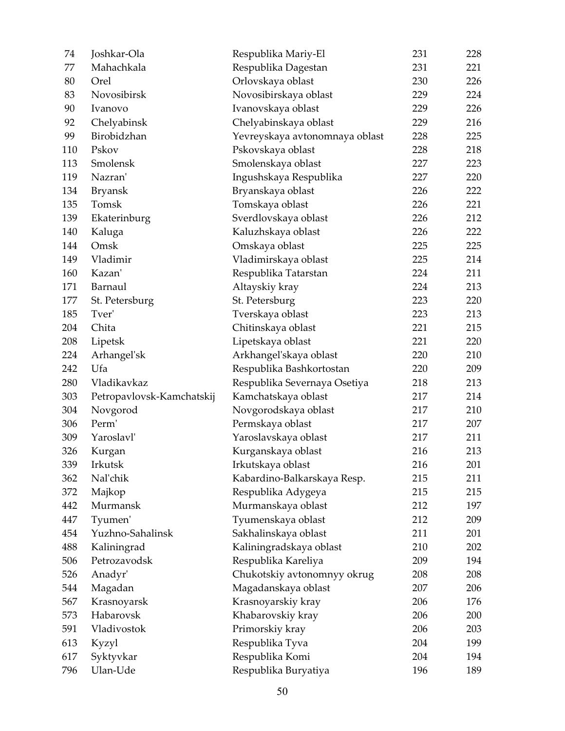| | | | | |
|---|---|---|---|---|
| 74 | Joshkar-Ola | Respublika Mariy-El | 231 | 228 |
| 77 | Mahachkala | Respublika Dagestan | 231 | 221 |
| 80 | Orel | Orlovskaya oblast | 230 | 226 |
| 83 | Novosibirsk | Novosibirskaya oblast | 229 | 224 |
| 90 | Ivanovo | Ivanovskaya oblast | 229 | 226 |
| 92 | Chelyabinsk | Chelyabinskaya oblast | 229 | 216 |
| 99 | Birobidzhan | Yevreyskaya avtonomnaya oblast | 228 | 225 |
| 110 | Pskov | Pskovskaya oblast | 228 | 218 |
| 113 | Smolensk | Smolenskaya oblast | 227 | 223 |
| 119 | Nazran' | Ingushskaya Respublika | 227 | 220 |
| 134 | Bryansk | Bryanskaya oblast | 226 | 222 |
| 135 | Tomsk | Tomskaya oblast | 226 | 221 |
| 139 | Ekaterinburg | Sverdlovskaya oblast | 226 | 212 |
| 140 | Kaluga | Kaluzhskaya oblast | 226 | 222 |
| 144 | Omsk | Omskaya oblast | 225 | 225 |
| 149 | Vladimir | Vladimirskaya oblast | 225 | 214 |
| 160 | Kazan' | Respublika Tatarstan | 224 | 211 |
| 171 | Barnaul | Altayskiy kray | 224 | 213 |
| 177 | St. Petersburg | St. Petersburg | 223 | 220 |
| 185 | Tver' | Tverskaya oblast | 223 | 213 |
| 204 | Chita | Chitinskaya oblast | 221 | 215 |
| 208 | Lipetsk | Lipetskaya oblast | 221 | 220 |
| 224 | Arhangel'sk | Arkhangel'skaya oblast | 220 | 210 |
| 242 | Ufa | Respublika Bashkortostan | 220 | 209 |
| 280 | Vladikavkaz | Respublika Severnaya Osetiya | 218 | 213 |
| 303 | Petropavlovsk-Kamchatskij | Kamchatskaya oblast | 217 | 214 |
| 304 | Novgorod | Novgorodskaya oblast | 217 | 210 |
| 306 | Perm' | Permskaya oblast | 217 | 207 |
| 309 | Yaroslavl' | Yaroslavskaya oblast | 217 | 211 |
| 326 | Kurgan | Kurganskaya oblast | 216 | 213 |
| 339 | Irkutsk | Irkutskaya oblast | 216 | 201 |
| 362 | Nal'chik | Kabardino-Balkarskaya Resp. | 215 | 211 |
| 372 | Majkop | Respublika Adygeya | 215 | 215 |
| 442 | Murmansk | Murmanskaya oblast | 212 | 197 |
| 447 | Tyumen' | Tyumenskaya oblast | 212 | 209 |
| 454 | Yuzhno-Sahalinsk | Sakhalinskaya oblast | 211 | 201 |
| 488 | Kaliningrad | Kaliningradskaya oblast | 210 | 202 |
| 506 | Petrozavodsk | Respublika Kareliya | 209 | 194 |
| 526 | Anadyr' | Chukotskiy avtonomnyy okrug | 208 | 208 |
| 544 | Magadan | Magadanskaya oblast | 207 | 206 |
| 567 | Krasnoyarsk | Krasnoyarskiy kray | 206 | 176 |
| 573 | Habarovsk | Khabarovskiy kray | 206 | 200 |
| 591 | Vladivostok | Primorskiy kray | 206 | 203 |
| 613 | Kyzyl | Respublika Tyva | 204 | 199 |
| 617 | Syktyvkar | Respublika Komi | 204 | 194 |
| 796 | Ulan-Ude | Respublika Buryatiya | 196 | 189 |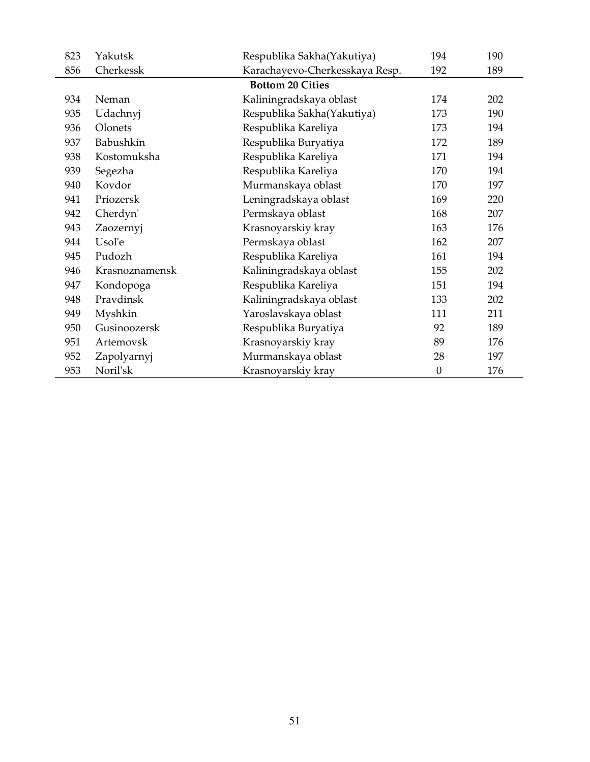| | | | | |
|---|---|---|---|---|
| 823 | Yakutsk | Respublika Sakha(Yakutiya) | 194 | 190 |
| 856 | Cherkessk | Karachayevo-Cherkesskaya Resp. | 192 | 189 |
| | | **Bottom 20 Cities** | | |
| 934 | Neman | Kaliningradskaya oblast | 174 | 202 |
| 935 | Udachnyj | Respublika Sakha(Yakutiya) | 173 | 190 |
| 936 | Olonets | Respublika Kareliya | 173 | 194 |
| 937 | Babushkin | Respublika Buryatiya | 172 | 189 |
| 938 | Kostomuksha | Respublika Kareliya | 171 | 194 |
| 939 | Segezha | Respublika Kareliya | 170 | 194 |
| 940 | Kovdor | Murmanskaya oblast | 170 | 197 |
| 941 | Priozersk | Leningradskaya oblast | 169 | 220 |
| 942 | Cherdyn' | Permskaya oblast | 168 | 207 |
| 943 | Zaozernyj | Krasnoyarskiy kray | 163 | 176 |
| 944 | Usol'e | Permskaya oblast | 162 | 207 |
| 945 | Pudozh | Respublika Kareliya | 161 | 194 |
| 946 | Krasnoznamensk | Kaliningradskaya oblast | 155 | 202 |
| 947 | Kondopoga | Respublika Kareliya | 151 | 194 |
| 948 | Pravdinsk | Kaliningradskaya oblast | 133 | 202 |
| 949 | Myshkin | Yaroslavskaya oblast | 111 | 211 |
| 950 | Gusinoozersk | Respublika Buryatiya | 92 | 189 |
| 951 | Artemovsk | Krasnoyarskiy kray | 89 | 176 |
| 952 | Zapolyarnyj | Murmanskaya oblast | 28 | 197 |
| 953 | Noril'sk | Krasnoyarskiy kray | 0 | 176 |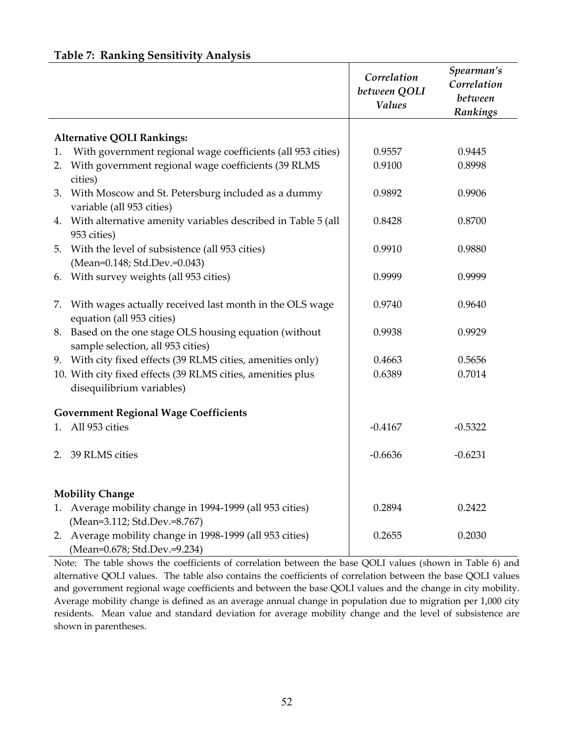**Table 7: Ranking Sensitivity Analysis**

| | *Correlation between QOLI Values* | *Spearman's Correlation between Rankings* |
|---|---|---|
| **Alternative QOLI Rankings:** | | |
| 1. With government regional wage coefficients (all 953 cities) | 0.9557 | 0.9445 |
| 2. With government regional wage coefficients (39 RLMS cities) | 0.9100 | 0.8998 |
| 3. With Moscow and St. Petersburg included as a dummy variable (all 953 cities) | 0.9892 | 0.9906 |
| 4. With alternative amenity variables described in Table 5 (all 953 cities) | 0.8428 | 0.8700 |
| 5. With the level of subsistence (all 953 cities) (Mean=0.148; Std.Dev.=0.043) | 0.9910 | 0.9880 |
| 6. With survey weights (all 953 cities) | 0.9999 | 0.9999 |
| 7. With wages actually received last month in the OLS wage equation (all 953 cities) | 0.9740 | 0.9640 |
| 8. Based on the one stage OLS housing equation (without sample selection, all 953 cities) | 0.9938 | 0.9929 |
| 9. With city fixed effects (39 RLMS cities, amenities only) | 0.4663 | 0.5656 |
| 10. With city fixed effects (39 RLMS cities, amenities plus disequilibrium variables) | 0.6389 | 0.7014 |
| **Government Regional Wage Coefficients** | | |
| 1. All 953 cities | -0.4167 | -0.5322 |
| 2. 39 RLMS cities | -0.6636 | -0.6231 |
| **Mobility Change** | | |
| 1. Average mobility change in 1994-1999 (all 953 cities) (Mean=3.112; Std.Dev.=8.767) | 0.2894 | 0.2422 |
| 2. Average mobility change in 1998-1999 (all 953 cities) (Mean=0.678; Std.Dev.=9.234) | 0.2655 | 0.2030 |

Note: The table shows the coefficients of correlation between the base QOLI values (shown in Table 6) and alternative QOLI values. The table also contains the coefficients of correlation between the base QOLI values and government regional wage coefficients and between the base QOLI values and the change in city mobility. Average mobility change is defined as an average annual change in population due to migration per 1,000 city residents. Mean value and standard deviation for average mobility change and the level of subsistence are shown in parentheses.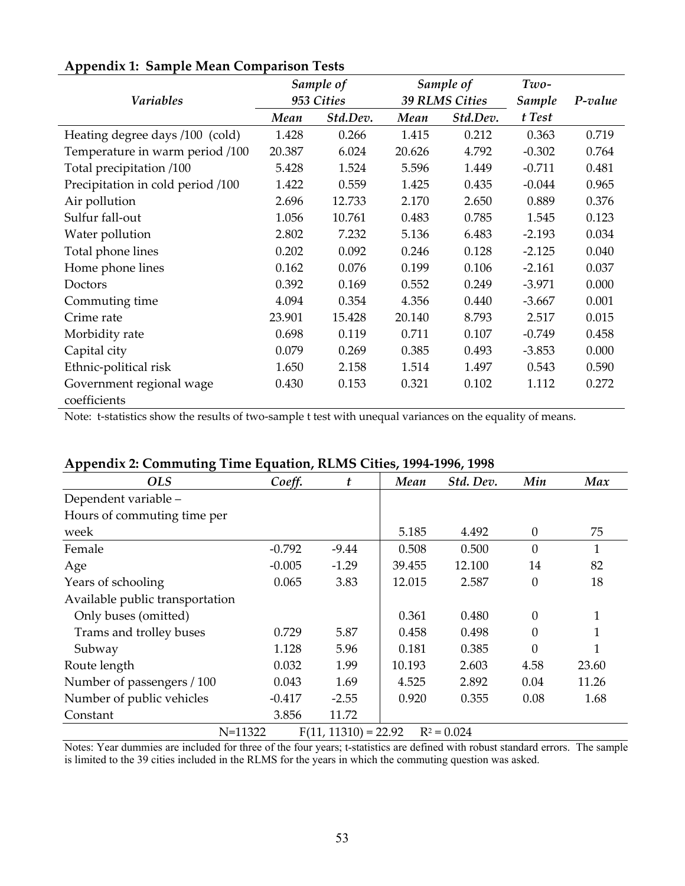**Appendix 1: Sample Mean Comparison Tests**

| *Variables* | *Sample of 953 Cities* | | *Sample of 39 RLMS Cities* | | *Two-Sample t Test* | *P-value* |
|---|---|---|---|---|---|---|
| | ***Mean*** | ***Std.Dev.*** | ***Mean*** | ***Std.Dev.*** | | |
| Heating degree days /100 (cold) | 1.428 | 0.266 | 1.415 | 0.212 | 0.363 | 0.719 |
| Temperature in warm period /100 | 20.387 | 6.024 | 20.626 | 4.792 | -0.302 | 0.764 |
| Total precipitation /100 | 5.428 | 1.524 | 5.596 | 1.449 | -0.711 | 0.481 |
| Precipitation in cold period /100 | 1.422 | 0.559 | 1.425 | 0.435 | -0.044 | 0.965 |
| Air pollution | 2.696 | 12.733 | 2.170 | 2.650 | 0.889 | 0.376 |
| Sulfur fall-out | 1.056 | 10.761 | 0.483 | 0.785 | 1.545 | 0.123 |
| Water pollution | 2.802 | 7.232 | 5.136 | 6.483 | -2.193 | 0.034 |
| Total phone lines | 0.202 | 0.092 | 0.246 | 0.128 | -2.125 | 0.040 |
| Home phone lines | 0.162 | 0.076 | 0.199 | 0.106 | -2.161 | 0.037 |
| Doctors | 0.392 | 0.169 | 0.552 | 0.249 | -3.971 | 0.000 |
| Commuting time | 4.094 | 0.354 | 4.356 | 0.440 | -3.667 | 0.001 |
| Crime rate | 23.901 | 15.428 | 20.140 | 8.793 | 2.517 | 0.015 |
| Morbidity rate | 0.698 | 0.119 | 0.711 | 0.107 | -0.749 | 0.458 |
| Capital city | 0.079 | 0.269 | 0.385 | 0.493 | -3.853 | 0.000 |
| Ethnic-political risk | 1.650 | 2.158 | 1.514 | 1.497 | 0.543 | 0.590 |
| Government regional wage coefficients | 0.430 | 0.153 | 0.321 | 0.102 | 1.112 | 0.272 |

Note: t-statistics show the results of two-sample t test with unequal variances on the equality of means.

**Appendix 2: Commuting Time Equation, RLMS Cities, 1994-1996, 1998**

| *OLS* | *Coeff.* | *t* | *Mean* | *Std. Dev.* | *Min* | *Max* |
|---|---|---|---|---|---|---|
| Dependent variable – Hours of commuting time per week | | | 5.185 | 4.492 | 0 | 75 |
| Female | -0.792 | -9.44 | 0.508 | 0.500 | 0 | 1 |
| Age | -0.005 | -1.29 | 39.455 | 12.100 | 14 | 82 |
| Years of schooling | 0.065 | 3.83 | 12.015 | 2.587 | 0 | 18 |
| Available public transportation | | | | | | |
| Only buses (omitted) | | | 0.361 | 0.480 | 0 | 1 |
| Trams and trolley buses | 0.729 | 5.87 | 0.458 | 0.498 | 0 | 1 |
| Subway | 1.128 | 5.96 | 0.181 | 0.385 | 0 | 1 |
| Route length | 0.032 | 1.99 | 10.193 | 2.603 | 4.58 | 23.60 |
| Number of passengers / 100 | 0.043 | 1.69 | 4.525 | 2.892 | 0.04 | 11.26 |
| Number of public vehicles | -0.417 | -2.55 | 0.920 | 0.355 | 0.08 | 1.68 |
| Constant | 3.856 | 11.72 | | | | |
| N=11322 | $F(11, 11310) = 22.92$ | $R^2 = 0.024$ | | | | |

Notes: Year dummies are included for three of the four years; t-statistics are defined with robust standard errors. The sample is limited to the 39 cities included in the RLMS for the years in which the commuting question was asked.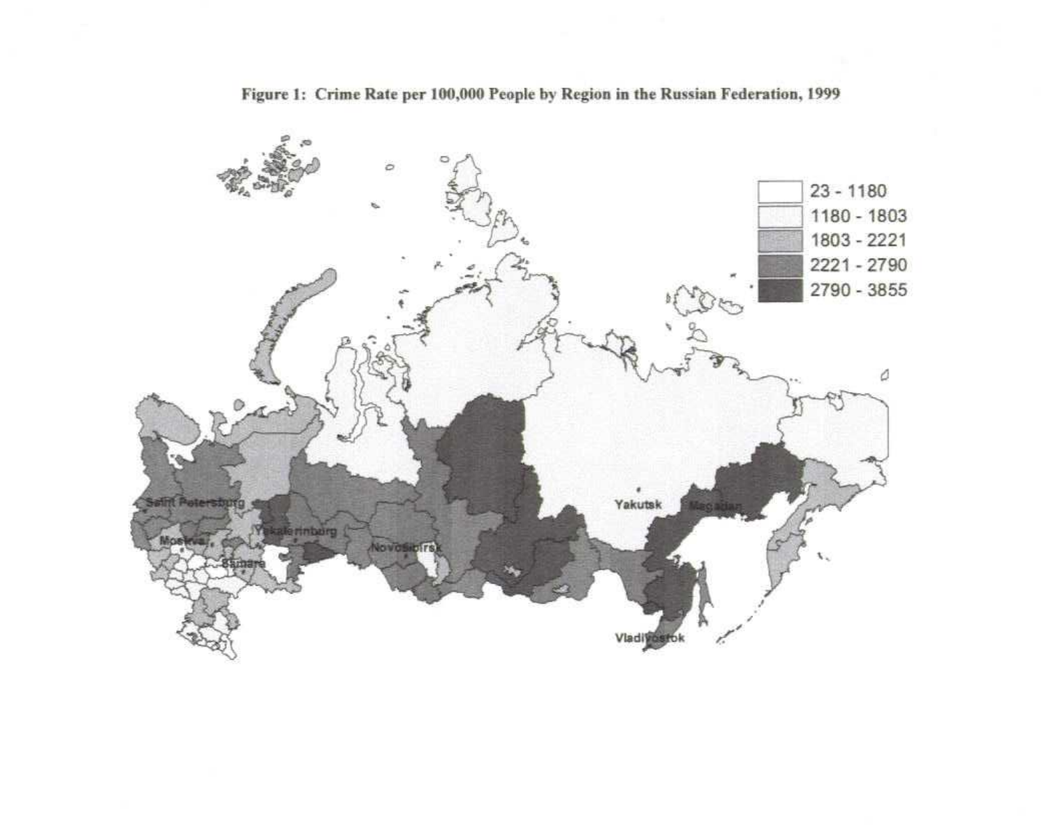**Figure 1: Crime Rate per 100,000 People by Region in the Russian Federation, 1999**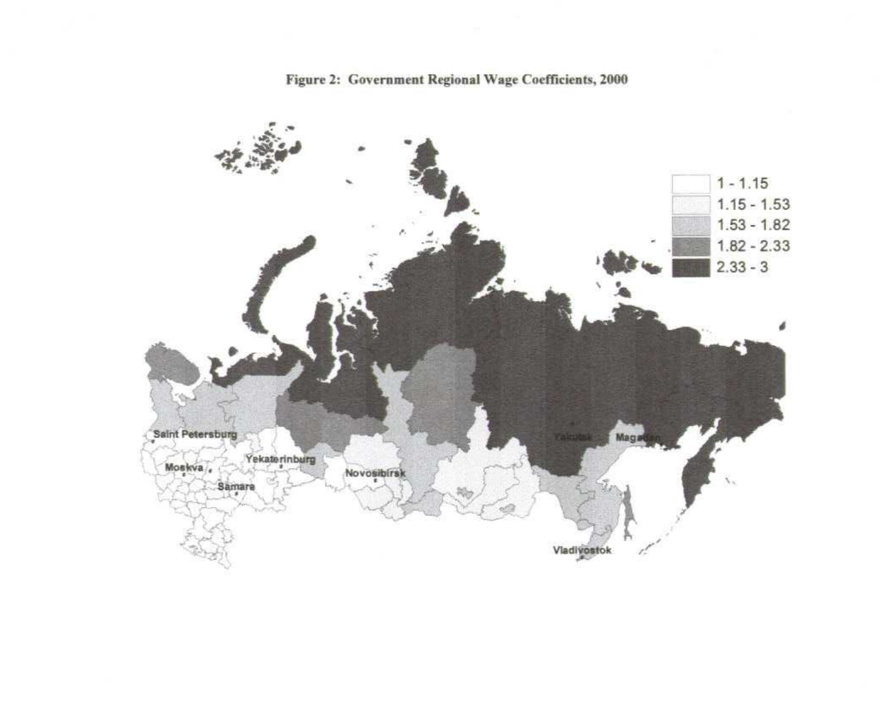**Figure 2: Government Regional Wage Coefficients, 2000**

| Legend |
|---|
| 1 - 1.15 |
| 1.15 - 1.53 |
| 1.53 - 1.82 |
| 1.82 - 2.33 |
| 2.33 - 3 |

Saint Petersburg, Moskva, Samara, Yekaterinburg, Novosibirsk, Yakutsk, Magadan, Vladivostok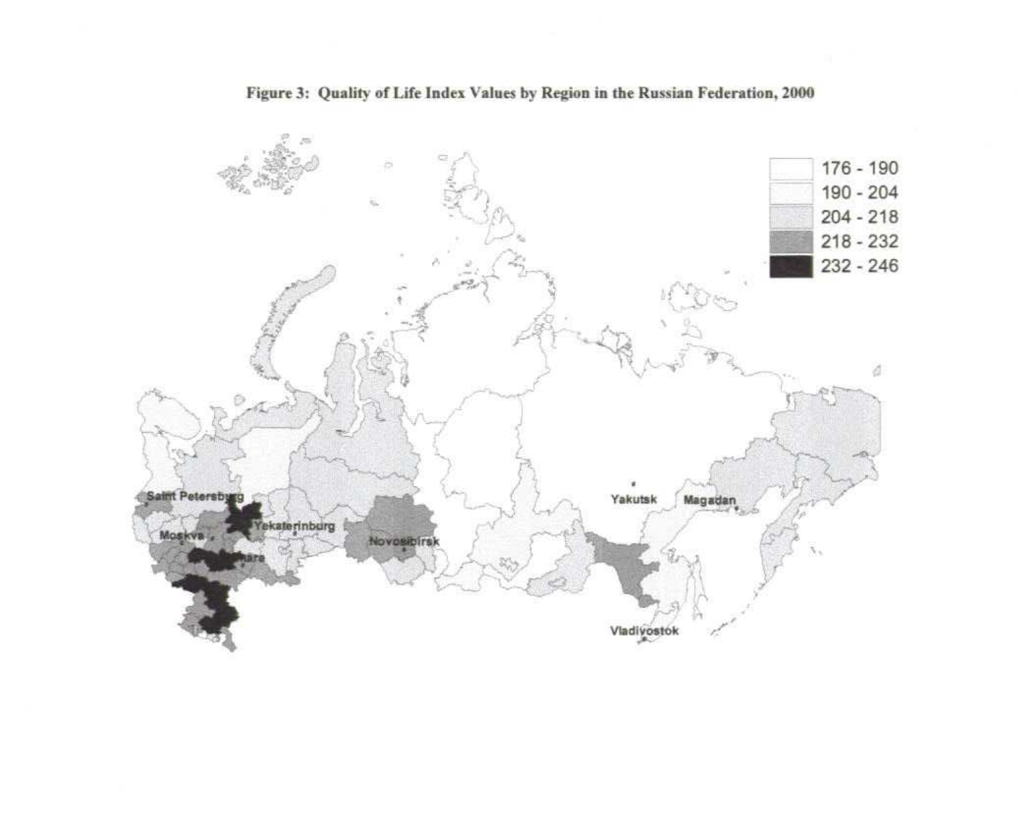**Figure 3: Quality of Life Index Values by Region in the Russian Federation, 2000**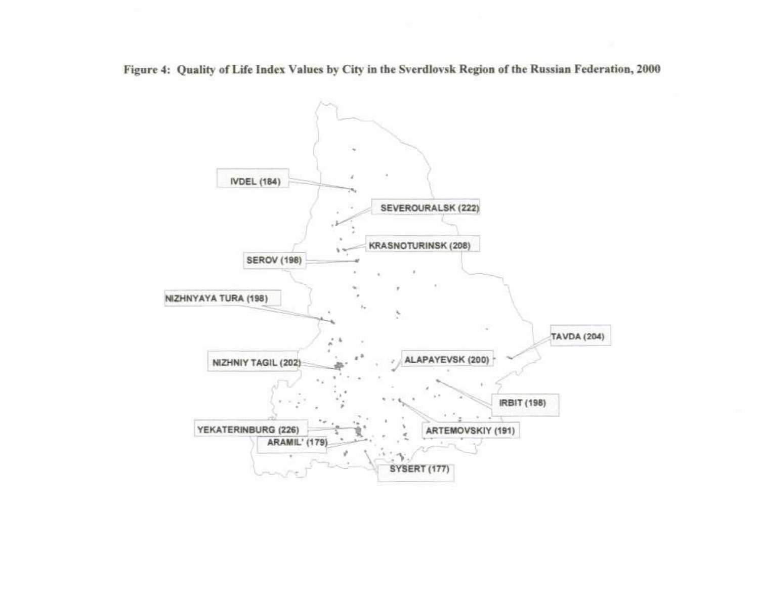**Figure 4: Quality of Life Index Values by City in the Sverdlovsk Region of the Russian Federation, 2000**

IVDEL (184)

SEVEROURALSK (222)

KRASNOTURINSK (208)

SEROV (198)

NIZHNYAYA TURA (198)

TAVDA (204)

NIZHNIY TAGIL (202)

ALAPAYEVSK (200)

IRBIT (198)

YEKATERINBURG (226)

ARTEMOVSKIY (191)

ARAMIL' (179)

SYSERT (177)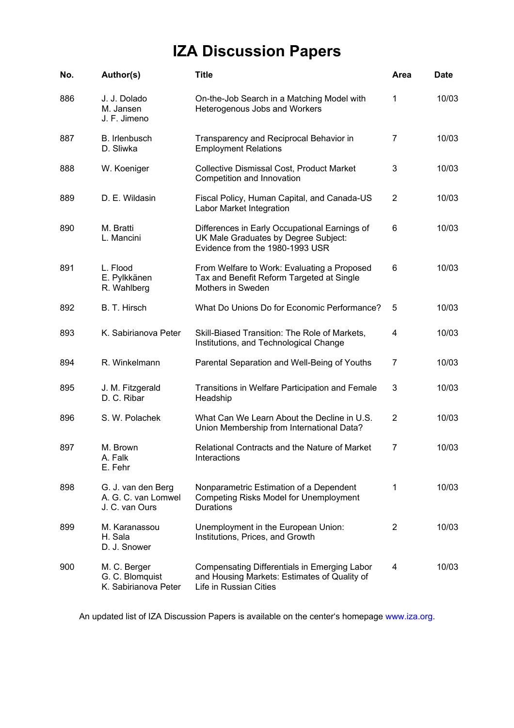# IZA Discussion Papers

| No. | Author(s) | Title | Area | Date |
|---|---|---|---|---|
| 886 | J. J. Dolado<br>M. Jansen<br>J. F. Jimeno | On-the-Job Search in a Matching Model with Heterogenous Jobs and Workers | 1 | 10/03 |
| 887 | B. Irlenbusch<br>D. Sliwka | Transparency and Reciprocal Behavior in Employment Relations | 7 | 10/03 |
| 888 | W. Koeniger | Collective Dismissal Cost, Product Market Competition and Innovation | 3 | 10/03 |
| 889 | D. E. Wildasin | Fiscal Policy, Human Capital, and Canada-US Labor Market Integration | 2 | 10/03 |
| 890 | M. Bratti<br>L. Mancini | Differences in Early Occupational Earnings of UK Male Graduates by Degree Subject: Evidence from the 1980-1993 USR | 6 | 10/03 |
| 891 | L. Flood<br>E. Pylkkänen<br>R. Wahlberg | From Welfare to Work: Evaluating a Proposed Tax and Benefit Reform Targeted at Single Mothers in Sweden | 6 | 10/03 |
| 892 | B. T. Hirsch | What Do Unions Do for Economic Performance? | 5 | 10/03 |
| 893 | K. Sabirianova Peter | Skill-Biased Transition: The Role of Markets, Institutions, and Technological Change | 4 | 10/03 |
| 894 | R. Winkelmann | Parental Separation and Well-Being of Youths | 7 | 10/03 |
| 895 | J. M. Fitzgerald<br>D. C. Ribar | Transitions in Welfare Participation and Female Headship | 3 | 10/03 |
| 896 | S. W. Polachek | What Can We Learn About the Decline in U.S. Union Membership from International Data? | 2 | 10/03 |
| 897 | M. Brown<br>A. Falk<br>E. Fehr | Relational Contracts and the Nature of Market Interactions | 7 | 10/03 |
| 898 | G. J. van den Berg<br>A. G. C. van Lomwel<br>J. C. van Ours | Nonparametric Estimation of a Dependent Competing Risks Model for Unemployment Durations | 1 | 10/03 |
| 899 | M. Karanassou<br>H. Sala<br>D. J. Snower | Unemployment in the European Union: Institutions, Prices, and Growth | 2 | 10/03 |
| 900 | M. C. Berger<br>G. C. Blomquist<br>K. Sabirianova Peter | Compensating Differentials in Emerging Labor and Housing Markets: Estimates of Quality of Life in Russian Cities | 4 | 10/03 |

An updated list of IZA Discussion Papers is available on the center's homepage www.iza.org.